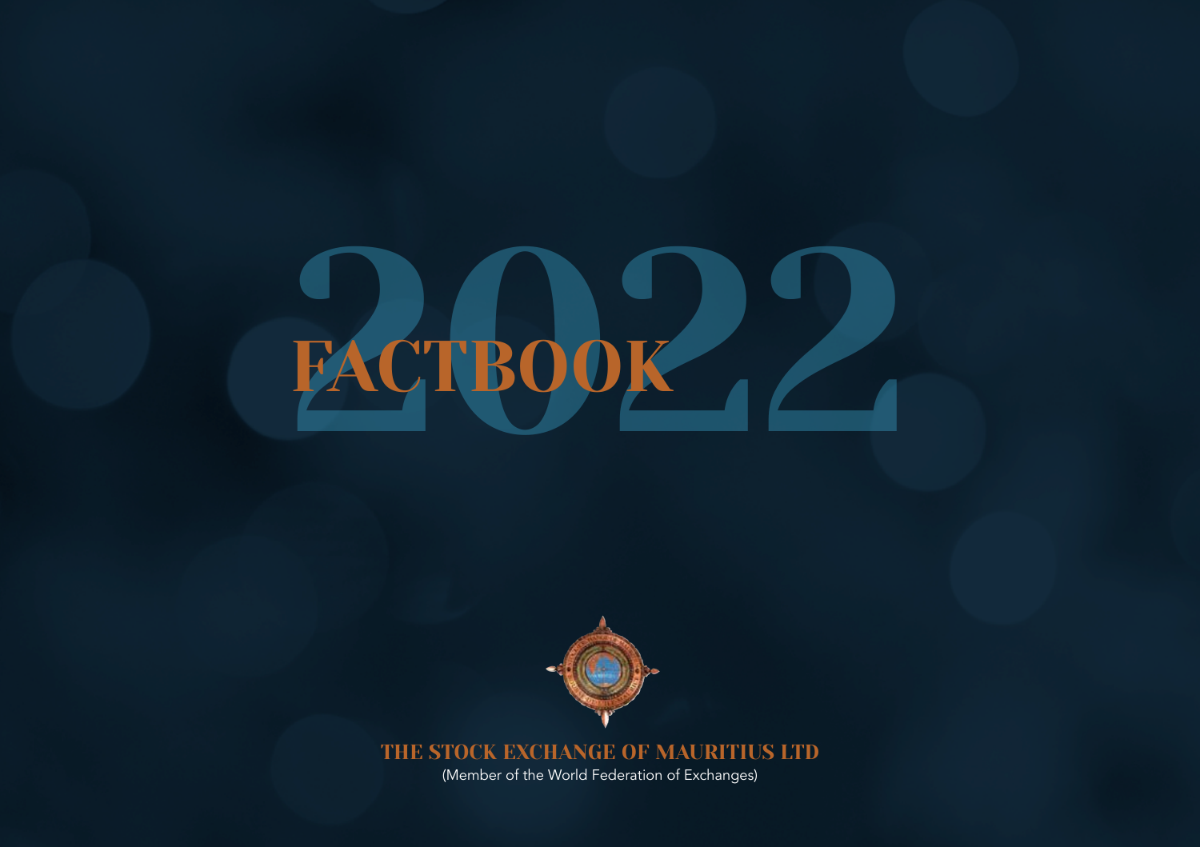# 2022 FACTBOOK

**THE STOCK EXCHANGE OF MAURITIUS LTD**

(Member of the World Federation of Exchanges)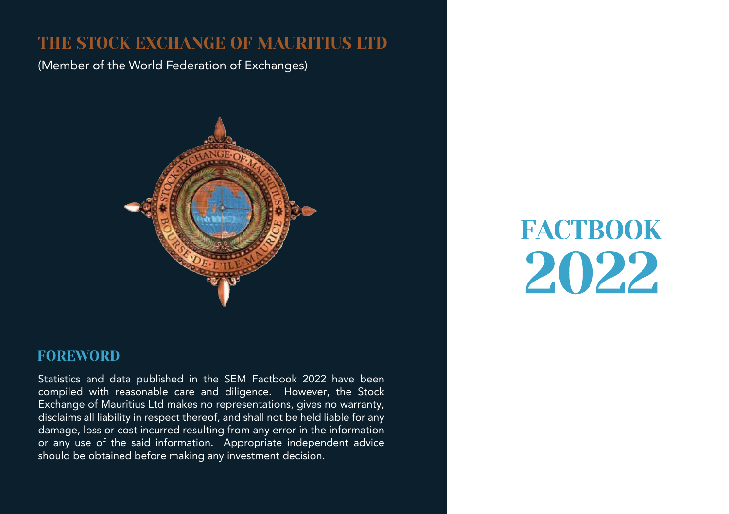# THE STOCK EXCHANGE OF MAURITIUS LTD

(Member of the World Federation of Exchanges)

## FOREWORD

Statistics and data published in the SEM Factbook 2022 have been compiled with reasonable care and diligence. However, the Stock Exchange of Mauritius Ltd makes no representations, gives no warranty, disclaims all liability in respect thereof, and shall not be held liable for any damage, loss or cost incurred resulting from any error in the information or any use of the said information. Appropriate independent advice should be obtained before making any investment decision.

# FACTBOOK 2022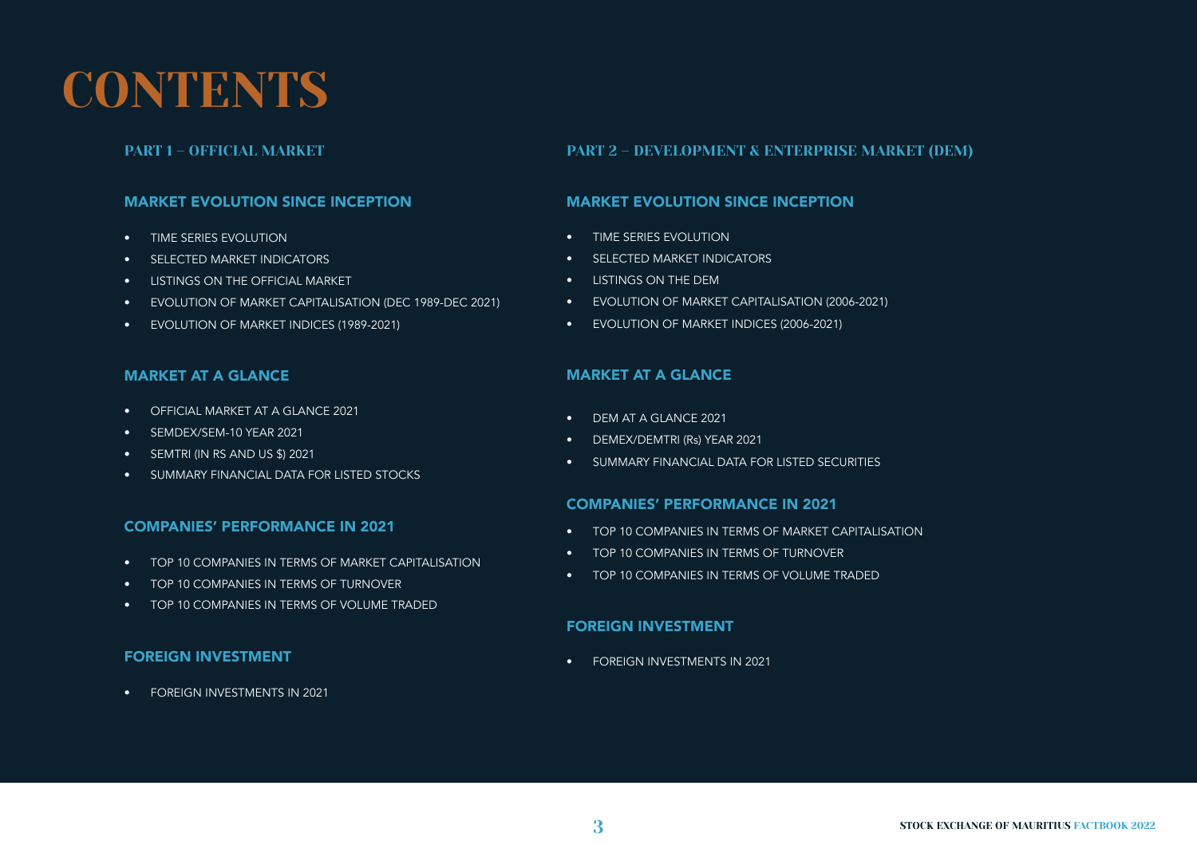# CONTENTS

## PART 1 – OFFICIAL MARKET

### MARKET EVOLUTION SINCE INCEPTION

- TIME SERIES EVOLUTION
- SELECTED MARKET INDICATORS
- LISTINGS ON THE OFFICIAL MARKET
- EVOLUTION OF MARKET CAPITALISATION (DEC 1989-DEC 2021)
- EVOLUTION OF MARKET INDICES (1989-2021)

### MARKET AT A GLANCE

- OFFICIAL MARKET AT A GLANCE 2021
- SEMDEX/SEM-10 YEAR 2021
- SEMTRI (IN RS AND US $) 2021
- SUMMARY FINANCIAL DATA FOR LISTED STOCKS

### COMPANIES' PERFORMANCE IN 2021

- TOP 10 COMPANIES IN TERMS OF MARKET CAPITALISATION
- TOP 10 COMPANIES IN TERMS OF TURNOVER
- TOP 10 COMPANIES IN TERMS OF VOLUME TRADED

### FOREIGN INVESTMENT

- FOREIGN INVESTMENTS IN 2021

## PART 2 – DEVELOPMENT & ENTERPRISE MARKET (DEM)

### MARKET EVOLUTION SINCE INCEPTION

- TIME SERIES EVOLUTION
- SELECTED MARKET INDICATORS
- LISTINGS ON THE DEM
- EVOLUTION OF MARKET CAPITALISATION (2006-2021)
- EVOLUTION OF MARKET INDICES (2006-2021)

### MARKET AT A GLANCE

- DEM AT A GLANCE 2021
- DEMEX/DEMTRI (Rs) YEAR 2021
- SUMMARY FINANCIAL DATA FOR LISTED SECURITIES

### COMPANIES' PERFORMANCE IN 2021

- TOP 10 COMPANIES IN TERMS OF MARKET CAPITALISATION
- TOP 10 COMPANIES IN TERMS OF TURNOVER
- TOP 10 COMPANIES IN TERMS OF VOLUME TRADED

### FOREIGN INVESTMENT

- FOREIGN INVESTMENTS IN 2021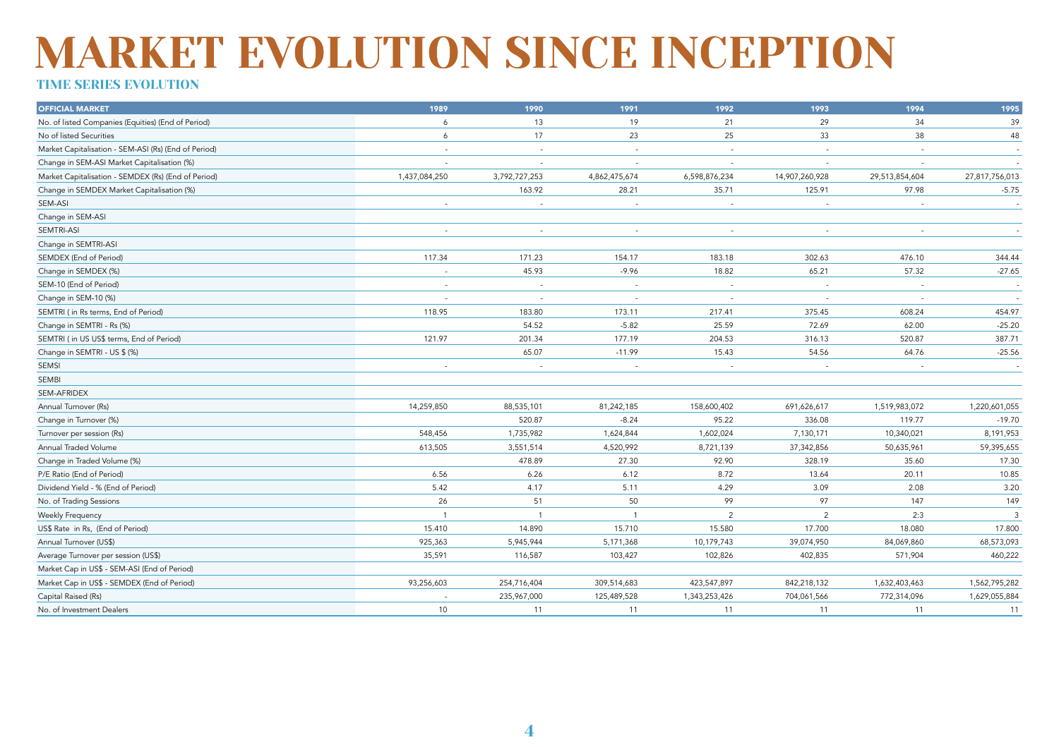# MARKET EVOLUTION SINCE INCEPTION

### TIME SERIES EVOLUTION

| OFFICIAL MARKET | 1989 | 1990 | 1991 | 1992 | 1993 | 1994 | 1995 |
|---|---|---|---|---|---|---|---|
| No. of listed Companies (Equities) (End of Period) | 6 | 13 | 19 | 21 | 29 | 34 | 39 |
| No of listed Securities | 6 | 17 | 23 | 25 | 33 | 38 | 48 |
| Market Capitalisation - SEM-ASI (Rs) (End of Period) | - | - | - | - | - | - | - |
| Change in SEM-ASI Market Capitalisation (%) | - | - | - | - | - | - | - |
| Market Capitalisation - SEMDEX (Rs) (End of Period) | 1,437,084,250 | 3,792,727,253 | 4,862,475,674 | 6,598,876,234 | 14,907,260,928 | 29,513,854,604 | 27,817,756,013 |
| Change in SEMDEX Market Capitalisation (%) | | 163.92 | 28.21 | 35.71 | 125.91 | 97.98 | -5.75 |
| SEM-ASI | - | - | - | - | - | - | - |
| Change in SEM-ASI | | | | | | | |
| SEMTRI-ASI | - | - | - | - | - | - | - |
| Change in SEMTRI-ASI | | | | | | | |
| SEMDEX (End of Period) | 117.34 | 171.23 | 154.17 | 183.18 | 302.63 | 476.10 | 344.44 |
| Change in SEMDEX (%) | - | 45.93 | -9.96 | 18.82 | 65.21 | 57.32 | -27.65 |
| SEM-10 (End of Period) | - | - | - | - | - | - | - |
| Change in SEM-10 (%) | - | - | - | - | - | - | - |
| SEMTRI ( in Rs terms, End of Period) | 118.95 | 183.80 | 173.11 | 217.41 | 375.45 | 608.24 | 454.97 |
| Change in SEMTRI - Rs (%) | | 54.52 | -5.82 | 25.59 | 72.69 | 62.00 | -25.20 |
| SEMTRI ( in US US$ terms, End of Period) | 121.97 | 201.34 | 177.19 | 204.53 | 316.13 | 520.87 | 387.71 |
| Change in SEMTRI - US $ (%) | | 65.07 | -11.99 | 15.43 | 54.56 | 64.76 | -25.56 |
| SEMSI | - | - | - | - | - | - | - |
| SEMBI | | | | | | | |
| SEM-AFRIDEX | | | | | | | |
| Annual Turnover (Rs) | 14,259,850 | 88,535,101 | 81,242,185 | 158,600,402 | 691,626,617 | 1,519,983,072 | 1,220,601,055 |
| Change in Turnover (%) | | 520.87 | -8.24 | 95.22 | 336.08 | 119.77 | -19.70 |
| Turnover per session (Rs) | 548,456 | 1,735,982 | 1,624,844 | 1,602,024 | 7,130,171 | 10,340,021 | 8,191,953 |
| Annual Traded Volume | 613,505 | 3,551,514 | 4,520,992 | 8,721,139 | 37,342,856 | 50,635,961 | 59,395,655 |
| Change in Traded Volume (%) | | 478.89 | 27.30 | 92.90 | 328.19 | 35.60 | 17.30 |
| P/E Ratio (End of Period) | 6.56 | 6.26 | 6.12 | 8.72 | 13.64 | 20.11 | 10.85 |
| Dividend Yield - % (End of Period) | 5.42 | 4.17 | 5.11 | 4.29 | 3.09 | 2.08 | 3.20 |
| No. of Trading Sessions | 26 | 51 | 50 | 99 | 97 | 147 | 149 |
| Weekly Frequency | 1 | 1 | 1 | 2 | 2 | 2:3 | 3 |
| US$ Rate in Rs, (End of Period) | 15.410 | 14.890 | 15.710 | 15.580 | 17.700 | 18.080 | 17.800 |
| Annual Turnover (US$) | 925,363 | 5,945,944 | 5,171,368 | 10,179,743 | 39,074,950 | 84,069,860 | 68,573,093 |
| Average Turnover per session (US$) | 35,591 | 116,587 | 103,427 | 102,826 | 402,835 | 571,904 | 460,222 |
| Market Cap in US$ - SEM-ASI (End of Period) | | | | | | | |
| Market Cap in US$ - SEMDEX (End of Period) | 93,256,603 | 254,716,404 | 309,514,683 | 423,547,897 | 842,218,132 | 1,632,403,463 | 1,562,795,282 |
| Capital Raised (Rs) | - | 235,967,000 | 125,489,528 | 1,343,253,426 | 704,061,566 | 772,314,096 | 1,629,055,884 |
| No. of Investment Dealers | 10 | 11 | 11 | 11 | 11 | 11 | 11 |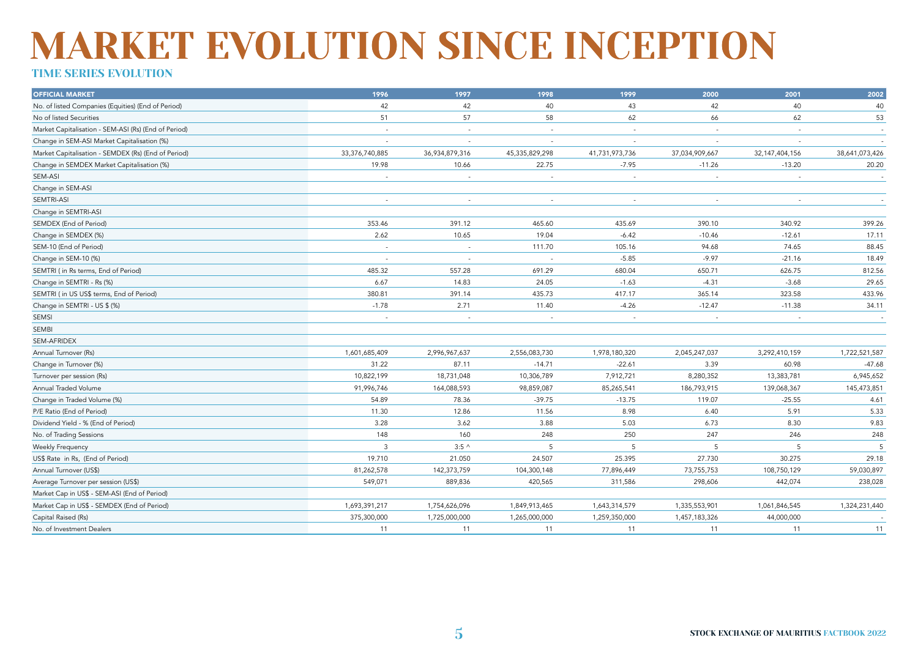# MARKET EVOLUTION SINCE INCEPTION

## TIME SERIES EVOLUTION

| OFFICIAL MARKET | 1996 | 1997 | 1998 | 1999 | 2000 | 2001 | 2002 |
|---|---|---|---|---|---|---|---|
| No. of listed Companies (Equities) (End of Period) | 42 | 42 | 40 | 43 | 42 | 40 | 40 |
| No of listed Securities | 51 | 57 | 58 | 62 | 66 | 62 | 53 |
| Market Capitalisation - SEM-ASI (Rs) (End of Period) | - | - | - | - | - | - | - |
| Change in SEM-ASI Market Capitalisation (%) | - | - | - | - | - | - | - |
| Market Capitalisation - SEMDEX (Rs) (End of Period) | 33,376,740,885 | 36,934,879,316 | 45,335,829,298 | 41,731,973,736 | 37,034,909,667 | 32,147,404,156 | 38,641,073,426 |
| Change in SEMDEX Market Capitalisation (%) | 19.98 | 10.66 | 22.75 | -7.95 | -11.26 | -13.20 | 20.20 |
| SEM-ASI | - | - | - | - | - | - | - |
| Change in SEM-ASI | | | | | | | |
| SEMTRI-ASI | - | - | - | - | - | - | - |
| Change in SEMTRI-ASI | | | | | | | |
| SEMDEX (End of Period) | 353.46 | 391.12 | 465.60 | 435.69 | 390.10 | 340.92 | 399.26 |
| Change in SEMDEX (%) | 2.62 | 10.65 | 19.04 | -6.42 | -10.46 | -12.61 | 17.11 |
| SEM-10 (End of Period) | - | - | 111.70 | 105.16 | 94.68 | 74.65 | 88.45 |
| Change in SEM-10 (%) | - | - | - | -5.85 | -9.97 | -21.16 | 18.49 |
| SEMTRI ( in Rs terms, End of Period) | 485.32 | 557.28 | 691.29 | 680.04 | 650.71 | 626.75 | 812.56 |
| Change in SEMTRI - Rs (%) | 6.67 | 14.83 | 24.05 | -1.63 | -4.31 | -3.68 | 29.65 |
| SEMTRI ( in US US$ terms, End of Period) | 380.81 | 391.14 | 435.73 | 417.17 | 365.14 | 323.58 | 433.96 |
| Change in SEMTRI - US $ (%) | -1.78 | 2.71 | 11.40 | -4.26 | -12.47 | -11.38 | 34.11 |
| SEMSI | - | - | - | - | - | - | - |
| SEMBI | | | | | | | |
| SEM-AFRIDEX | | | | | | | |
| Annual Turnover (Rs) | 1,601,685,409 | 2,996,967,637 | 2,556,083,730 | 1,978,180,320 | 2,045,247,037 | 3,292,410,159 | 1,722,521,587 |
| Change in Turnover (%) | 31.22 | 87.11 | -14.71 | -22.61 | 3.39 | 60.98 | -47.68 |
| Turnover per session (Rs) | 10,822,199 | 18,731,048 | 10,306,789 | 7,912,721 | 8,280,352 | 13,383,781 | 6,945,652 |
| Annual Traded Volume | 91,996,746 | 164,088,593 | 98,859,087 | 85,265,541 | 186,793,915 | 139,068,367 | 145,473,851 |
| Change in Traded Volume (%) | 54.89 | 78.36 | -39.75 | -13.75 | 119.07 | -25.55 | 4.61 |
| P/E Ratio (End of Period) | 11.30 | 12.86 | 11.56 | 8.98 | 6.40 | 5.91 | 5.33 |
| Dividend Yield - % (End of Period) | 3.28 | 3.62 | 3.88 | 5.03 | 6.73 | 8.30 | 9.83 |
| No. of Trading Sessions | 148 | 160 | 248 | 250 | 247 | 246 | 248 |
| Weekly Frequency | 3 | 3:5 ^ | 5 | 5 | 5 | 5 | 5 |
| US$ Rate in Rs, (End of Period) | 19.710 | 21.050 | 24.507 | 25.395 | 27.730 | 30.275 | 29.18 |
| Annual Turnover (US$) | 81,262,578 | 142,373,759 | 104,300,148 | 77,896,449 | 73,755,753 | 108,750,129 | 59,030,897 |
| Average Turnover per session (US$) | 549,071 | 889,836 | 420,565 | 311,586 | 298,606 | 442,074 | 238,028 |
| Market Cap in US$ - SEM-ASI (End of Period) | | | | | | | |
| Market Cap in US$ - SEMDEX (End of Period) | 1,693,391,217 | 1,754,626,096 | 1,849,913,465 | 1,643,314,579 | 1,335,553,901 | 1,061,846,545 | 1,324,231,440 |
| Capital Raised (Rs) | 375,300,000 | 1,725,000,000 | 1,265,000,000 | 1,259,350,000 | 1,457,183,326 | 44,000,000 | - |
| No. of Investment Dealers | 11 | 11 | 11 | 11 | 11 | 11 | 11 |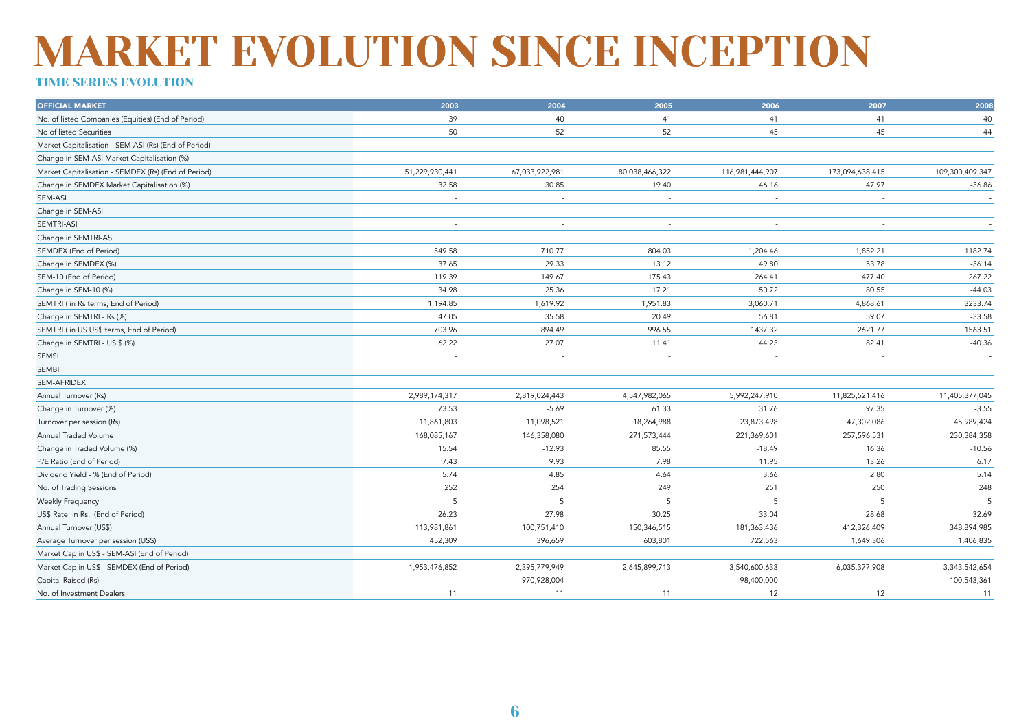# MARKET EVOLUTION SINCE INCEPTION

## TIME SERIES EVOLUTION

| OFFICIAL MARKET | 2003 | 2004 | 2005 | 2006 | 2007 | 2008 |
|---|---|---|---|---|---|---|
| No. of listed Companies (Equities) (End of Period) | 39 | 40 | 41 | 41 | 41 | 40 |
| No of listed Securities | 50 | 52 | 52 | 45 | 45 | 44 |
| Market Capitalisation - SEM-ASI (Rs) (End of Period) | - | - | - | - | - | - |
| Change in SEM-ASI Market Capitalisation (%) | - | - | - | - | - | - |
| Market Capitalisation - SEMDEX (Rs) (End of Period) | 51,229,930,441 | 67,033,922,981 | 80,038,466,322 | 116,981,444,907 | 173,094,638,415 | 109,300,409,347 |
| Change in SEMDEX Market Capitalisation (%) | 32.58 | 30.85 | 19.40 | 46.16 | 47.97 | -36.86 |
| SEM-ASI | - | - | - | - | - | - |
| Change in SEM-ASI | | | | | | |
| SEMTRI-ASI | - | - | - | - | - | - |
| Change in SEMTRI-ASI | | | | | | |
| SEMDEX (End of Period) | 549.58 | 710.77 | 804.03 | 1,204.46 | 1,852.21 | 1182.74 |
| Change in SEMDEX (%) | 37.65 | 29.33 | 13.12 | 49.80 | 53.78 | -36.14 |
| SEM-10 (End of Period) | 119.39 | 149.67 | 175.43 | 264.41 | 477.40 | 267.22 |
| Change in SEM-10 (%) | 34.98 | 25.36 | 17.21 | 50.72 | 80.55 | -44.03 |
| SEMTRI ( in Rs terms, End of Period) | 1,194.85 | 1,619.92 | 1,951.83 | 3,060.71 | 4,868.61 | 3233.74 |
| Change in SEMTRI - Rs (%) | 47.05 | 35.58 | 20.49 | 56.81 | 59.07 | -33.58 |
| SEMTRI ( in US US$ terms, End of Period) | 703.96 | 894.49 | 996.55 | 1437.32 | 2621.77 | 1563.51 |
| Change in SEMTRI - US $ (%) | 62.22 | 27.07 | 11.41 | 44.23 | 82.41 | -40.36 |
| SEMSI | - | - | - | - | - | - |
| SEMBI | | | | | | |
| SEM-AFRIDEX | | | | | | |
| Annual Turnover (Rs) | 2,989,174,317 | 2,819,024,443 | 4,547,982,065 | 5,992,247,910 | 11,825,521,416 | 11,405,377,045 |
| Change in Turnover (%) | 73.53 | -5.69 | 61.33 | 31.76 | 97.35 | -3.55 |
| Turnover per session (Rs) | 11,861,803 | 11,098,521 | 18,264,988 | 23,873,498 | 47,302,086 | 45,989,424 |
| Annual Traded Volume | 168,085,167 | 146,358,080 | 271,573,444 | 221,369,601 | 257,596,531 | 230,384,358 |
| Change in Traded Volume (%) | 15.54 | -12.93 | 85.55 | -18.49 | 16.36 | -10.56 |
| P/E Ratio (End of Period) | 7.43 | 9.93 | 7.98 | 11.95 | 13.26 | 6.17 |
| Dividend Yield - % (End of Period) | 5.74 | 4.85 | 4.64 | 3.66 | 2.80 | 5.14 |
| No. of Trading Sessions | 252 | 254 | 249 | 251 | 250 | 248 |
| Weekly Frequency | 5 | 5 | 5 | 5 | 5 | 5 |
| US$ Rate in Rs, (End of Period) | 26.23 | 27.98 | 30.25 | 33.04 | 28.68 | 32.69 |
| Annual Turnover (US$) | 113,981,861 | 100,751,410 | 150,346,515 | 181,363,436 | 412,326,409 | 348,894,985 |
| Average Turnover per session (US$) | 452,309 | 396,659 | 603,801 | 722,563 | 1,649,306 | 1,406,835 |
| Market Cap in US$ - SEM-ASI (End of Period) | | | | | | |
| Market Cap in US$ - SEMDEX (End of Period) | 1,953,476,852 | 2,395,779,949 | 2,645,899,713 | 3,540,600,633 | 6,035,377,908 | 3,343,542,654 |
| Capital Raised (Rs) | - | 970,928,004 | - | 98,400,000 | - | 100,543,361 |
| No. of Investment Dealers | 11 | 11 | 11 | 12 | 12 | 11 |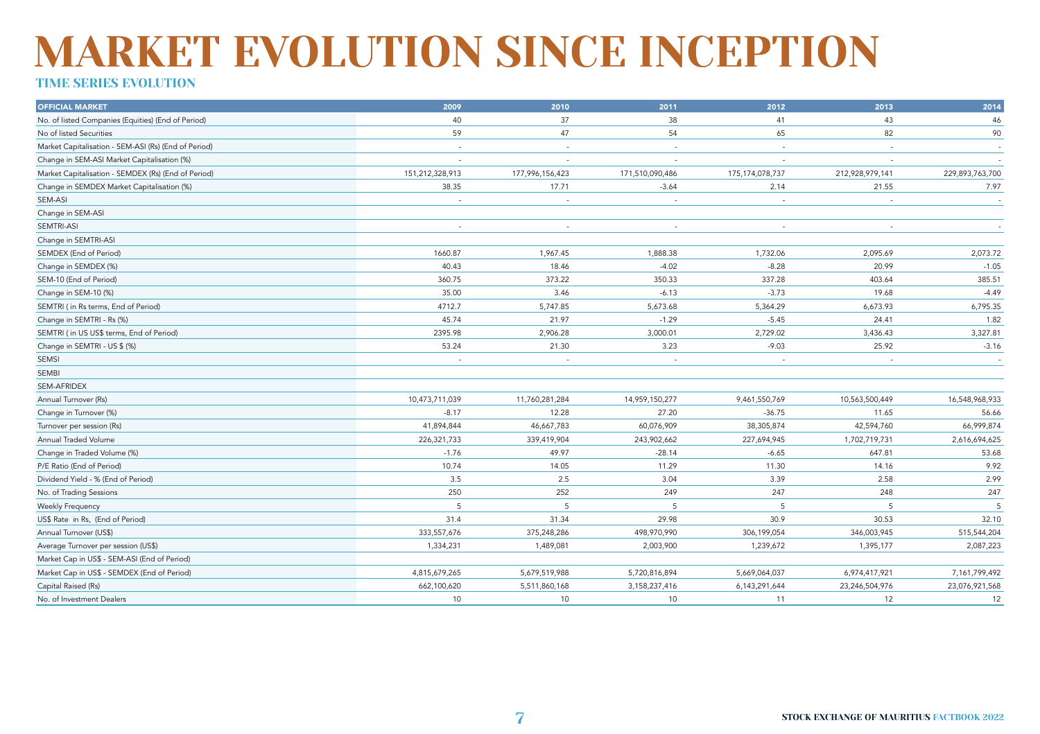# MARKET EVOLUTION SINCE INCEPTION

## TIME SERIES EVOLUTION

| OFFICIAL MARKET | 2009 | 2010 | 2011 | 2012 | 2013 | 2014 |
|---|---|---|---|---|---|---|
| No. of listed Companies (Equities) (End of Period) | 40 | 37 | 38 | 41 | 43 | 46 |
| No of listed Securities | 59 | 47 | 54 | 65 | 82 | 90 |
| Market Capitalisation - SEM-ASI (Rs) (End of Period) | - | - | - | - | - | - |
| Change in SEM-ASI Market Capitalisation (%) | - | - | - | - | - | - |
| Market Capitalisation - SEMDEX (Rs) (End of Period) | 151,212,328,913 | 177,996,156,423 | 171,510,090,486 | 175,174,078,737 | 212,928,979,141 | 229,893,763,700 |
| Change in SEMDEX Market Capitalisation (%) | 38.35 | 17.71 | -3.64 | 2.14 | 21.55 | 7.97 |
| SEM-ASI | - | - | - | - | - | - |
| Change in SEM-ASI | | | | | | |
| SEMTRI-ASI | - | - | - | - | - | - |
| Change in SEMTRI-ASI | | | | | | |
| SEMDEX (End of Period) | 1660.87 | 1,967.45 | 1,888.38 | 1,732.06 | 2,095.69 | 2,073.72 |
| Change in SEMDEX (%) | 40.43 | 18.46 | -4.02 | -8.28 | 20.99 | -1.05 |
| SEM-10 (End of Period) | 360.75 | 373.22 | 350.33 | 337.28 | 403.64 | 385.51 |
| Change in SEM-10 (%) | 35.00 | 3.46 | -6.13 | -3.73 | 19.68 | -4.49 |
| SEMTRI ( in Rs terms, End of Period) | 4712.7 | 5,747.85 | 5,673.68 | 5,364.29 | 6,673.93 | 6,795.35 |
| Change in SEMTRI - Rs (%) | 45.74 | 21.97 | -1.29 | -5.45 | 24.41 | 1.82 |
| SEMTRI ( in US US$ terms, End of Period) | 2395.98 | 2,906.28 | 3,000.01 | 2,729.02 | 3,436.43 | 3,327.81 |
| Change in SEMTRI - US $ (%) | 53.24 | 21.30 | 3.23 | -9.03 | 25.92 | -3.16 |
| SEMSI | - | - | - | - | - | - |
| SEMBI | | | | | | |
| SEM-AFRIDEX | | | | | | |
| Annual Turnover (Rs) | 10,473,711,039 | 11,760,281,284 | 14,959,150,277 | 9,461,550,769 | 10,563,500,449 | 16,548,968,933 |
| Change in Turnover (%) | -8.17 | 12.28 | 27.20 | -36.75 | 11.65 | 56.66 |
| Turnover per session (Rs) | 41,894,844 | 46,667,783 | 60,076,909 | 38,305,874 | 42,594,760 | 66,999,874 |
| Annual Traded Volume | 226,321,733 | 339,419,904 | 243,902,662 | 227,694,945 | 1,702,719,731 | 2,616,694,625 |
| Change in Traded Volume (%) | -1.76 | 49.97 | -28.14 | -6.65 | 647.81 | 53.68 |
| P/E Ratio (End of Period) | 10.74 | 14.05 | 11.29 | 11.30 | 14.16 | 9.92 |
| Dividend Yield - % (End of Period) | 3.5 | 2.5 | 3.04 | 3.39 | 2.58 | 2.99 |
| No. of Trading Sessions | 250 | 252 | 249 | 247 | 248 | 247 |
| Weekly Frequency | 5 | 5 | 5 | 5 | 5 | 5 |
| US$ Rate in Rs, (End of Period) | 31.4 | 31.34 | 29.98 | 30.9 | 30.53 | 32.10 |
| Annual Turnover (US$) | 333,557,676 | 375,248,286 | 498,970,990 | 306,199,054 | 346,003,945 | 515,544,204 |
| Average Turnover per session (US$) | 1,334,231 | 1,489,081 | 2,003,900 | 1,239,672 | 1,395,177 | 2,087,223 |
| Market Cap in US$ - SEM-ASI (End of Period) | | | | | | |
| Market Cap in US$ - SEMDEX (End of Period) | 4,815,679,265 | 5,679,519,988 | 5,720,816,894 | 5,669,064,037 | 6,974,417,921 | 7,161,799,492 |
| Capital Raised (Rs) | 662,100,620 | 5,511,860,168 | 3,158,237,416 | 6,143,291,644 | 23,246,504,976 | 23,076,921,568 |
| No. of Investment Dealers | 10 | 10 | 10 | 11 | 12 | 12 |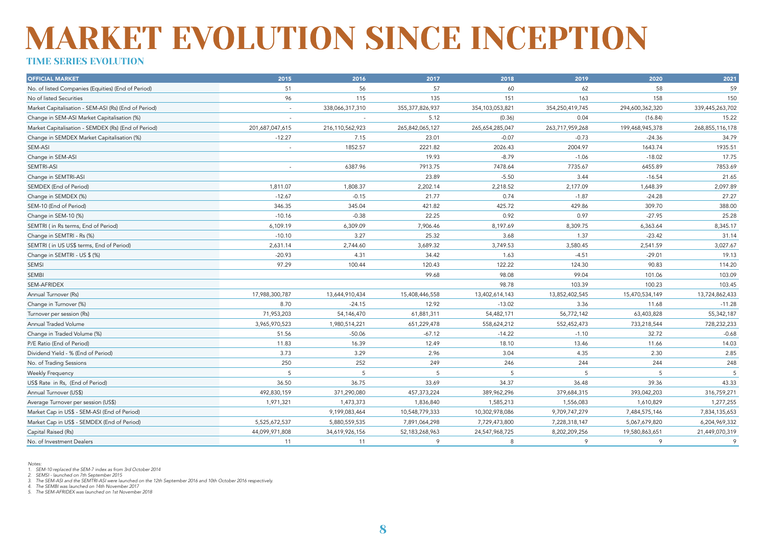# MARKET EVOLUTION SINCE INCEPTION

## TIME SERIES EVOLUTION

| OFFICIAL MARKET | 2015 | 2016 | 2017 | 2018 | 2019 | 2020 | 2021 |
|---|---|---|---|---|---|---|---|
| No. of listed Companies (Equities) (End of Period) | 51 | 56 | 57 | 60 | 62 | 58 | 59 |
| No of listed Securities | 96 | 115 | 135 | 151 | 163 | 158 | 150 |
| Market Capitalisation - SEM-ASI (Rs) (End of Period) | - | 338,066,317,310 | 355,377,826,937 | 354,103,053,821 | 354,250,419,745 | 294,600,362,320 | 339,445,263,702 |
| Change in SEM-ASI Market Capitalisation (%) | - | - | 5.12 | (0.36) | 0.04 | (16.84) | 15.22 |
| Market Capitalisation - SEMDEX (Rs) (End of Period) | 201,687,047,615 | 216,110,562,923 | 265,842,065,127 | 265,654,285,047 | 263,717,959,268 | 199,468,945,378 | 268,855,116,178 |
| Change in SEMDEX Market Capitalisation (%) | -12.27 | 7.15 | 23.01 | -0.07 | -0.73 | -24.36 | 34.79 |
| SEM-ASI | - | 1852.57 | 2221.82 | 2026.43 | 2004.97 | 1643.74 | 1935.51 |
| Change in SEM-ASI | | | 19.93 | -8.79 | -1.06 | -18.02 | 17.75 |
| SEMTRI-ASI | - | 6387.96 | 7913.75 | 7478.64 | 7735.67 | 6455.89 | 7853.69 |
| Change in SEMTRI-ASI | | | 23.89 | -5.50 | 3.44 | -16.54 | 21.65 |
| SEMDEX (End of Period) | 1,811.07 | 1,808.37 | 2,202.14 | 2,218.52 | 2,177.09 | 1,648.39 | 2,097.89 |
| Change in SEMDEX (%) | -12.67 | -0.15 | 21.77 | 0.74 | -1.87 | -24.28 | 27.27 |
| SEM-10 (End of Period) | 346.35 | 345.04 | 421.82 | 425.72 | 429.86 | 309.70 | 388.00 |
| Change in SEM-10 (%) | -10.16 | -0.38 | 22.25 | 0.92 | 0.97 | -27.95 | 25.28 |
| SEMTRI ( in Rs terms, End of Period) | 6,109.19 | 6,309.09 | 7,906.46 | 8,197.69 | 8,309.75 | 6,363.64 | 8,345.17 |
| Change in SEMTRI - Rs (%) | -10.10 | 3.27 | 25.32 | 3.68 | 1.37 | -23.42 | 31.14 |
| SEMTRI ( in US US$ terms, End of Period) | 2,631.14 | 2,744.60 | 3,689.32 | 3,749.53 | 3,580.45 | 2,541.59 | 3,027.67 |
| Change in SEMTRI - US $ (%) | -20.93 | 4.31 | 34.42 | 1.63 | -4.51 | -29.01 | 19.13 |
| SEMSI | 97.29 | 100.44 | 120.43 | 122.22 | 124.30 | 90.83 | 114.20 |
| SEMBI | | | 99.68 | 98.08 | 99.04 | 101.06 | 103.09 |
| SEM-AFRIDEX | | | | 98.78 | 103.39 | 100.23 | 103.45 |
| Annual Turnover (Rs) | 17,988,300,787 | 13,644,910,434 | 15,408,446,558 | 13,402,614,143 | 13,852,402,545 | 15,470,534,149 | 13,724,862,433 |
| Change in Turnover (%) | 8.70 | -24.15 | 12.92 | -13.02 | 3.36 | 11.68 | -11.28 |
| Turnover per session (Rs) | 71,953,203 | 54,146,470 | 61,881,311 | 54,482,171 | 56,772,142 | 63,403,828 | 55,342,187 |
| Annual Traded Volume | 3,965,970,523 | 1,980,514,221 | 651,229,478 | 558,624,212 | 552,452,473 | 733,218,544 | 728,232,233 |
| Change in Traded Volume (%) | 51.56 | -50.06 | -67.12 | -14.22 | -1.10 | 32.72 | -0.68 |
| P/E Ratio (End of Period) | 11.83 | 16.39 | 12.49 | 18.10 | 13.46 | 11.66 | 14.03 |
| Dividend Yield - % (End of Period) | 3.73 | 3.29 | 2.96 | 3.04 | 4.35 | 2.30 | 2.85 |
| No. of Trading Sessions | 250 | 252 | 249 | 246 | 244 | 244 | 248 |
| Weekly Frequency | 5 | 5 | 5 | 5 | 5 | 5 | 5 |
| US$ Rate in Rs, (End of Period) | 36.50 | 36.75 | 33.69 | 34.37 | 36.48 | 39.36 | 43.33 |
| Annual Turnover (US$) | 492,830,159 | 371,290,080 | 457,373,224 | 389,962,296 | 379,684,315 | 393,042,203 | 316,759,271 |
| Average Turnover per session (US$) | 1,971,321 | 1,473,373 | 1,836,840 | 1,585,213 | 1,556,083 | 1,610,829 | 1,277,255 |
| Market Cap in US$ - SEM-ASI (End of Period) | | 9,199,083,464 | 10,548,779,333 | 10,302,978,086 | 9,709,747,279 | 7,484,575,146 | 7,834,135,653 |
| Market Cap in US$ - SEMDEX (End of Period) | 5,525,672,537 | 5,880,559,535 | 7,891,064,298 | 7,729,473,800 | 7,228,318,147 | 5,067,679,820 | 6,204,969,332 |
| Capital Raised (Rs) | 44,099,971,808 | 34,619,926,156 | 52,183,268,963 | 24,547,968,725 | 8,202,209,256 | 19,580,863,651 | 21,449,070,319 |
| No. of Investment Dealers | 11 | 11 | 9 | 8 | 9 | 9 | 9 |

*Notes:*
1. *SEM-10 replaced the SEM-7 index as from 3rd October 2014*
2. *SEMSI - launched on 7th September 2015*
3. *The SEM-ASI and the SEMTRI-ASI were launched on the 12th September 2016 and 10th October 2016 respectively.*
4. *The SEMBI was launched on 14th November 2017*
5. *The SEM-AFRIDEX was launched on 1st November 2018*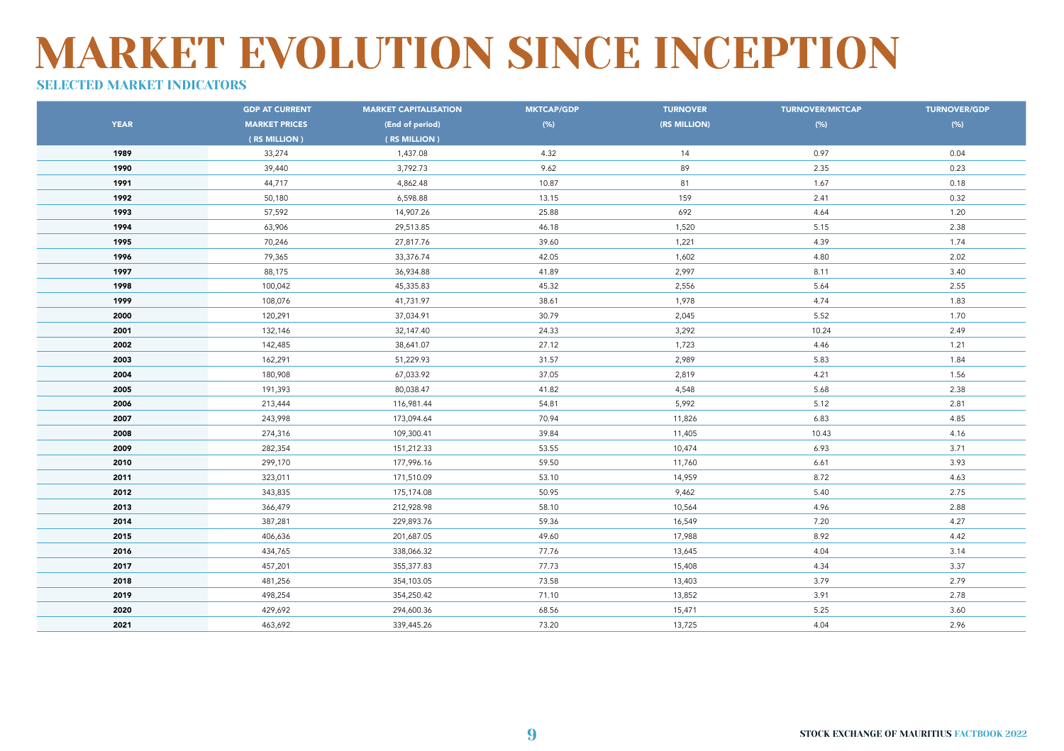# MARKET EVOLUTION SINCE INCEPTION

## SELECTED MARKET INDICATORS

| YEAR | GDP AT CURRENT MARKET PRICES ( RS MILLION ) | MARKET CAPITALISATION (End of period) ( RS MILLION ) | MKTCAP/GDP (%) | TURNOVER (RS MILLION) | TURNOVER/MKTCAP (%) | TURNOVER/GDP (%) |
|---|---|---|---|---|---|---|
| 1989 | 33,274 | 1,437.08 | 4.32 | 14 | 0.97 | 0.04 |
| 1990 | 39,440 | 3,792.73 | 9.62 | 89 | 2.35 | 0.23 |
| 1991 | 44,717 | 4,862.48 | 10.87 | 81 | 1.67 | 0.18 |
| 1992 | 50,180 | 6,598.88 | 13.15 | 159 | 2.41 | 0.32 |
| 1993 | 57,592 | 14,907.26 | 25.88 | 692 | 4.64 | 1.20 |
| 1994 | 63,906 | 29,513.85 | 46.18 | 1,520 | 5.15 | 2.38 |
| 1995 | 70,246 | 27,817.76 | 39.60 | 1,221 | 4.39 | 1.74 |
| 1996 | 79,365 | 33,376.74 | 42.05 | 1,602 | 4.80 | 2.02 |
| 1997 | 88,175 | 36,934.88 | 41.89 | 2,997 | 8.11 | 3.40 |
| 1998 | 100,042 | 45,335.83 | 45.32 | 2,556 | 5.64 | 2.55 |
| 1999 | 108,076 | 41,731.97 | 38.61 | 1,978 | 4.74 | 1.83 |
| 2000 | 120,291 | 37,034.91 | 30.79 | 2,045 | 5.52 | 1.70 |
| 2001 | 132,146 | 32,147.40 | 24.33 | 3,292 | 10.24 | 2.49 |
| 2002 | 142,485 | 38,641.07 | 27.12 | 1,723 | 4.46 | 1.21 |
| 2003 | 162,291 | 51,229.93 | 31.57 | 2,989 | 5.83 | 1.84 |
| 2004 | 180,908 | 67,033.92 | 37.05 | 2,819 | 4.21 | 1.56 |
| 2005 | 191,393 | 80,038.47 | 41.82 | 4,548 | 5.68 | 2.38 |
| 2006 | 213,444 | 116,981.44 | 54.81 | 5,992 | 5.12 | 2.81 |
| 2007 | 243,998 | 173,094.64 | 70.94 | 11,826 | 6.83 | 4.85 |
| 2008 | 274,316 | 109,300.41 | 39.84 | 11,405 | 10.43 | 4.16 |
| 2009 | 282,354 | 151,212.33 | 53.55 | 10,474 | 6.93 | 3.71 |
| 2010 | 299,170 | 177,996.16 | 59.50 | 11,760 | 6.61 | 3.93 |
| 2011 | 323,011 | 171,510.09 | 53.10 | 14,959 | 8.72 | 4.63 |
| 2012 | 343,835 | 175,174.08 | 50.95 | 9,462 | 5.40 | 2.75 |
| 2013 | 366,479 | 212,928.98 | 58.10 | 10,564 | 4.96 | 2.88 |
| 2014 | 387,281 | 229,893.76 | 59.36 | 16,549 | 7.20 | 4.27 |
| 2015 | 406,636 | 201,687.05 | 49.60 | 17,988 | 8.92 | 4.42 |
| 2016 | 434,765 | 338,066.32 | 77.76 | 13,645 | 4.04 | 3.14 |
| 2017 | 457,201 | 355,377.83 | 77.73 | 15,408 | 4.34 | 3.37 |
| 2018 | 481,256 | 354,103.05 | 73.58 | 13,403 | 3.79 | 2.79 |
| 2019 | 498,254 | 354,250.42 | 71.10 | 13,852 | 3.91 | 2.78 |
| 2020 | 429,692 | 294,600.36 | 68.56 | 15,471 | 5.25 | 3.60 |
| 2021 | 463,692 | 339,445.26 | 73.20 | 13,725 | 4.04 | 2.96 |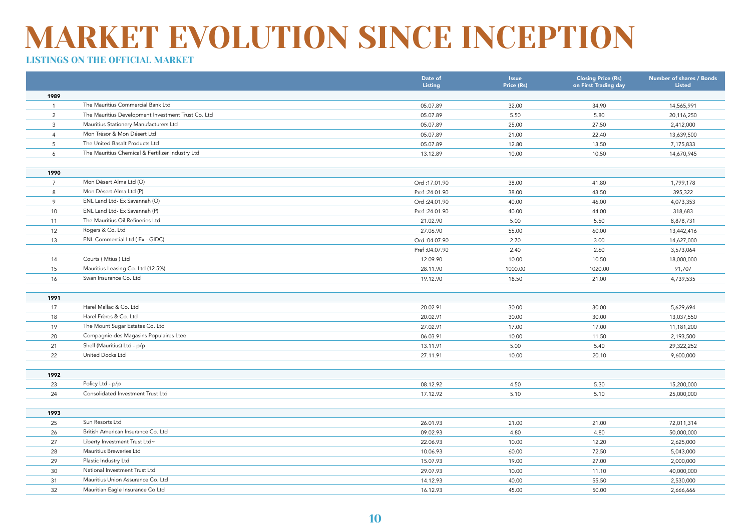# MARKET EVOLUTION SINCE INCEPTION

## LISTINGS ON THE OFFICIAL MARKET

| | | Date of Listing | Issue Price (Rs) | Closing Price (Rs) on First Trading day | Number of shares / Bonds Listed |
|---|---|---|---|---|---|
| **1989** | | | | | |
| 1 | The Mauritius Commercial Bank Ltd | 05.07.89 | 32.00 | 34.90 | 14,565,991 |
| 2 | The Mauritius Development Investment Trust Co. Ltd | 05.07.89 | 5.50 | 5.80 | 20,116,250 |
| 3 | Mauritius Stationery Manufacturers Ltd | 05.07.89 | 25.00 | 27.50 | 2,412,000 |
| 4 | Mon Trésor & Mon Désert Ltd | 05.07.89 | 21.00 | 22.40 | 13,639,500 |
| 5 | The United Basalt Products Ltd | 05.07.89 | 12.80 | 13.50 | 7,175,833 |
| 6 | The Mauritius Chemical & Fertilizer Industry Ltd | 13.12.89 | 10.00 | 10.50 | 14,670,945 |
| **1990** | | | | | |
| 7 | Mon Désert Alma Ltd (O) | Ord :17.01.90 | 38.00 | 41.80 | 1,799,178 |
| 8 | Mon Désert Alma Ltd (P) | Pref :24.01.90 | 38.00 | 43.50 | 395,322 |
| 9 | ENL Land Ltd- Ex Savannah (O) | Ord :24.01.90 | 40.00 | 46.00 | 4,073,353 |
| 10 | ENL Land Ltd- Ex Savannah (P) | Pref :24.01.90 | 40.00 | 44.00 | 318,683 |
| 11 | The Mauritius Oil Refineries Ltd | 21.02.90 | 5.00 | 5.50 | 8,878,731 |
| 12 | Rogers & Co. Ltd | 27.06.90 | 55.00 | 60.00 | 13,442,416 |
| 13 | ENL Commercial Ltd ( Ex - GIDC) | Ord :04.07.90 | 2.70 | 3.00 | 14,627,000 |
| | | Pref :04.07.90 | 2.40 | 2.60 | 3,573,064 |
| 14 | Courts ( Mtius ) Ltd | 12.09.90 | 10.00 | 10.50 | 18,000,000 |
| 15 | Mauritius Leasing Co. Ltd (12.5%) | 28.11.90 | 1000.00 | 1020.00 | 91,707 |
| 16 | Swan Insurance Co. Ltd | 19.12.90 | 18.50 | 21.00 | 4,739,535 |
| **1991** | | | | | |
| 17 | Harel Mallac & Co. Ltd | 20.02.91 | 30.00 | 30.00 | 5,629,694 |
| 18 | Harel Frères & Co. Ltd | 20.02.91 | 30.00 | 30.00 | 13,037,550 |
| 19 | The Mount Sugar Estates Co. Ltd | 27.02.91 | 17.00 | 17.00 | 11,181,200 |
| 20 | Compagnie des Magasins Populaires Ltee | 06.03.91 | 10.00 | 11.50 | 2,193,500 |
| 21 | Shell (Mauritius) Ltd - p/p | 13.11.91 | 5.00 | 5.40 | 29,322,252 |
| 22 | United Docks Ltd | 27.11.91 | 10.00 | 20.10 | 9,600,000 |
| **1992** | | | | | |
| 23 | Policy Ltd - p/p | 08.12.92 | 4.50 | 5.30 | 15,200,000 |
| 24 | Consolidated Investment Trust Ltd | 17.12.92 | 5.10 | 5.10 | 25,000,000 |
| **1993** | | | | | |
| 25 | Sun Resorts Ltd | 26.01.93 | 21.00 | 21.00 | 72,011,314 |
| 26 | British American Insurance Co. Ltd | 09.02.93 | 4.80 | 4.80 | 50,000,000 |
| 27 | Liberty Investment Trust Ltd~ | 22.06.93 | 10.00 | 12.20 | 2,625,000 |
| 28 | Mauritius Breweries Ltd | 10.06.93 | 60.00 | 72.50 | 5,043,000 |
| 29 | Plastic Industry Ltd | 15.07.93 | 19.00 | 27.00 | 2,000,000 |
| 30 | National Investment Trust Ltd | 29.07.93 | 10.00 | 11.10 | 40,000,000 |
| 31 | Mauritius Union Assurance Co. Ltd | 14.12.93 | 40.00 | 55.50 | 2,530,000 |
| 32 | Mauritian Eagle Insurance Co Ltd | 16.12.93 | 45.00 | 50.00 | 2,666,666 |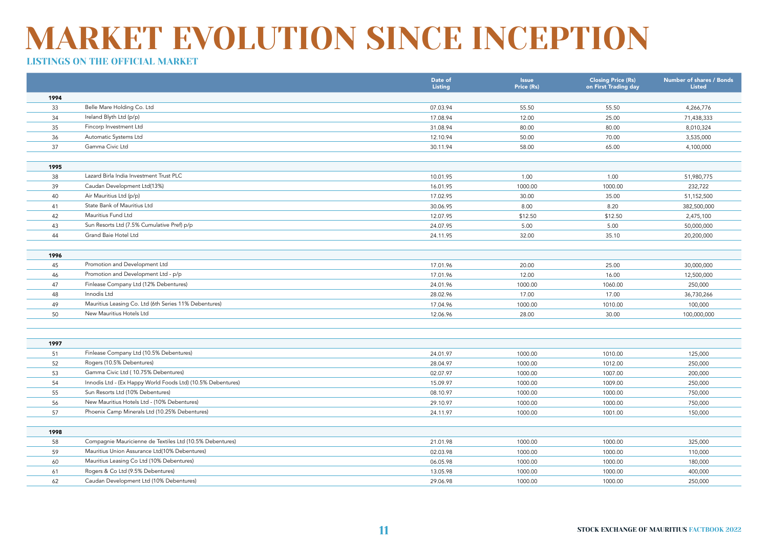# MARKET EVOLUTION SINCE INCEPTION

## LISTINGS ON THE OFFICIAL MARKET

| | | Date of Listing | Issue Price (Rs) | Closing Price (Rs) on First Trading day | Number of shares / Bonds Listed |
|---|---|---|---|---|---|
| **1994** | | | | | |
| 33 | Belle Mare Holding Co. Ltd | 07.03.94 | 55.50 | 55.50 | 4,266,776 |
| 34 | Ireland Blyth Ltd (p/p) | 17.08.94 | 12.00 | 25.00 | 71,438,333 |
| 35 | Fincorp Investment Ltd | 31.08.94 | 80.00 | 80.00 | 8,010,324 |
| 36 | Automatic Systems Ltd | 12.10.94 | 50.00 | 70.00 | 3,535,000 |
| 37 | Gamma Civic Ltd | 30.11.94 | 58.00 | 65.00 | 4,100,000 |
| **1995** | | | | | |
| 38 | Lazard Birla India Investment Trust PLC | 10.01.95 | 1.00 | 1.00 | 51,980,775 |
| 39 | Caudan Development Ltd(13%) | 16.01.95 | 1000.00 | 1000.00 | 232,722 |
| 40 | Air Mauritius Ltd (p/p) | 17.02.95 | 30.00 | 35.00 | 51,152,500 |
| 41 | State Bank of Mauritius Ltd | 30.06.95 | 8.00 | 8.20 | 382,500,000 |
| 42 | Mauritius Fund Ltd | 12.07.95 | $12.50 | $12.50 | 2,475,100 |
| 43 | Sun Resorts Ltd (7.5% Cumulative Pref) p/p | 24.07.95 | 5.00 | 5.00 | 50,000,000 |
| 44 | Grand Baie Hotel Ltd | 24.11.95 | 32.00 | 35.10 | 20,200,000 |
| **1996** | | | | | |
| 45 | Promotion and Development Ltd | 17.01.96 | 20.00 | 25.00 | 30,000,000 |
| 46 | Promotion and Development Ltd - p/p | 17.01.96 | 12.00 | 16.00 | 12,500,000 |
| 47 | Finlease Company Ltd (12% Debentures) | 24.01.96 | 1000.00 | 1060.00 | 250,000 |
| 48 | Innodis Ltd | 28.02.96 | 17.00 | 17.00 | 36,730,266 |
| 49 | Mauritius Leasing Co. Ltd (6th Series 11% Debentures) | 17.04.96 | 1000.00 | 1010.00 | 100,000 |
| 50 | New Mauritius Hotels Ltd | 12.06.96 | 28.00 | 30.00 | 100,000,000 |
| **1997** | | | | | |
| 51 | Finlease Company Ltd (10.5% Debentures) | 24.01.97 | 1000.00 | 1010.00 | 125,000 |
| 52 | Rogers (10.5% Debentures) | 28.04.97 | 1000.00 | 1012.00 | 250,000 |
| 53 | Gamma Civic Ltd ( 10.75% Debentures) | 02.07.97 | 1000.00 | 1007.00 | 200,000 |
| 54 | Innodis Ltd - (Ex Happy World Foods Ltd) (10.5% Debentures) | 15.09.97 | 1000.00 | 1009.00 | 250,000 |
| 55 | Sun Resorts Ltd (10% Debentures) | 08.10.97 | 1000.00 | 1000.00 | 750,000 |
| 56 | New Mauritius Hotels Ltd - (10% Debentures) | 29.10.97 | 1000.00 | 1000.00 | 750,000 |
| 57 | Phoenix Camp Minerals Ltd (10.25% Debentures) | 24.11.97 | 1000.00 | 1001.00 | 150,000 |
| **1998** | | | | | |
| 58 | Compagnie Mauricienne de Textiles Ltd (10.5% Debentures) | 21.01.98 | 1000.00 | 1000.00 | 325,000 |
| 59 | Mauritius Union Assurance Ltd(10% Debentures) | 02.03.98 | 1000.00 | 1000.00 | 110,000 |
| 60 | Mauritius Leasing Co Ltd (10% Debentures) | 06.05.98 | 1000.00 | 1000.00 | 180,000 |
| 61 | Rogers & Co Ltd (9.5% Debentures) | 13.05.98 | 1000.00 | 1000.00 | 400,000 |
| 62 | Caudan Development Ltd (10% Debentures) | 29.06.98 | 1000.00 | 1000.00 | 250,000 |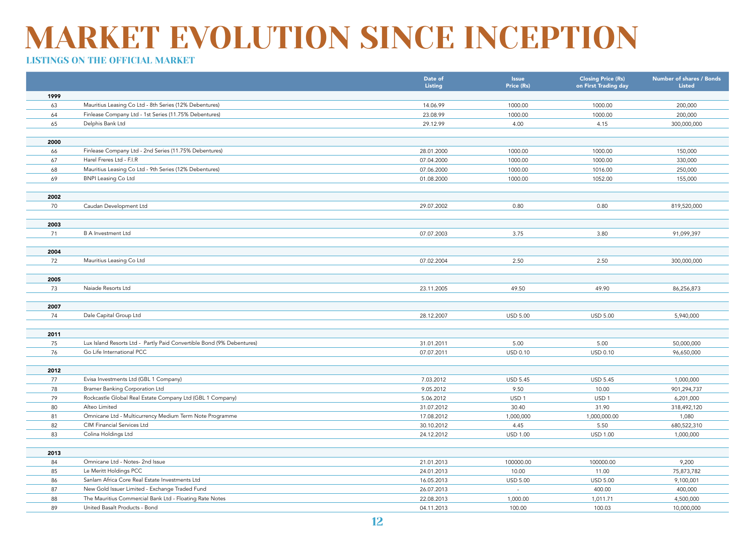# MARKET EVOLUTION SINCE INCEPTION

## LISTINGS ON THE OFFICIAL MARKET

| | | Date of Listing | Issue Price (Rs) | Closing Price (Rs) on First Trading day | Number of shares / Bonds Listed |
|---|---|---|---|---|---|
| **1999** | | | | | |
| 63 | Mauritius Leasing Co Ltd - 8th Series (12% Debentures) | 14.06.99 | 1000.00 | 1000.00 | 200,000 |
| 64 | Finlease Company Ltd - 1st Series (11.75% Debentures) | 23.08.99 | 1000.00 | 1000.00 | 200,000 |
| 65 | Delphis Bank Ltd | 29.12.99 | 4.00 | 4.15 | 300,000,000 |
| **2000** | | | | | |
| 66 | Finlease Company Ltd - 2nd Series (11.75% Debentures) | 28.01.2000 | 1000.00 | 1000.00 | 150,000 |
| 67 | Harel Freres Ltd - F.I.R | 07.04.2000 | 1000.00 | 1000.00 | 330,000 |
| 68 | Mauritius Leasing Co Ltd - 9th Series (12% Debentures) | 07.06.2000 | 1000.00 | 1016.00 | 250,000 |
| 69 | BNPI Leasing Co Ltd | 01.08.2000 | 1000.00 | 1052.00 | 155,000 |
| **2002** | | | | | |
| 70 | Caudan Development Ltd | 29.07.2002 | 0.80 | 0.80 | 819,520,000 |
| **2003** | | | | | |
| 71 | B A Investment Ltd | 07.07.2003 | 3.75 | 3.80 | 91,099,397 |
| **2004** | | | | | |
| 72 | Mauritius Leasing Co Ltd | 07.02.2004 | 2.50 | 2.50 | 300,000,000 |
| **2005** | | | | | |
| 73 | Naiade Resorts Ltd | 23.11.2005 | 49.50 | 49.90 | 86,256,873 |
| **2007** | | | | | |
| 74 | Dale Capital Group Ltd | 28.12.2007 | USD 5.00 | USD 5.00 | 5,940,000 |
| **2011** | | | | | |
| 75 | Lux Island Resorts Ltd - Partly Paid Convertible Bond (9% Debentures) | 31.01.2011 | 5.00 | 5.00 | 50,000,000 |
| 76 | Go Life International PCC | 07.07.2011 | USD 0.10 | USD 0.10 | 96,650,000 |
| **2012** | | | | | |
| 77 | Evisa Investments Ltd (GBL 1 Company) | 7.03.2012 | USD 5.45 | USD 5.45 | 1,000,000 |
| 78 | Bramer Banking Corporation Ltd | 9.05.2012 | 9.50 | 10.00 | 901,294,737 |
| 79 | Rockcastle Global Real Estate Company Ltd (GBL 1 Company) | 5.06.2012 | USD 1 | USD 1 | 6,201,000 |
| 80 | Alteo Limited | 31.07.2012 | 30.40 | 31.90 | 318,492,120 |
| 81 | Omnicane Ltd - Multicurrency Medium Term Note Programme | 17.08.2012 | 1,000,000 | 1,000,000.00 | 1,080 |
| 82 | CIM Financial Services Ltd | 30.10.2012 | 4.45 | 5.50 | 680,522,310 |
| 83 | Colina Holdings Ltd | 24.12.2012 | USD 1.00 | USD 1.00 | 1,000,000 |
| **2013** | | | | | |
| 84 | Omnicane Ltd - Notes- 2nd Issue | 21.01.2013 | 100000.00 | 100000.00 | 9,200 |
| 85 | Le Meritt Holdings PCC | 24.01.2013 | 10.00 | 11.00 | 75,873,782 |
| 86 | Sanlam Africa Core Real Estate Investments Ltd | 16.05.2013 | USD 5.00 | USD 5.00 | 9,100,001 |
| 87 | New Gold Issuer Limited - Exchange Traded Fund | 26.07.2013 | - | 400.00 | 400,000 |
| 88 | The Mauritius Commercial Bank Ltd - Floating Rate Notes | 22.08.2013 | 1,000.00 | 1,011.71 | 4,500,000 |
| 89 | United Basalt Products - Bond | 04.11.2013 | 100.00 | 100.03 | 10,000,000 |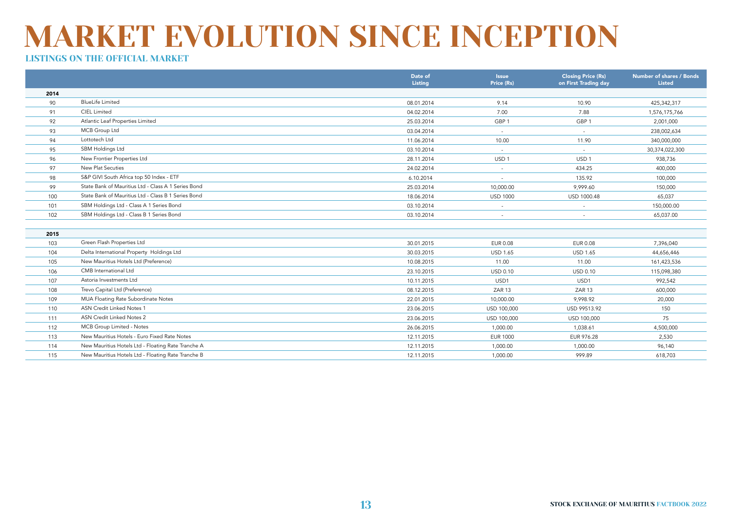# MARKET EVOLUTION SINCE INCEPTION

## LISTINGS ON THE OFFICIAL MARKET

| | | Date of Listing | Issue Price (Rs) | Closing Price (Rs) on First Trading day | Number of shares / Bonds Listed |
|---|---|---|---|---|---|
| **2014** | | | | | |
| 90 | BlueLife Limited | 08.01.2014 | 9.14 | 10.90 | 425,342,317 |
| 91 | CIEL Limited | 04.02.2014 | 7.00 | 7.88 | 1,576,175,766 |
| 92 | Atlantic Leaf Properties Limited | 25.03.2014 | GBP 1 | GBP 1 | 2,001,000 |
| 93 | MCB Group Ltd | 03.04.2014 | - | - | 238,002,634 |
| 94 | Lottotech Ltd | 11.06.2014 | 10.00 | 11.90 | 340,000,000 |
| 95 | SBM Holdings Ltd | 03.10.2014 | - | - | 30,374,022,300 |
| 96 | New Frontier Properties Ltd | 28.11.2014 | USD 1 | USD 1 | 938,736 |
| 97 | New Plat Secuties | 24.02.2014 | - | 434.25 | 400,000 |
| 98 | S&P GIVI South Africa top 50 Index - ETF | 6.10.2014 | - | 135.92 | 100,000 |
| 99 | State Bank of Mauritius Ltd - Class A 1 Series Bond | 25.03.2014 | 10,000.00 | 9,999.60 | 150,000 |
| 100 | State Bank of Mauritius Ltd - Class B 1 Series Bond | 18.06.2014 | USD 1000 | USD 1000.48 | 65,037 |
| 101 | SBM Holdings Ltd - Class A 1 Series Bond | 03.10.2014 | - | - | 150,000.00 |
| 102 | SBM Holdings Ltd - Class B 1 Series Bond | 03.10.2014 | - | - | 65,037.00 |
| **2015** | | | | | |
| 103 | Green Flash Properties Ltd | 30.01.2015 | EUR 0.08 | EUR 0.08 | 7,396,040 |
| 104 | Delta International Property Holdings Ltd | 30.03.2015 | USD 1.65 | USD 1.65 | 44,656,446 |
| 105 | New Mauritius Hotels Ltd (Preference) | 10.08.2015 | 11.00 | 11.00 | 161,423,536 |
| 106 | CMB International Ltd | 23.10.2015 | USD 0.10 | USD 0.10 | 115,098,380 |
| 107 | Astoria Investments Ltd | 10.11.2015 | USD1 | USD1 | 992,542 |
| 108 | Trevo Capital Ltd (Preference) | 08.12.2015 | ZAR 13 | ZAR 13 | 600,000 |
| 109 | MUA Floating Rate Subordinate Notes | 22.01.2015 | 10,000.00 | 9,998.92 | 20,000 |
| 110 | ASN Credit Linked Notes 1 | 23.06.2015 | USD 100,000 | USD 99513.92 | 150 |
| 111 | ASN Credit Linked Notes 2 | 23.06.2015 | USD 100,000 | USD 100,000 | 75 |
| 112 | MCB Group Limited - Notes | 26.06.2015 | 1,000.00 | 1,038.61 | 4,500,000 |
| 113 | New Mauritius Hotels - Euro Fixed Rate Notes | 12.11.2015 | EUR 1000 | EUR 976.28 | 2,530 |
| 114 | New Mauritius Hotels Ltd - Floating Rate Tranche A | 12.11.2015 | 1,000.00 | 1,000.00 | 96,140 |
| 115 | New Mauritius Hotels Ltd - Floating Rate Tranche B | 12.11.2015 | 1,000.00 | 999.89 | 618,703 |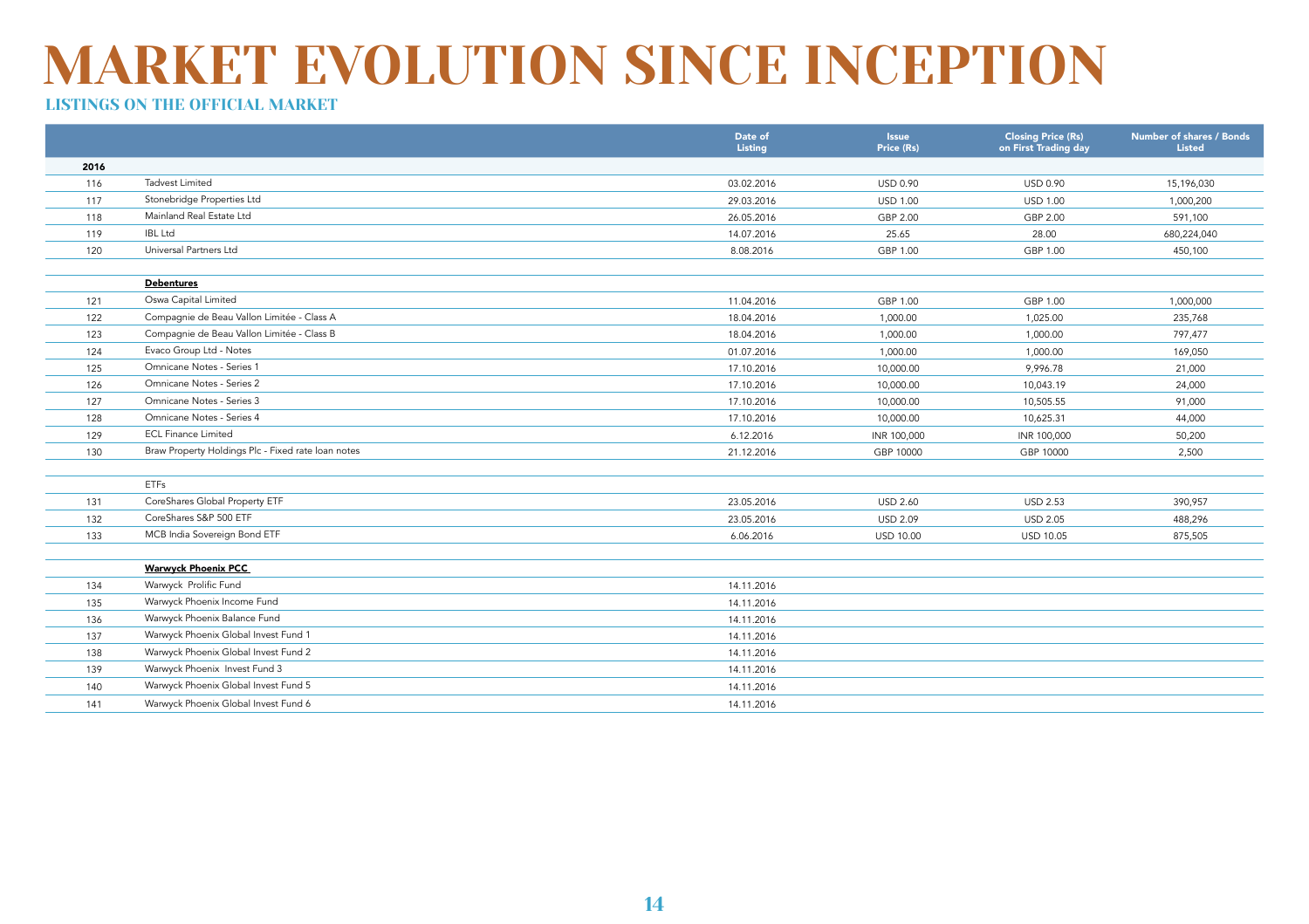# MARKET EVOLUTION SINCE INCEPTION

## LISTINGS ON THE OFFICIAL MARKET

| | | Date of Listing | Issue Price (Rs) | Closing Price (Rs) on First Trading day | Number of shares / Bonds Listed |
|---|---|---|---|---|---|
| **2016** | | | | | |
| 116 | Tadvest Limited | 03.02.2016 | USD 0.90 | USD 0.90 | 15,196,030 |
| 117 | Stonebridge Properties Ltd | 29.03.2016 | USD 1.00 | USD 1.00 | 1,000,200 |
| 118 | Mainland Real Estate Ltd | 26.05.2016 | GBP 2.00 | GBP 2.00 | 591,100 |
| 119 | IBL Ltd | 14.07.2016 | 25.65 | 28.00 | 680,224,040 |
| 120 | Universal Partners Ltd | 8.08.2016 | GBP 1.00 | GBP 1.00 | 450,100 |
| | | | | | |
| | **Debentures** | | | | |
| 121 | Oswa Capital Limited | 11.04.2016 | GBP 1.00 | GBP 1.00 | 1,000,000 |
| 122 | Compagnie de Beau Vallon Limitée - Class A | 18.04.2016 | 1,000.00 | 1,025.00 | 235,768 |
| 123 | Compagnie de Beau Vallon Limitée - Class B | 18.04.2016 | 1,000.00 | 1,000.00 | 797,477 |
| 124 | Evaco Group Ltd - Notes | 01.07.2016 | 1,000.00 | 1,000.00 | 169,050 |
| 125 | Omnicane Notes - Series 1 | 17.10.2016 | 10,000.00 | 9,996.78 | 21,000 |
| 126 | Omnicane Notes - Series 2 | 17.10.2016 | 10,000.00 | 10,043.19 | 24,000 |
| 127 | Omnicane Notes - Series 3 | 17.10.2016 | 10,000.00 | 10,505.55 | 91,000 |
| 128 | Omnicane Notes - Series 4 | 17.10.2016 | 10,000.00 | 10,625.31 | 44,000 |
| 129 | ECL Finance Limited | 6.12.2016 | INR 100,000 | INR 100,000 | 50,200 |
| 130 | Braw Property Holdings Plc - Fixed rate loan notes | 21.12.2016 | GBP 10000 | GBP 10000 | 2,500 |
| | | | | | |
| | ETFs | | | | |
| 131 | CoreShares Global Property ETF | 23.05.2016 | USD 2.60 | USD 2.53 | 390,957 |
| 132 | CoreShares S&P 500 ETF | 23.05.2016 | USD 2.09 | USD 2.05 | 488,296 |
| 133 | MCB India Sovereign Bond ETF | 6.06.2016 | USD 10.00 | USD 10.05 | 875,505 |
| | | | | | |
| | **Warwyck Phoenix PCC** | | | | |
| 134 | Warwyck Prolific Fund | 14.11.2016 | | | |
| 135 | Warwyck Phoenix Income Fund | 14.11.2016 | | | |
| 136 | Warwyck Phoenix Balance Fund | 14.11.2016 | | | |
| 137 | Warwyck Phoenix Global Invest Fund 1 | 14.11.2016 | | | |
| 138 | Warwyck Phoenix Global Invest Fund 2 | 14.11.2016 | | | |
| 139 | Warwyck Phoenix Invest Fund 3 | 14.11.2016 | | | |
| 140 | Warwyck Phoenix Global Invest Fund 5 | 14.11.2016 | | | |
| 141 | Warwyck Phoenix Global Invest Fund 6 | 14.11.2016 | | | |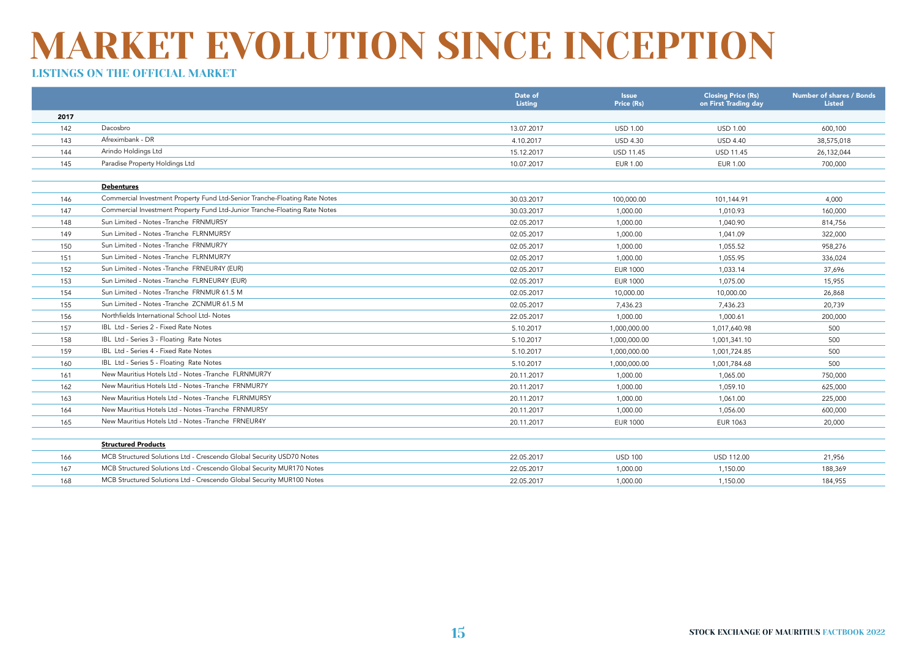# MARKET EVOLUTION SINCE INCEPTION

## LISTINGS ON THE OFFICIAL MARKET

| | | Date of Listing | Issue Price (Rs) | Closing Price (Rs) on First Trading day | Number of shares / Bonds Listed |
|---|---|---|---|---|---|
| **2017** | | | | | |
| 142 | Dacosbro | 13.07.2017 | USD 1.00 | USD 1.00 | 600,100 |
| 143 | Afreximbank - DR | 4.10.2017 | USD 4.30 | USD 4.40 | 38,575,018 |
| 144 | Arindo Holdings Ltd | 15.12.2017 | USD 11.45 | USD 11.45 | 26,132,044 |
| 145 | Paradise Property Holdings Ltd | 10.07.2017 | EUR 1.00 | EUR 1.00 | 700,000 |
| | | | | | |
| | **Debentures** | | | | |
| 146 | Commercial Investment Property Fund Ltd-Senior Tranche-Floating Rate Notes | 30.03.2017 | 100,000.00 | 101,144.91 | 4,000 |
| 147 | Commercial Investment Property Fund Ltd-Junior Tranche-Floating Rate Notes | 30.03.2017 | 1,000.00 | 1,010.93 | 160,000 |
| 148 | Sun Limited - Notes -Tranche FRNMUR5Y | 02.05.2017 | 1,000.00 | 1,040.90 | 814,756 |
| 149 | Sun Limited - Notes -Tranche FLRNMUR5Y | 02.05.2017 | 1,000.00 | 1,041.09 | 322,000 |
| 150 | Sun Limited - Notes -Tranche FRNMUR7Y | 02.05.2017 | 1,000.00 | 1,055.52 | 958,276 |
| 151 | Sun Limited - Notes -Tranche FLRNMUR7Y | 02.05.2017 | 1,000.00 | 1,055.95 | 336,024 |
| 152 | Sun Limited - Notes -Tranche FRNEUR4Y (EUR) | 02.05.2017 | EUR 1000 | 1,033.14 | 37,696 |
| 153 | Sun Limited - Notes -Tranche FLRNEUR4Y (EUR) | 02.05.2017 | EUR 1000 | 1,075.00 | 15,955 |
| 154 | Sun Limited - Notes -Tranche FRNMUR 61.5 M | 02.05.2017 | 10,000.00 | 10,000.00 | 26,868 |
| 155 | Sun Limited - Notes -Tranche ZCNMUR 61.5 M | 02.05.2017 | 7,436.23 | 7,436.23 | 20,739 |
| 156 | Northfields International School Ltd- Notes | 22.05.2017 | 1,000.00 | 1,000.61 | 200,000 |
| 157 | IBL Ltd - Series 2 - Fixed Rate Notes | 5.10.2017 | 1,000,000.00 | 1,017,640.98 | 500 |
| 158 | IBL Ltd - Series 3 - Floating Rate Notes | 5.10.2017 | 1,000,000.00 | 1,001,341.10 | 500 |
| 159 | IBL Ltd - Series 4 - Fixed Rate Notes | 5.10.2017 | 1,000,000.00 | 1,001,724.85 | 500 |
| 160 | IBL Ltd - Series 5 - Floating Rate Notes | 5.10.2017 | 1,000,000.00 | 1,001,784.68 | 500 |
| 161 | New Mauritius Hotels Ltd - Notes -Tranche FLRNMUR7Y | 20.11.2017 | 1,000.00 | 1,065.00 | 750,000 |
| 162 | New Mauritius Hotels Ltd - Notes -Tranche FRNMUR7Y | 20.11.2017 | 1,000.00 | 1,059.10 | 625,000 |
| 163 | New Mauritius Hotels Ltd - Notes -Tranche FLRNMUR5Y | 20.11.2017 | 1,000.00 | 1,061.00 | 225,000 |
| 164 | New Mauritius Hotels Ltd - Notes -Tranche FRNMUR5Y | 20.11.2017 | 1,000.00 | 1,056.00 | 600,000 |
| 165 | New Mauritius Hotels Ltd - Notes -Tranche FRNEUR4Y | 20.11.2017 | EUR 1000 | EUR 1063 | 20,000 |
| | | | | | |
| | **Structured Products** | | | | |
| 166 | MCB Structured Solutions Ltd - Crescendo Global Security USD70 Notes | 22.05.2017 | USD 100 | USD 112.00 | 21,956 |
| 167 | MCB Structured Solutions Ltd - Crescendo Global Security MUR170 Notes | 22.05.2017 | 1,000.00 | 1,150.00 | 188,369 |
| 168 | MCB Structured Solutions Ltd - Crescendo Global Security MUR100 Notes | 22.05.2017 | 1,000.00 | 1,150.00 | 184,955 |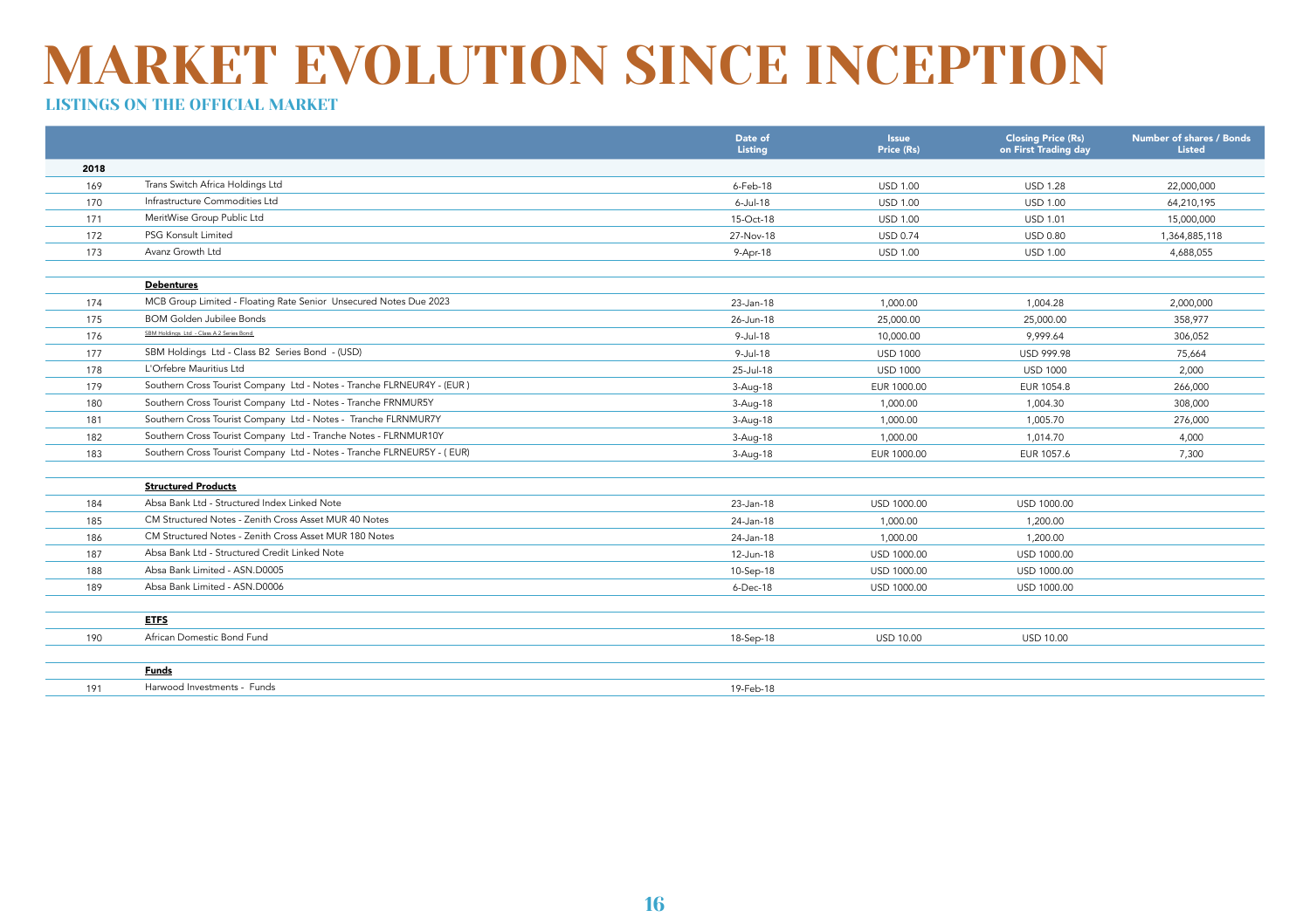# MARKET EVOLUTION SINCE INCEPTION

## LISTINGS ON THE OFFICIAL MARKET

| | | Date of Listing | Issue Price (Rs) | Closing Price (Rs) on First Trading day | Number of shares / Bonds Listed |
|---|---|---|---|---|---|
| **2018** | | | | | |
| 169 | Trans Switch Africa Holdings Ltd | 6-Feb-18 | USD 1.00 | USD 1.28 | 22,000,000 |
| 170 | Infrastructure Commodities Ltd | 6-Jul-18 | USD 1.00 | USD 1.00 | 64,210,195 |
| 171 | MeritWise Group Public Ltd | 15-Oct-18 | USD 1.00 | USD 1.01 | 15,000,000 |
| 172 | PSG Konsult Limited | 27-Nov-18 | USD 0.74 | USD 0.80 | 1,364,885,118 |
| 173 | Avanz Growth Ltd | 9-Apr-18 | USD 1.00 | USD 1.00 | 4,688,055 |
| | | | | | |
| | **Debentures** | | | | |
| 174 | MCB Group Limited - Floating Rate Senior Unsecured Notes Due 2023 | 23-Jan-18 | 1,000.00 | 1,004.28 | 2,000,000 |
| 175 | BOM Golden Jubilee Bonds | 26-Jun-18 | 25,000.00 | 25,000.00 | 358,977 |
| 176 | SBM Holdings Ltd - Class A 2 Series Bond | 9-Jul-18 | 10,000.00 | 9,999.64 | 306,052 |
| 177 | SBM Holdings Ltd - Class B2 Series Bond - (USD) | 9-Jul-18 | USD 1000 | USD 999.98 | 75,664 |
| 178 | L'Orfebre Mauritius Ltd | 25-Jul-18 | USD 1000 | USD 1000 | 2,000 |
| 179 | Southern Cross Tourist Company Ltd - Notes - Tranche FLRNEUR4Y - (EUR ) | 3-Aug-18 | EUR 1000.00 | EUR 1054.8 | 266,000 |
| 180 | Southern Cross Tourist Company Ltd - Notes - Tranche FRNMUR5Y | 3-Aug-18 | 1,000.00 | 1,004.30 | 308,000 |
| 181 | Southern Cross Tourist Company Ltd - Notes - Tranche FLRNMUR7Y | 3-Aug-18 | 1,000.00 | 1,005.70 | 276,000 |
| 182 | Southern Cross Tourist Company Ltd - Tranche Notes - FLRNMUR10Y | 3-Aug-18 | 1,000.00 | 1,014.70 | 4,000 |
| 183 | Southern Cross Tourist Company Ltd - Notes - Tranche FLRNEUR5Y - ( EUR) | 3-Aug-18 | EUR 1000.00 | EUR 1057.6 | 7,300 |
| | | | | | |
| | **Structured Products** | | | | |
| 184 | Absa Bank Ltd - Structured Index Linked Note | 23-Jan-18 | USD 1000.00 | USD 1000.00 | |
| 185 | CM Structured Notes - Zenith Cross Asset MUR 40 Notes | 24-Jan-18 | 1,000.00 | 1,200.00 | |
| 186 | CM Structured Notes - Zenith Cross Asset MUR 180 Notes | 24-Jan-18 | 1,000.00 | 1,200.00 | |
| 187 | Absa Bank Ltd - Structured Credit Linked Note | 12-Jun-18 | USD 1000.00 | USD 1000.00 | |
| 188 | Absa Bank Limited - ASN.D0005 | 10-Sep-18 | USD 1000.00 | USD 1000.00 | |
| 189 | Absa Bank Limited - ASN.D0006 | 6-Dec-18 | USD 1000.00 | USD 1000.00 | |
| | | | | | |
| | **ETFS** | | | | |
| 190 | African Domestic Bond Fund | 18-Sep-18 | USD 10.00 | USD 10.00 | |
| | | | | | |
| | **Funds** | | | | |
| 191 | Harwood Investments - Funds | 19-Feb-18 | | | |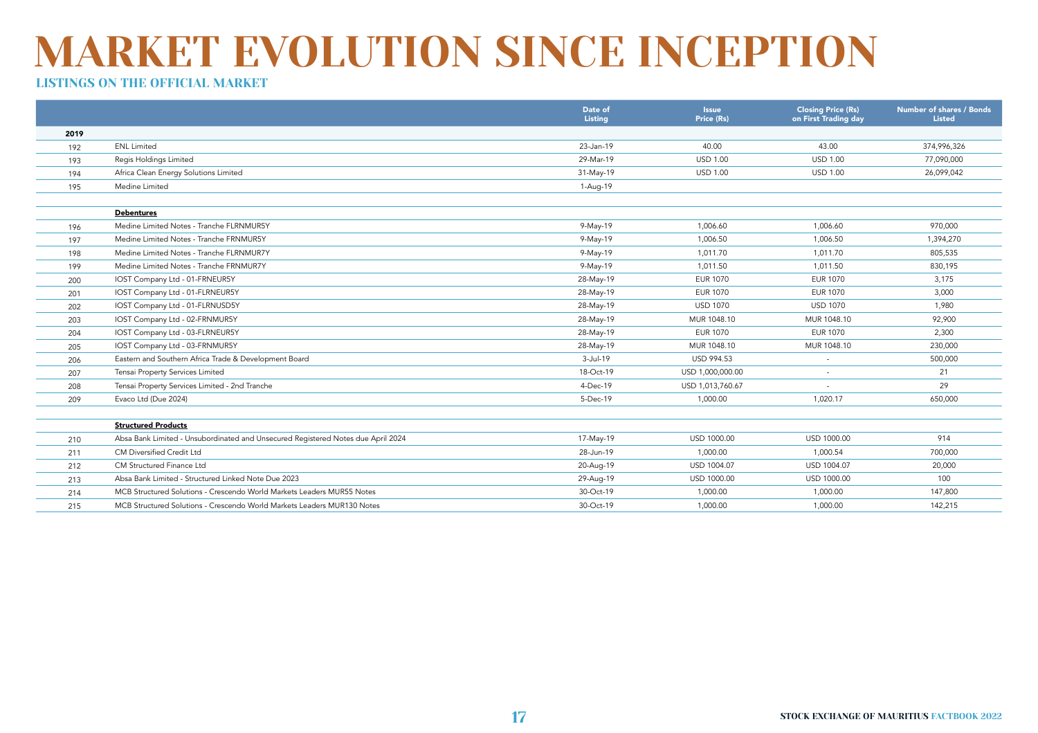# MARKET EVOLUTION SINCE INCEPTION

## LISTINGS ON THE OFFICIAL MARKET

| | | Date of Listing | Issue Price (Rs) | Closing Price (Rs) on First Trading day | Number of shares / Bonds Listed |
|---|---|---|---|---|---|
| **2019** | | | | | |
| 192 | ENL Limited | 23-Jan-19 | 40.00 | 43.00 | 374,996,326 |
| 193 | Regis Holdings Limited | 29-Mar-19 | USD 1.00 | USD 1.00 | 77,090,000 |
| 194 | Africa Clean Energy Solutions Limited | 31-May-19 | USD 1.00 | USD 1.00 | 26,099,042 |
| 195 | Medine Limited | 1-Aug-19 | | | |
| | | | | | |
| | **Debentures** | | | | |
| 196 | Medine Limited Notes - Tranche FLRNMUR5Y | 9-May-19 | 1,006.60 | 1,006.60 | 970,000 |
| 197 | Medine Limited Notes - Tranche FRNMUR5Y | 9-May-19 | 1,006.50 | 1,006.50 | 1,394,270 |
| 198 | Medine Limited Notes - Tranche FLRNMUR7Y | 9-May-19 | 1,011.70 | 1,011.70 | 805,535 |
| 199 | Medine Limited Notes - Tranche FRNMUR7Y | 9-May-19 | 1,011.50 | 1,011.50 | 830,195 |
| 200 | IOST Company Ltd - 01-FRNEUR5Y | 28-May-19 | EUR 1070 | EUR 1070 | 3,175 |
| 201 | IOST Company Ltd - 01-FLRNEUR5Y | 28-May-19 | EUR 1070 | EUR 1070 | 3,000 |
| 202 | IOST Company Ltd - 01-FLRNUSD5Y | 28-May-19 | USD 1070 | USD 1070 | 1,980 |
| 203 | IOST Company Ltd - 02-FRNMUR5Y | 28-May-19 | MUR 1048.10 | MUR 1048.10 | 92,900 |
| 204 | IOST Company Ltd - 03-FLRNEUR5Y | 28-May-19 | EUR 1070 | EUR 1070 | 2,300 |
| 205 | IOST Company Ltd - 03-FRNMUR5Y | 28-May-19 | MUR 1048.10 | MUR 1048.10 | 230,000 |
| 206 | Eastern and Southern Africa Trade & Development Board | 3-Jul-19 | USD 994.53 | - | 500,000 |
| 207 | Tensai Property Services Limited | 18-Oct-19 | USD 1,000,000.00 | - | 21 |
| 208 | Tensai Property Services Limited - 2nd Tranche | 4-Dec-19 | USD 1,013,760.67 | - | 29 |
| 209 | Evaco Ltd (Due 2024) | 5-Dec-19 | 1,000.00 | 1,020.17 | 650,000 |
| | | | | | |
| | **Structured Products** | | | | |
| 210 | Absa Bank Limited - Unsubordinated and Unsecured Registered Notes due April 2024 | 17-May-19 | USD 1000.00 | USD 1000.00 | 914 |
| 211 | CM Diversified Credit Ltd | 28-Jun-19 | 1,000.00 | 1,000.54 | 700,000 |
| 212 | CM Structured Finance Ltd | 20-Aug-19 | USD 1004.07 | USD 1004.07 | 20,000 |
| 213 | Absa Bank Limited - Structured Linked Note Due 2023 | 29-Aug-19 | USD 1000.00 | USD 1000.00 | 100 |
| 214 | MCB Structured Solutions - Crescendo World Markets Leaders MUR55 Notes | 30-Oct-19 | 1,000.00 | 1,000.00 | 147,800 |
| 215 | MCB Structured Solutions - Crescendo World Markets Leaders MUR130 Notes | 30-Oct-19 | 1,000.00 | 1,000.00 | 142,215 |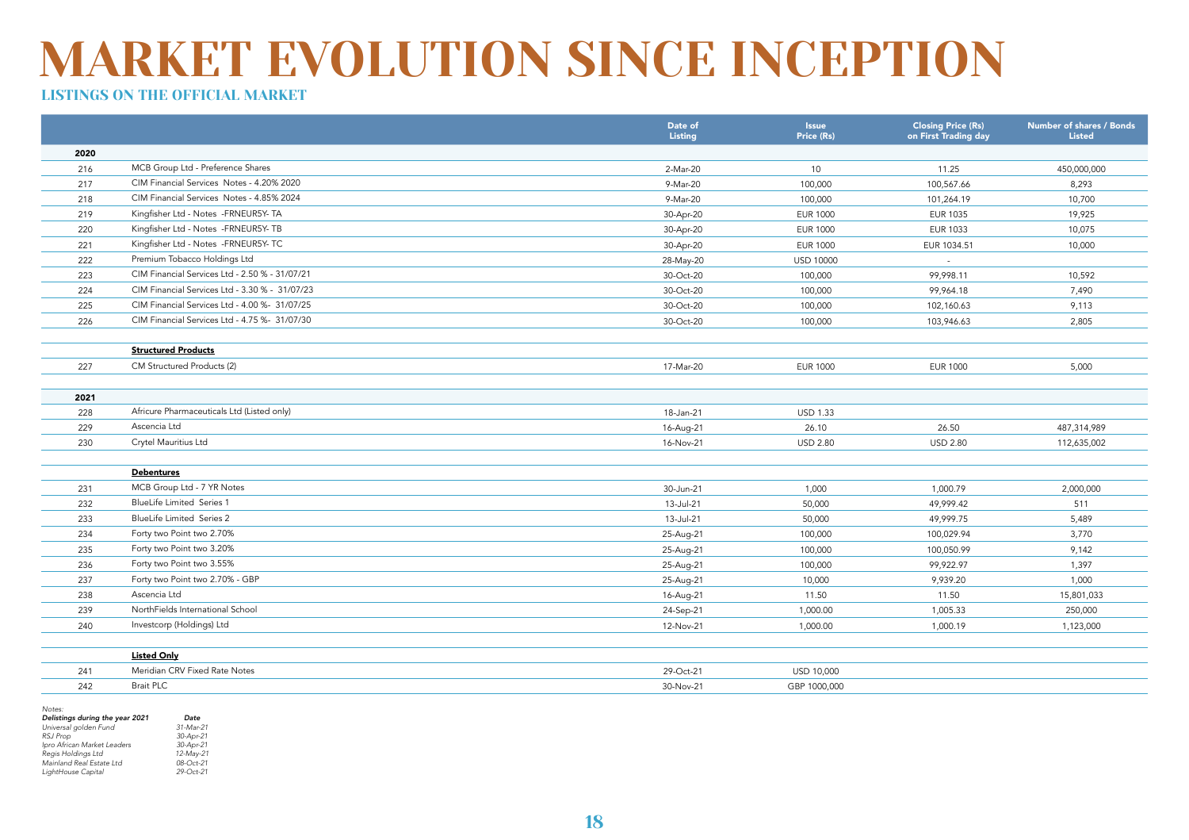# MARKET EVOLUTION SINCE INCEPTION

### LISTINGS ON THE OFFICIAL MARKET

| | | Date of Listing | Issue Price (Rs) | Closing Price (Rs) on First Trading day | Number of shares / Bonds Listed |
|---|---|---|---|---|---|
| **2020** | | | | | |
| 216 | MCB Group Ltd - Preference Shares | 2-Mar-20 | 10 | 11.25 | 450,000,000 |
| 217 | CIM Financial Services Notes - 4.20% 2020 | 9-Mar-20 | 100,000 | 100,567.66 | 8,293 |
| 218 | CIM Financial Services Notes - 4.85% 2024 | 9-Mar-20 | 100,000 | 101,264.19 | 10,700 |
| 219 | Kingfisher Ltd - Notes -FRNEUR5Y- TA | 30-Apr-20 | EUR 1000 | EUR 1035 | 19,925 |
| 220 | Kingfisher Ltd - Notes -FRNEUR5Y- TB | 30-Apr-20 | EUR 1000 | EUR 1033 | 10,075 |
| 221 | Kingfisher Ltd - Notes -FRNEUR5Y- TC | 30-Apr-20 | EUR 1000 | EUR 1034.51 | 10,000 |
| 222 | Premium Tobacco Holdings Ltd | 28-May-20 | USD 10000 | - | |
| 223 | CIM Financial Services Ltd - 2.50 % - 31/07/21 | 30-Oct-20 | 100,000 | 99,998.11 | 10,592 |
| 224 | CIM Financial Services Ltd - 3.30 % - 31/07/23 | 30-Oct-20 | 100,000 | 99,964.18 | 7,490 |
| 225 | CIM Financial Services Ltd - 4.00 %- 31/07/25 | 30-Oct-20 | 100,000 | 102,160.63 | 9,113 |
| 226 | CIM Financial Services Ltd - 4.75 %- 31/07/30 | 30-Oct-20 | 100,000 | 103,946.63 | 2,805 |
| | **Structured Products** | | | | |
| 227 | CM Structured Products (2) | 17-Mar-20 | EUR 1000 | EUR 1000 | 5,000 |
| **2021** | | | | | |
| 228 | Africure Pharmaceuticals Ltd (Listed only) | 18-Jan-21 | USD 1.33 | | |
| 229 | Ascencia Ltd | 16-Aug-21 | 26.10 | 26.50 | 487,314,989 |
| 230 | Crytel Mauritius Ltd | 16-Nov-21 | USD 2.80 | USD 2.80 | 112,635,002 |
| | **Debentures** | | | | |
| 231 | MCB Group Ltd - 7 YR Notes | 30-Jun-21 | 1,000 | 1,000.79 | 2,000,000 |
| 232 | BlueLife Limited Series 1 | 13-Jul-21 | 50,000 | 49,999.42 | 511 |
| 233 | BlueLife Limited Series 2 | 13-Jul-21 | 50,000 | 49,999.75 | 5,489 |
| 234 | Forty two Point two 2.70% | 25-Aug-21 | 100,000 | 100,029.94 | 3,770 |
| 235 | Forty two Point two 3.20% | 25-Aug-21 | 100,000 | 100,050.99 | 9,142 |
| 236 | Forty two Point two 3.55% | 25-Aug-21 | 100,000 | 99,922.97 | 1,397 |
| 237 | Forty two Point two 2.70% - GBP | 25-Aug-21 | 10,000 | 9,939.20 | 1,000 |
| 238 | Ascencia Ltd | 16-Aug-21 | 11.50 | 11.50 | 15,801,033 |
| 239 | NorthFields International School | 24-Sep-21 | 1,000.00 | 1,005.33 | 250,000 |
| 240 | Investcorp (Holdings) Ltd | 12-Nov-21 | 1,000.00 | 1,000.19 | 1,123,000 |
| | **Listed Only** | | | | |
| 241 | Meridian CRV Fixed Rate Notes | 29-Oct-21 | USD 10,000 | | |
| 242 | Brait PLC | 30-Nov-21 | GBP 1000,000 | | |

*Notes:*

| ***Delistings during the year 2021*** | ***Date*** |
|---|---|
| *Universal golden Fund* | *31-Mar-21* |
| *RSJ Prop* | *30-Apr-21* |
| *Ipro African Market Leaders* | *30-Apr-21* |
| *Regis Holdings Ltd* | *12-May-21* |
| *Mainland Real Estate Ltd* | *08-Oct-21* |
| *LightHouse Capital* | *29-Oct-21* |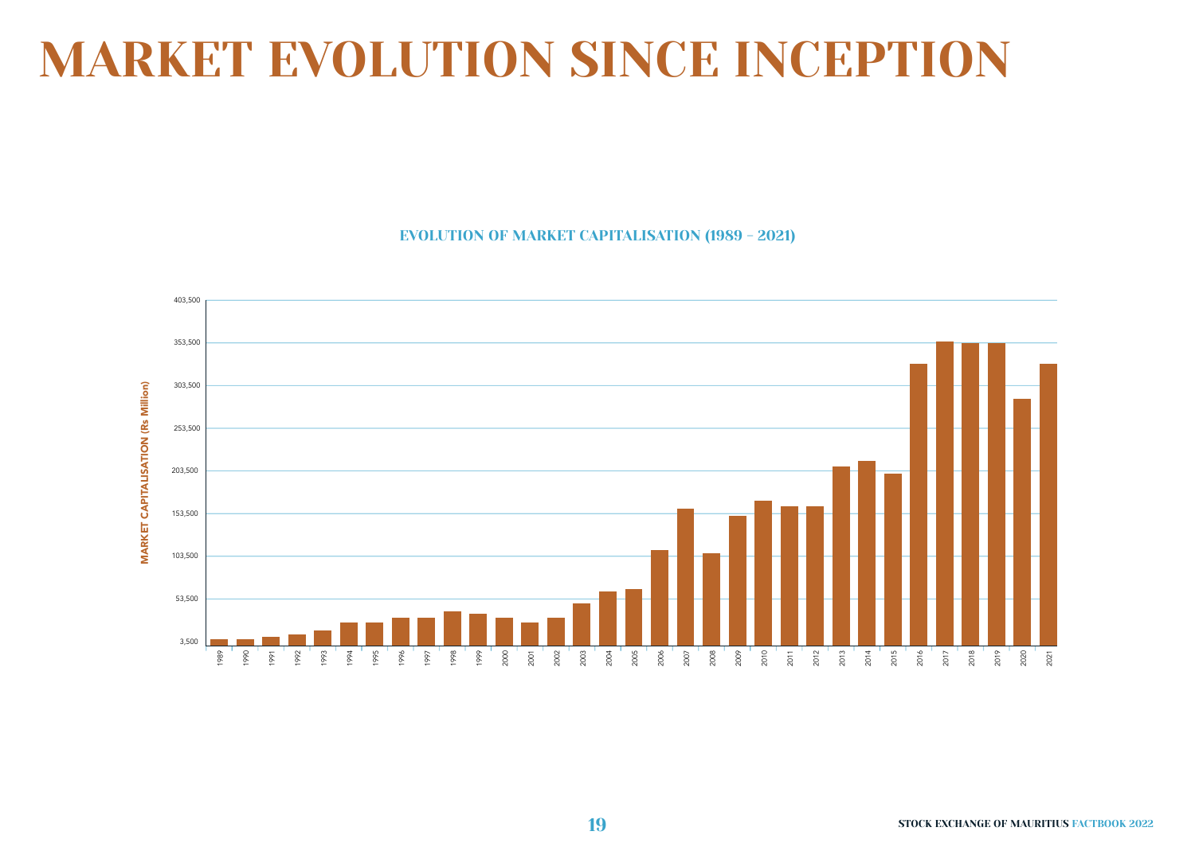# MARKET EVOLUTION SINCE INCEPTION

## EVOLUTION OF MARKET CAPITALISATION (1989 - 2021)

MARKET CAPITALISATION (Rs Million)

403,500
353,500
303,500
253,500
203,500
153,500
103,500
53,500
3,500

1989 1990 1991 1992 1993 1994 1995 1996 1997 1998 1999 2000 2001 2002 2003 2004 2005 2006 2007 2008 2009 2010 2011 2012 2013 2014 2015 2016 2017 2018 2019 2020 2021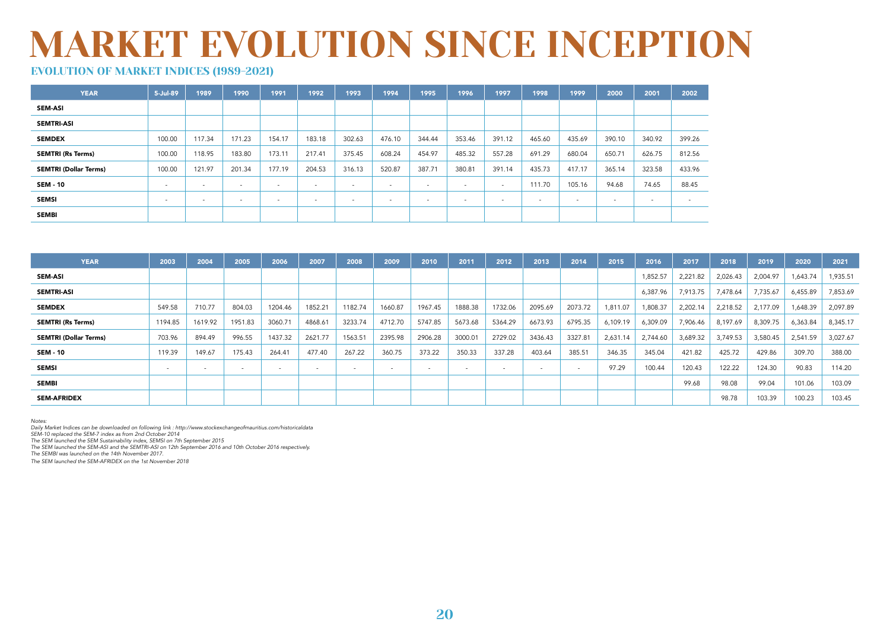# MARKET EVOLUTION SINCE INCEPTION

## EVOLUTION OF MARKET INDICES (1989-2021)

| YEAR | 5-Jul-89 | 1989 | 1990 | 1991 | 1992 | 1993 | 1994 | 1995 | 1996 | 1997 | 1998 | 1999 | 2000 | 2001 | 2002 |
|---|---|---|---|---|---|---|---|---|---|---|---|---|---|---|---|
| **SEM-ASI** | | | | | | | | | | | | | | | |
| **SEMTRI-ASI** | | | | | | | | | | | | | | | |
| **SEMDEX** | 100.00 | 117.34 | 171.23 | 154.17 | 183.18 | 302.63 | 476.10 | 344.44 | 353.46 | 391.12 | 465.60 | 435.69 | 390.10 | 340.92 | 399.26 |
| **SEMTRI (Rs Terms)** | 100.00 | 118.95 | 183.80 | 173.11 | 217.41 | 375.45 | 608.24 | 454.97 | 485.32 | 557.28 | 691.29 | 680.04 | 650.71 | 626.75 | 812.56 |
| **SEMTRI (Dollar Terms)** | 100.00 | 121.97 | 201.34 | 177.19 | 204.53 | 316.13 | 520.87 | 387.71 | 380.81 | 391.14 | 435.73 | 417.17 | 365.14 | 323.58 | 433.96 |
| **SEM - 10** | - | - | - | - | - | - | - | - | - | - | 111.70 | 105.16 | 94.68 | 74.65 | 88.45 |
| **SEMSI** | - | - | - | - | - | - | - | - | - | - | - | - | - | - | - |
| **SEMBI** | | | | | | | | | | | | | | | |

| YEAR | 2003 | 2004 | 2005 | 2006 | 2007 | 2008 | 2009 | 2010 | 2011 | 2012 | 2013 | 2014 | 2015 | 2016 | 2017 | 2018 | 2019 | 2020 | 2021 |
|---|---|---|---|---|---|---|---|---|---|---|---|---|---|---|---|---|---|---|---|
| **SEM-ASI** | | | | | | | | | | | | | | 1,852.57 | 2,221.82 | 2,026.43 | 2,004.97 | 1,643.74 | 1,935.51 |
| **SEMTRI-ASI** | | | | | | | | | | | | | | 6,387.96 | 7,913.75 | 7,478.64 | 7,735.67 | 6,455.89 | 7,853.69 |
| **SEMDEX** | 549.58 | 710.77 | 804.03 | 1204.46 | 1852.21 | 1182.74 | 1660.87 | 1967.45 | 1888.38 | 1732.06 | 2095.69 | 2073.72 | 1,811.07 | 1,808.37 | 2,202.14 | 2,218.52 | 2,177.09 | 1,648.39 | 2,097.89 |
| **SEMTRI (Rs Terms)** | 1194.85 | 1619.92 | 1951.83 | 3060.71 | 4868.61 | 3233.74 | 4712.70 | 5747.85 | 5673.68 | 5364.29 | 6673.93 | 6795.35 | 6,109.19 | 6,309.09 | 7,906.46 | 8,197.69 | 8,309.75 | 6,363.84 | 8,345.17 |
| **SEMTRI (Dollar Terms)** | 703.96 | 894.49 | 996.55 | 1437.32 | 2621.77 | 1563.51 | 2395.98 | 2906.28 | 3000.01 | 2729.02 | 3436.43 | 3327.81 | 2,631.14 | 2,744.60 | 3,689.32 | 3,749.53 | 3,580.45 | 2,541.59 | 3,027.67 |
| **SEM - 10** | 119.39 | 149.67 | 175.43 | 264.41 | 477.40 | 267.22 | 360.75 | 373.22 | 350.33 | 337.28 | 403.64 | 385.51 | 346.35 | 345.04 | 421.82 | 425.72 | 429.86 | 309.70 | 388.00 |
| **SEMSI** | - | - | - | - | - | - | - | - | - | - | - | - | 97.29 | 100.44 | 120.43 | 122.22 | 124.30 | 90.83 | 114.20 |
| **SEMBI** | | | | | | | | | | | | | | | 99.68 | 98.08 | 99.04 | 101.06 | 103.09 |
| **SEM-AFRIDEX** | | | | | | | | | | | | | | | | 98.78 | 103.39 | 100.23 | 103.45 |

*Notes:*
*Daily Market Indices can be downloaded on following link : http://www.stockexchangeofmauritius.com/historicaldata*
*SEM-10 replaced the SEM-7 index as from 2nd October 2014*
*The SEM launched the SEM Sustainability index, SEMSI on 7th September 2015*
*The SEM launched the SEM-ASI and the SEMTRI-ASI on 12th September 2016 and 10th October 2016 respectively.*
*The SEMBI was launched on the 14th November 2017.*
*The SEM launched the SEM-AFRIDEX on the 1st November 2018*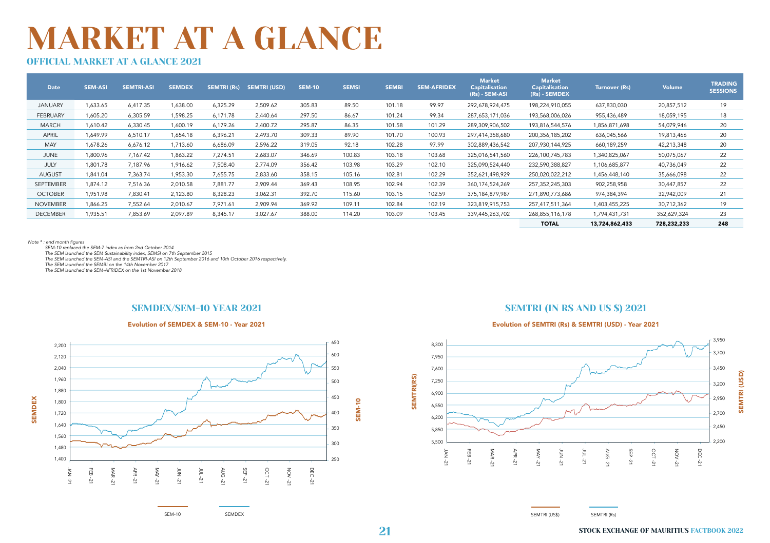# MARKET AT A GLANCE

## OFFICIAL MARKET AT A GLANCE 2021

| Date | SEM-ASI | SEMTRI-ASI | SEMDEX | SEMTRI (Rs) | SEMTRI (USD) | SEM-10 | SEMSI | SEMBI | SEM-AFRIDEX | Market Capitalisation (Rs) - SEM-ASI | Market Capitalisation (Rs) - SEMDEX | Turnover (Rs) | Volume | TRADING SESSIONS |
|---|---|---|---|---|---|---|---|---|---|---|---|---|---|---|
| JANUARY | 1,633.65 | 6,417.35 | 1,638.00 | 6,325.29 | 2,509.62 | 305.83 | 89.50 | 101.18 | 99.97 | 292,678,924,475 | 198,224,910,055 | 637,830,030 | 20,857,512 | 19 |
| FEBRUARY | 1,605.20 | 6,305.59 | 1,598.25 | 6,171.78 | 2,440.64 | 297.50 | 86.67 | 101.24 | 99.34 | 287,653,171,036 | 193,568,006,026 | 955,436,489 | 18,059,195 | 18 |
| MARCH | 1,610.42 | 6,330.45 | 1,600.19 | 6,179.26 | 2,400.72 | 295.87 | 86.35 | 101.58 | 101.29 | 289,309,906,502 | 193,816,544,576 | 1,856,871,698 | 54,079,946 | 20 |
| APRIL | 1,649.99 | 6,510.17 | 1,654.18 | 6,396.21 | 2,493.70 | 309.33 | 89.90 | 101.70 | 100.93 | 297,414,358,680 | 200,356,185,202 | 636,045,566 | 19,813,466 | 20 |
| MAY | 1,678.26 | 6,676.12 | 1,713.60 | 6,686.09 | 2,596.22 | 319.05 | 92.18 | 102.28 | 97.99 | 302,889,436,542 | 207,930,144,925 | 660,189,259 | 42,213,348 | 20 |
| JUNE | 1,800.96 | 7,167.42 | 1,863.22 | 7,274.51 | 2,683.07 | 346.69 | 100.83 | 103.18 | 103.68 | 325,016,541,560 | 226,100,745,783 | 1,340,825,067 | 50,075,067 | 22 |
| JULY | 1,801.78 | 7,187.96 | 1,916.62 | 7,508.40 | 2,774.09 | 356.42 | 103.98 | 103.29 | 102.10 | 325,090,524,440 | 232,590,388,827 | 1,106,685,877 | 40,736,049 | 22 |
| AUGUST | 1,841.04 | 7,363.74 | 1,953.30 | 7,655.75 | 2,833.60 | 358.15 | 105.16 | 102.81 | 102.29 | 352,621,498,929 | 250,020,022,212 | 1,456,448,140 | 35,666,098 | 22 |
| SEPTEMBER | 1,874.12 | 7,516.36 | 2,010.58 | 7,881.77 | 2,909.44 | 369.43 | 108.95 | 102.94 | 102.39 | 360,174,524,269 | 257,352,245,303 | 902,258,958 | 30,447,857 | 22 |
| OCTOBER | 1,951.98 | 7,830.41 | 2,123.80 | 8,328.23 | 3,062.31 | 392.70 | 115.60 | 103.15 | 102.59 | 375,184,879,987 | 271,890,773,686 | 974,384,394 | 32,942,009 | 21 |
| NOVEMBER | 1,866.25 | 7,552.64 | 2,010.67 | 7,971.61 | 2,909.94 | 369.92 | 109.11 | 102.84 | 102.19 | 323,819,915,753 | 257,417,511,364 | 1,403,455,225 | 30,712,362 | 19 |
| DECEMBER | 1,935.51 | 7,853.69 | 2,097.89 | 8,345.17 | 3,027.67 | 388.00 | 114.20 | 103.09 | 103.45 | 339,445,263,702 | 268,855,116,178 | 1,794,431,731 | 352,629,324 | 23 |
| | | | | | | | | | | | **TOTAL** | **13,724,862,433** | **728,232,233** | **248** |

*Note \* : end month figures*
*SEM-10 replaced the SEM-7 index as from 2nd October 2014*
*The SEM launched the SEM Sustainability index, SEMSI on 7th September 2015*
*The SEM launched the SEM-ASI and the SEMTRI-ASI on 12th September 2016 and 10th October 2016 respectively.*
*The SEM launched the SEMBI on the 14th November 2017*
*The SEM launched the SEM-AFRIDEX on the 1st November 2018*

## SEMDEX/SEM-10 YEAR 2021

Evolution of SEMDEX & SEM-10 - Year 2021

## SEMTRI (IN RS AND US $) 2021

Evolution of SEMTRI (Rs) & SEMTRI (USD) - Year 2021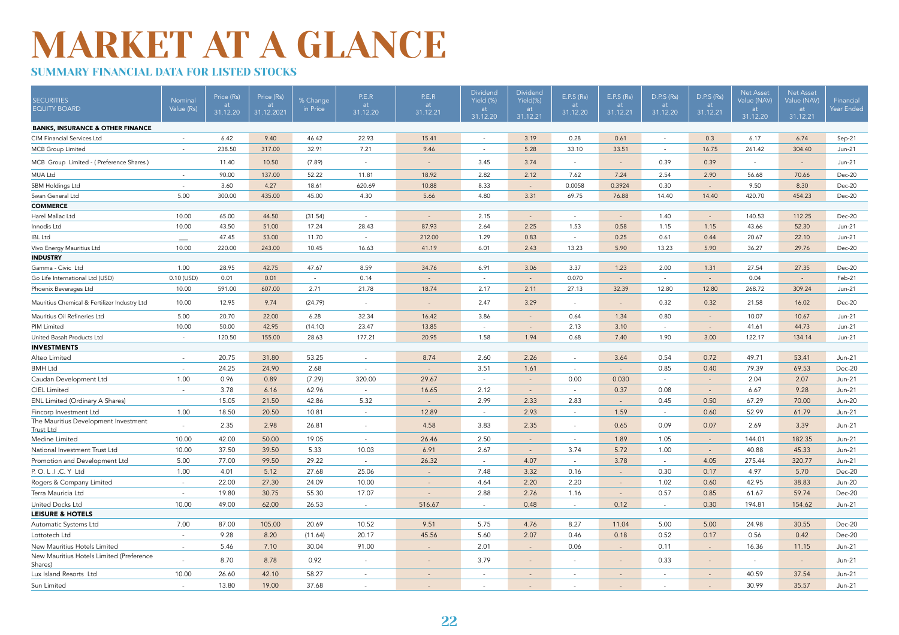# MARKET AT A GLANCE

## SUMMARY FINANCIAL DATA FOR LISTED STOCKS

| SECURITIES EQUITY BOARD | Nominal Value (Rs) | Price (Rs) at 31.12.20 | Price (Rs) at 31.12.2021 | % Change in Price | P.E.R at 31.12.20 | P.E.R at 31.12.21 | Dividend Yield (%) at 31.12.20 | Dividend Yield(%) at 31.12.21 | E.P.S (Rs) at 31.12.20 | E.P.S (Rs) at 31.12.21 | D.P.S (Rs) at 31.12.20 | D.P.S (Rs) at 31.12.21 | Net Asset Value (NAV) at 31.12.20 | Net Asset Value (NAV) at 31.12.21 | Financial Year Ended |
|---|---|---|---|---|---|---|---|---|---|---|---|---|---|---|---|
| **BANKS, INSURANCE & OTHER FINANCE** | | | | | | | | | | | | | | | |
| CIM Financial Services Ltd | - | 6.42 | 9.40 | 46.42 | 22.93 | 15.41 | - | 3.19 | 0.28 | 0.61 | - | 0.3 | 6.17 | 6.74 | Sep-21 |
| MCB Group Limited | - | 238.50 | 317.00 | 32.91 | 7.21 | 9.46 | - | 5.28 | 33.10 | 33.51 | - | 16.75 | 261.42 | 304.40 | Jun-21 |
| MCB Group Limited - ( Preference Shares ) | | 11.40 | 10.50 | (7.89) | - | - | 3.45 | 3.74 | - | - | 0.39 | 0.39 | - | - | Jun-21 |
| MUA Ltd | - | 90.00 | 137.00 | 52.22 | 11.81 | 18.92 | 2.82 | 2.12 | 7.62 | 7.24 | 2.54 | 2.90 | 56.68 | 70.66 | Dec-20 |
| SBM Holdings Ltd | - | 3.60 | 4.27 | 18.61 | 620.69 | 10.88 | 8.33 | - | 0.0058 | 0.3924 | 0.30 | - | 9.50 | 8.30 | Dec-20 |
| Swan General Ltd | 5.00 | 300.00 | 435.00 | 45.00 | 4.30 | 5.66 | 4.80 | 3.31 | 69.75 | 76.88 | 14.40 | 14.40 | 420.70 | 454.23 | Dec-20 |
| **COMMERCE** | | | | | | | | | | | | | | | |
| Harel Mallac Ltd | 10.00 | 65.00 | 44.50 | (31.54) | - | - | 2.15 | - | - | - | 1.40 | - | 140.53 | 112.25 | Dec-20 |
| Innodis Ltd | 10.00 | 43.50 | 51.00 | 17.24 | 28.43 | 87.93 | 2.64 | 2.25 | 1.53 | 0.58 | 1.15 | 1.15 | 43.66 | 52.30 | Jun-21 |
| IBL Ltd | — | 47.45 | 53.00 | 11.70 | - | 212.00 | 1.29 | 0.83 | - | 0.25 | 0.61 | 0.44 | 20.67 | 22.10 | Jun-21 |
| Vivo Energy Mauritius Ltd | 10.00 | 220.00 | 243.00 | 10.45 | 16.63 | 41.19 | 6.01 | 2.43 | 13.23 | 5.90 | 13.23 | 5.90 | 36.27 | 29.76 | Dec-20 |
| **INDUSTRY** | | | | | | | | | | | | | | | |
| Gamma - Civic Ltd | 1.00 | 28.95 | 42.75 | 47.67 | 8.59 | 34.76 | 6.91 | 3.06 | 3.37 | 1.23 | 2.00 | 1.31 | 27.54 | 27.35 | Dec-20 |
| Go Life International Ltd (USD) | 0.10 (USD) | 0.01 | 0.01 | - | 0.14 | - | - | - | 0.070 | - | - | - | 0.04 | - | Feb-21 |
| Phoenix Beverages Ltd | 10.00 | 591.00 | 607.00 | 2.71 | 21.78 | 18.74 | 2.17 | 2.11 | 27.13 | 32.39 | 12.80 | 12.80 | 268.72 | 309.24 | Jun-21 |
| Mauritius Chemical & Fertilizer Industry Ltd | 10.00 | 12.95 | 9.74 | (24.79) | - | - | 2.47 | 3.29 | - | - | 0.32 | 0.32 | 21.58 | 16.02 | Dec-20 |
| Mauritius Oil Refineries Ltd | 5.00 | 20.70 | 22.00 | 6.28 | 32.34 | 16.42 | 3.86 | - | 0.64 | 1.34 | 0.80 | - | 10.07 | 10.67 | Jun-21 |
| PIM Limited | 10.00 | 50.00 | 42.95 | (14.10) | 23.47 | 13.85 | - | - | 2.13 | 3.10 | - | - | 41.61 | 44.73 | Jun-21 |
| United Basalt Products Ltd | - | 120.50 | 155.00 | 28.63 | 177.21 | 20.95 | 1.58 | 1.94 | 0.68 | 7.40 | 1.90 | 3.00 | 122.17 | 134.14 | Jun-21 |
| **INVESTMENTS** | | | | | | | | | | | | | | | |
| Alteo Limited | - | 20.75 | 31.80 | 53.25 | - | 8.74 | 2.60 | 2.26 | - | 3.64 | 0.54 | 0.72 | 49.71 | 53.41 | Jun-21 |
| BMH Ltd | - | 24.25 | 24.90 | 2.68 | - | - | 3.51 | 1.61 | - | - | 0.85 | 0.40 | 79.39 | 69.53 | Dec-20 |
| Caudan Development Ltd | 1.00 | 0.96 | 0.89 | (7.29) | 320.00 | 29.67 | - | - | 0.00 | 0.030 | - | - | 2.04 | 2.07 | Jun-21 |
| CIEL Limited | - | 3.78 | 6.16 | 62.96 | - | 16.65 | 2.12 | - | - | 0.37 | 0.08 | - | 6.67 | 9.28 | Jun-21 |
| ENL Limited (Ordinary A Shares) | | 15.05 | 21.50 | 42.86 | 5.32 | - | 2.99 | 2.33 | 2.83 | - | 0.45 | 0.50 | 67.29 | 70.00 | Jun-20 |
| Fincorp Investment Ltd | 1.00 | 18.50 | 20.50 | 10.81 | - | 12.89 | - | 2.93 | - | 1.59 | - | 0.60 | 52.99 | 61.79 | Jun-21 |
| The Mauritius Development Investment Trust Ltd | - | 2.35 | 2.98 | 26.81 | - | 4.58 | 3.83 | 2.35 | - | 0.65 | 0.09 | 0.07 | 2.69 | 3.39 | Jun-21 |
| Medine Limited | 10.00 | 42.00 | 50.00 | 19.05 | - | 26.46 | 2.50 | - | - | 1.89 | 1.05 | - | 144.01 | 182.35 | Jun-21 |
| National Investment Trust Ltd | 10.00 | 37.50 | 39.50 | 5.33 | 10.03 | 6.91 | 2.67 | - | 3.74 | 5.72 | 1.00 | - | 40.88 | 45.33 | Jun-21 |
| Promotion and Development Ltd | 5.00 | 77.00 | 99.50 | 29.22 | - | 26.32 | - | 4.07 | - | 3.78 | - | 4.05 | 275.44 | 320.77 | Jun-21 |
| P. O. L .I .C. Y Ltd | 1.00 | 4.01 | 5.12 | 27.68 | 25.06 | - | 7.48 | 3.32 | 0.16 | - | 0.30 | 0.17 | 4.97 | 5.70 | Dec-20 |
| Rogers & Company Limited | - | 22.00 | 27.30 | 24.09 | 10.00 | - | 4.64 | 2.20 | 2.20 | - | 1.02 | 0.60 | 42.95 | 38.83 | Jun-20 |
| Terra Mauricia Ltd | - | 19.80 | 30.75 | 55.30 | 17.07 | - | 2.88 | 2.76 | 1.16 | - | 0.57 | 0.85 | 61.67 | 59.74 | Dec-20 |
| United Docks Ltd | 10.00 | 49.00 | 62.00 | 26.53 | - | 516.67 | - | 0.48 | - | 0.12 | - | 0.30 | 194.81 | 154.62 | Jun-21 |
| **LEISURE & HOTELS** | | | | | | | | | | | | | | | |
| Automatic Systems Ltd | 7.00 | 87.00 | 105.00 | 20.69 | 10.52 | 9.51 | 5.75 | 4.76 | 8.27 | 11.04 | 5.00 | 5.00 | 24.98 | 30.55 | Dec-20 |
| Lottotech Ltd | - | 9.28 | 8.20 | (11.64) | 20.17 | 45.56 | 5.60 | 2.07 | 0.46 | 0.18 | 0.52 | 0.17 | 0.56 | 0.42 | Dec-20 |
| New Mauritius Hotels Limited | - | 5.46 | 7.10 | 30.04 | 91.00 | - | 2.01 | - | 0.06 | - | 0.11 | - | 16.36 | 11.15 | Jun-21 |
| New Mauritius Hotels Limited (Preference Shares) | - | 8.70 | 8.78 | 0.92 | - | - | 3.79 | - | - | - | 0.33 | - | - | - | Jun-21 |
| Lux Island Resorts Ltd | 10.00 | 26.60 | 42.10 | 58.27 | - | - | - | - | - | - | - | - | 40.59 | 37.54 | Jun-21 |
| Sun Limited | - | 13.80 | 19.00 | 37.68 | - | - | - | - | - | - | - | - | 30.99 | 35.57 | Jun-21 |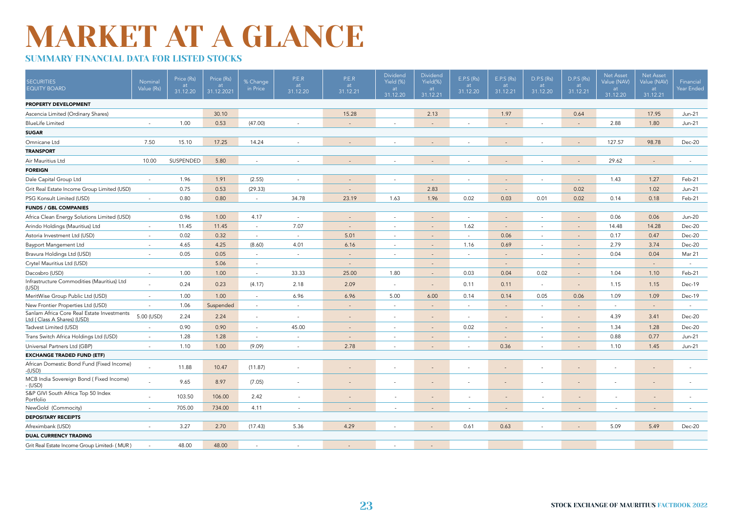# MARKET AT A GLANCE

## SUMMARY FINANCIAL DATA FOR LISTED STOCKS

| SECURITIES EQUITY BOARD | Nominal Value (Rs) | Price (Rs) at 31.12.20 | Price (Rs) at 31.12.2021 | % Change in Price | P.E.R at 31.12.20 | P.E.R at 31.12.21 | Dividend Yield (%) at 31.12.20 | Dividend Yield(%) at 31.12.21 | E.P.S (Rs) at 31.12.20 | E.P.S (Rs) at 31.12.21 | D.P.S (Rs) at 31.12.20 | D.P.S (Rs) at 31.12.21 | Net Asset Value (NAV) at 31.12.20 | Net Asset Value (NAV) at 31.12.21 | Financial Year Ended |
|---|---|---|---|---|---|---|---|---|---|---|---|---|---|---|---|
| **PROPERTY DEVELOPMENT** | | | | | | | | | | | | | | | |
| Ascencia Limited (Ordinary Shares) | | | 30.10 | | | 15.28 | | 2.13 | | 1.97 | | 0.64 | | 17.95 | Jun-21 |
| BlueLife Limited | - | 1.00 | 0.53 | (47.00) | - | - | - | - | - | - | - | - | 2.88 | 1.80 | Jun-21 |
| **SUGAR** | | | | | | | | | | | | | | | |
| Omnicane Ltd | 7.50 | 15.10 | 17.25 | 14.24 | - | - | - | - | - | - | - | - | 127.57 | 98.78 | Dec-20 |
| **TRANSPORT** | | | | | | | | | | | | | | | |
| Air Mauritius Ltd | 10.00 | SUSPENDED | 5.80 | - | - | - | - | - | - | - | - | - | 29.62 | - | - |
| **FOREIGN** | | | | | | | | | | | | | | | |
| Dale Capital Group Ltd | - | 1.96 | 1.91 | (2.55) | - | - | - | - | - | - | - | - | 1.43 | 1.27 | Feb-21 |
| Grit Real Estate Income Group Limited (USD) | | 0.75 | 0.53 | (29.33) | | - | | 2.83 | | - | | 0.02 | | 1.02 | Jun-21 |
| PSG Konsult Limited (USD) | - | 0.80 | 0.80 | - | 34.78 | 23.19 | 1.63 | 1.96 | 0.02 | 0.03 | 0.01 | 0.02 | 0.14 | 0.18 | Feb-21 |
| **FUNDS / GBL COMPANIES** | | | | | | | | | | | | | | | |
| Africa Clean Energy Solutions Limited (USD) | | 0.96 | 1.00 | 4.17 | - | - | - | - | - | - | - | - | 0.06 | 0.06 | Jun-20 |
| Arindo Holdings (Mauritius) Ltd | - | 11.45 | 11.45 | - | 7.07 | - | - | - | 1.62 | - | - | - | 14.48 | 14.28 | Dec-20 |
| Astoria Investment Ltd (USD) | - | 0.02 | 0.32 | - | - | 5.01 | - | - | - | 0.06 | - | - | 0.17 | 0.47 | Dec-20 |
| Bayport Mangement Ltd | - | 4.65 | 4.25 | (8.60) | 4.01 | 6.16 | - | - | 1.16 | 0.69 | - | - | 2.79 | 3.74 | Dec-20 |
| Bravura Holdings Ltd (USD) | - | 0.05 | 0.05 | - | - | - | - | - | - | - | - | - | 0.04 | 0.04 | Mar 21 |
| Crytel Mauritius Ltd (USD) | | | 5.06 | - | | - | | - | | - | | - | | - | - |
| Dacosbro (USD) | - | 1.00 | 1.00 | - | 33.33 | 25.00 | 1.80 | - | 0.03 | 0.04 | 0.02 | - | 1.04 | 1.10 | Feb-21 |
| Infrastructure Commodities (Mauritius) Ltd (USD) | - | 0.24 | 0.23 | (4.17) | 2.18 | 2.09 | - | - | 0.11 | 0.11 | - | - | 1.15 | 1.15 | Dec-19 |
| MeritWise Group Public Ltd (USD) | - | 1.00 | 1.00 | - | 6.96 | 6.96 | 5.00 | 6.00 | 0.14 | 0.14 | 0.05 | 0.06 | 1.09 | 1.09 | Dec-19 |
| New Frontier Properties Ltd (USD) | - | 1.06 | Suspended | - | - | - | - | - | - | - | - | - | - | - | - |
| Sanlam Africa Core Real Estate Investments Ltd ( Class A Shares) (USD) | 5.00 (USD) | 2.24 | 2.24 | - | - | - | - | - | - | - | - | - | 4.39 | 3.41 | Dec-20 |
| Tadvest Limited (USD) | - | 0.90 | 0.90 | - | 45.00 | - | - | - | 0.02 | - | - | - | 1.34 | 1.28 | Dec-20 |
| Trans Switch Africa Holdings Ltd (USD) | - | 1.28 | 1.28 | - | - | - | - | - | - | - | - | - | 0.88 | 0.77 | Jun-21 |
| Universal Partners Ltd (GBP) | - | 1.10 | 1.00 | (9.09) | - | 2.78 | - | - | - | 0.36 | - | - | 1.10 | 1.45 | Jun-21 |
| **EXCHANGE TRADED FUND (ETF)** | | | | | | | | | | | | | | | |
| African Domestic Bond Fund (Fixed Income) -(USD) | - | 11.88 | 10.47 | (11.87) | - | - | - | - | - | - | - | - | - | - | - |
| MCB India Sovereign Bond ( Fixed Income) - (USD) | - | 9.65 | 8.97 | (7.05) | - | - | - | - | - | - | - | - | - | - | - |
| S&P GIVI South Africa Top 50 Index Portfolio | - | 103.50 | 106.00 | 2.42 | - | - | - | - | - | - | - | - | - | - | - |
| NewGold (Commocity) | - | 705.00 | 734.00 | 4.11 | - | - | - | - | - | - | - | - | - | - | - |
| **DEPOSITARY RECEIPTS** | | | | | | | | | | | | | | | |
| Afreximbank (USD) | - | 3.27 | 2.70 | (17.43) | 5.36 | 4.29 | - | - | 0.61 | 0.63 | - | - | 5.09 | 5.49 | Dec-20 |
| **DUAL CURRENCY TRADING** | | | | | | | | | | | | | | | |
| Grit Real Estate Income Group Limited- ( MUR ) | - | 48.00 | 48.00 | - | - | - | - | - | | | | | | | |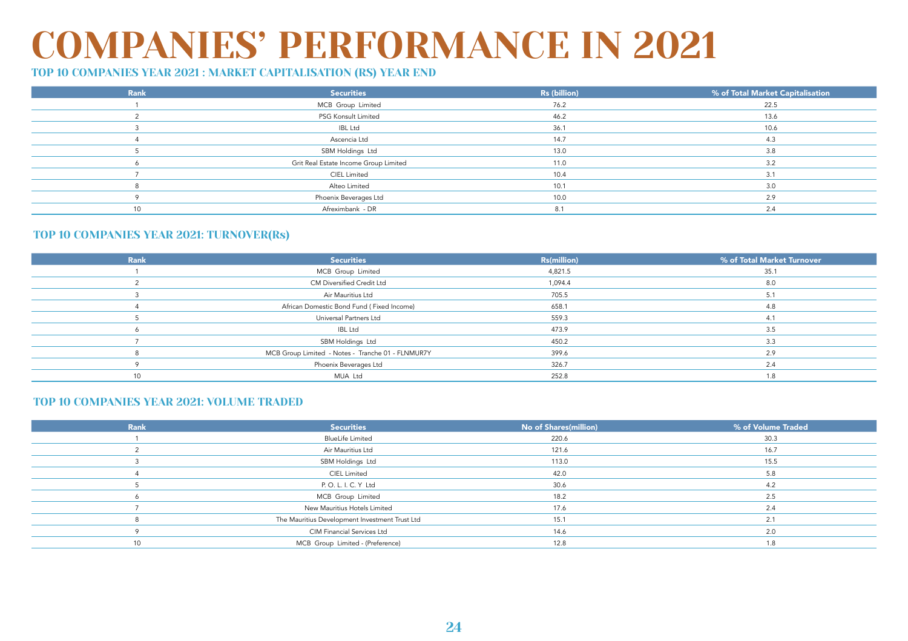# COMPANIES' PERFORMANCE IN 2021

## TOP 10 COMPANIES YEAR 2021 : MARKET CAPITALISATION (RS) YEAR END

| Rank | Securities | Rs (billion) | % of Total Market Capitalisation |
|---|---|---|---|
| 1 | MCB Group Limited | 76.2 | 22.5 |
| 2 | PSG Konsult Limited | 46.2 | 13.6 |
| 3 | IBL Ltd | 36.1 | 10.6 |
| 4 | Ascencia Ltd | 14.7 | 4.3 |
| 5 | SBM Holdings Ltd | 13.0 | 3.8 |
| 6 | Grit Real Estate Income Group Limited | 11.0 | 3.2 |
| 7 | CIEL Limited | 10.4 | 3.1 |
| 8 | Alteo Limited | 10.1 | 3.0 |
| 9 | Phoenix Beverages Ltd | 10.0 | 2.9 |
| 10 | Afreximbank - DR | 8.1 | 2.4 |

## TOP 10 COMPANIES YEAR 2021: TURNOVER(Rs)

| Rank | Securities | Rs(million) | % of Total Market Turnover |
|---|---|---|---|
| 1 | MCB Group Limited | 4,821.5 | 35.1 |
| 2 | CM Diversified Credit Ltd | 1,094.4 | 8.0 |
| 3 | Air Mauritius Ltd | 705.5 | 5.1 |
| 4 | African Domestic Bond Fund ( Fixed Income) | 658.1 | 4.8 |
| 5 | Universal Partners Ltd | 559.3 | 4.1 |
| 6 | IBL Ltd | 473.9 | 3.5 |
| 7 | SBM Holdings Ltd | 450.2 | 3.3 |
| 8 | MCB Group Limited - Notes - Tranche 01 - FLNMUR7Y | 399.6 | 2.9 |
| 9 | Phoenix Beverages Ltd | 326.7 | 2.4 |
| 10 | MUA Ltd | 252.8 | 1.8 |

## TOP 10 COMPANIES YEAR 2021: VOLUME TRADED

| Rank | Securities | No of Shares(million) | % of Volume Traded |
|---|---|---|---|
| 1 | BlueLife Limited | 220.6 | 30.3 |
| 2 | Air Mauritius Ltd | 121.6 | 16.7 |
| 3 | SBM Holdings Ltd | 113.0 | 15.5 |
| 4 | CIEL Limited | 42.0 | 5.8 |
| 5 | P. O. L. I. C. Y Ltd | 30.6 | 4.2 |
| 6 | MCB Group Limited | 18.2 | 2.5 |
| 7 | New Mauritius Hotels Limited | 17.6 | 2.4 |
| 8 | The Mauritius Development Investment Trust Ltd | 15.1 | 2.1 |
| 9 | CIM Financial Services Ltd | 14.6 | 2.0 |
| 10 | MCB Group Limited - (Preference) | 12.8 | 1.8 |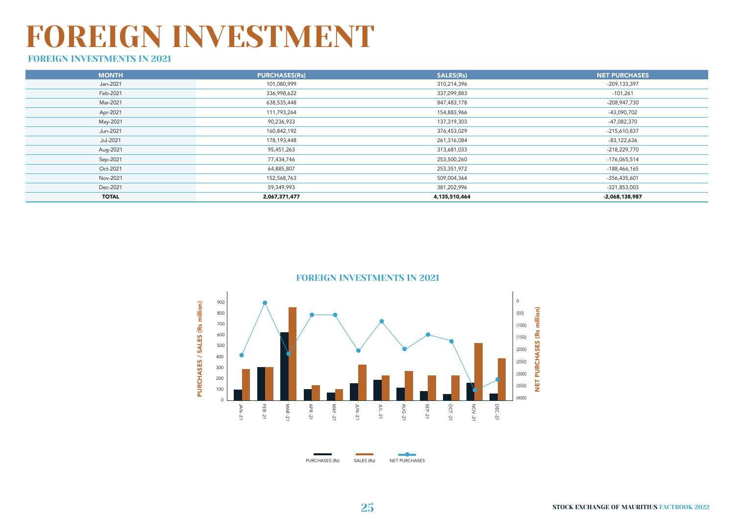# FOREIGN INVESTMENT

## FOREIGN INVESTMENTS IN 2021

| MONTH | PURCHASES(Rs) | SALES(Rs) | NET PURCHASES |
|---|---|---|---|
| Jan-2021 | 101,080,999 | 310,214,396 | -209,133,397 |
| Feb-2021 | 336,998,622 | 337,099,883 | -101,261 |
| Mar-2021 | 638,535,448 | 847,483,178 | -208,947,730 |
| Apr-2021 | 111,793,264 | 154,883,966 | -43,090,702 |
| May-2021 | 90,236,933 | 137,319,303 | -47,082,370 |
| Jun-2021 | 160,842,192 | 376,453,029 | -215,610,837 |
| Jul-2021 | 178,193,448 | 261,316,084 | -83,122,636 |
| Aug-2021 | 95,451,263 | 313,681,033 | -218,229,770 |
| Sep-2021 | 77,434,746 | 253,500,260 | -176,065,514 |
| Oct-2021 | 64,885,807 | 253,351,972 | -188,466,165 |
| Nov-2021 | 152,568,763 | 509,004,364 | -356,435,601 |
| Dec-2021 | 59,349,993 | 381,202,996 | -321,853,003 |
| **TOTAL** | **2,067,371,477** | **4,135,510,464** | **-2,068,138,987** |

### FOREIGN INVESTMENTS IN 2021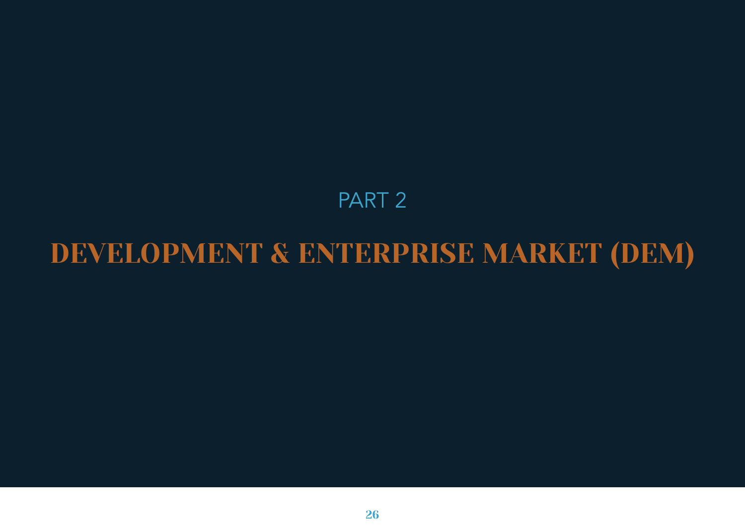PART 2

# DEVELOPMENT & ENTERPRISE MARKET (DEM)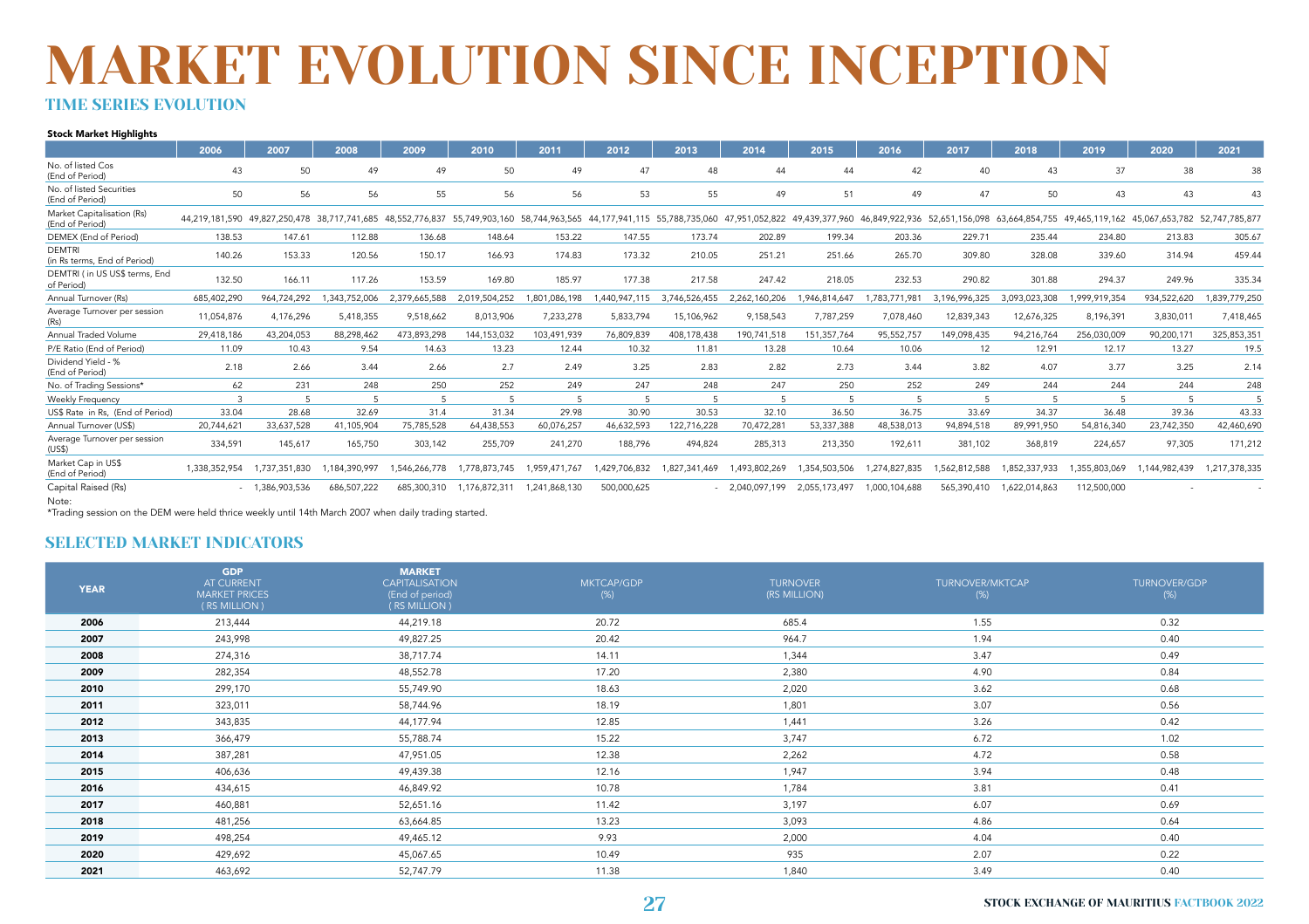# MARKET EVOLUTION SINCE INCEPTION

## TIME SERIES EVOLUTION

**Stock Market Highlights**

| | 2006 | 2007 | 2008 | 2009 | 2010 | 2011 | 2012 | 2013 | 2014 | 2015 | 2016 | 2017 | 2018 | 2019 | 2020 | 2021 |
|---|---|---|---|---|---|---|---|---|---|---|---|---|---|---|---|---|
| No. of listed Cos (End of Period) | 43 | 50 | 49 | 49 | 50 | 49 | 47 | 48 | 44 | 44 | 42 | 40 | 43 | 37 | 38 | 38 |
| No. of listed Securities (End of Period) | 50 | 56 | 56 | 55 | 56 | 56 | 53 | 55 | 49 | 51 | 49 | 47 | 50 | 43 | 43 | 43 |
| Market Capitalisation (Rs) (End of Period) | 44,219,181,590 | 49,827,250,478 | 38,717,741,685 | 48,552,776,837 | 55,749,903,160 | 58,744,963,565 | 44,177,941,115 | 55,788,735,060 | 47,951,052,822 | 49,439,377,960 | 46,849,922,936 | 52,651,156,098 | 63,664,854,755 | 49,465,119,162 | 45,067,653,782 | 52,747,785,877 |
| DEMEX (End of Period) | 138.53 | 147.61 | 112.88 | 136.68 | 148.64 | 153.22 | 147.55 | 173.74 | 202.89 | 199.34 | 203.36 | 229.71 | 235.44 | 234.80 | 213.83 | 305.67 |
| DEMTRI (in Rs terms, End of Period) | 140.26 | 153.33 | 120.56 | 150.17 | 166.93 | 174.83 | 173.32 | 210.05 | 251.21 | 251.66 | 265.70 | 309.80 | 328.08 | 339.60 | 314.94 | 459.44 |
| DEMTRI ( in US US$ terms, End of Period) | 132.50 | 166.11 | 117.26 | 153.59 | 169.80 | 185.97 | 177.38 | 217.58 | 247.42 | 218.05 | 232.53 | 290.82 | 301.88 | 294.37 | 249.96 | 335.34 |
| Annual Turnover (Rs) | 685,402,290 | 964,724,292 | 1,343,752,006 | 2,379,665,588 | 2,019,504,252 | 1,801,086,198 | 1,440,947,115 | 3,746,526,455 | 2,262,160,206 | 1,946,814,647 | 1,783,771,981 | 3,196,996,325 | 3,093,023,308 | 1,999,919,354 | 934,522,620 | 1,839,779,250 |
| Average Turnover per session (Rs) | 11,054,876 | 4,176,296 | 5,418,355 | 9,518,662 | 8,013,906 | 7,233,278 | 5,833,794 | 15,106,962 | 9,158,543 | 7,787,259 | 7,078,460 | 12,839,343 | 12,676,325 | 8,196,391 | 3,830,011 | 7,418,465 |
| Annual Traded Volume | 29,418,186 | 43,204,053 | 88,298,462 | 473,893,298 | 144,153,032 | 103,491,939 | 76,809,839 | 408,178,438 | 190,741,518 | 151,357,764 | 95,552,757 | 149,098,435 | 94,216,764 | 256,030,009 | 90,200,171 | 325,853,351 |
| P/E Ratio (End of Period) | 11.09 | 10.43 | 9.54 | 14.63 | 13.23 | 12.44 | 10.32 | 11.81 | 13.28 | 10.64 | 10.06 | 12 | 12.91 | 12.17 | 13.27 | 19.5 |
| Dividend Yield - % (End of Period) | 2.18 | 2.66 | 3.44 | 2.66 | 2.7 | 2.49 | 3.25 | 2.83 | 2.82 | 2.73 | 3.44 | 3.82 | 4.07 | 3.77 | 3.25 | 2.14 |
| No. of Trading Sessions* | 62 | 231 | 248 | 250 | 252 | 249 | 247 | 248 | 247 | 250 | 252 | 249 | 244 | 244 | 244 | 248 |
| Weekly Frequency | 3 | 5 | 5 | 5 | 5 | 5 | 5 | 5 | 5 | 5 | 5 | 5 | 5 | 5 | 5 | 5 |
| US$ Rate in Rs, (End of Period) | 33.04 | 28.68 | 32.69 | 31.4 | 31.34 | 29.98 | 30.90 | 30.53 | 32.10 | 36.50 | 36.75 | 33.69 | 34.37 | 36.48 | 39.36 | 43.33 |
| Annual Turnover (US$) | 20,744,621 | 33,637,528 | 41,105,904 | 75,785,528 | 64,438,553 | 60,076,257 | 46,632,593 | 122,716,228 | 70,472,281 | 53,337,388 | 48,538,013 | 94,894,518 | 89,991,950 | 54,816,340 | 23,742,350 | 42,460,690 |
| Average Turnover per session (US$) | 334,591 | 145,617 | 165,750 | 303,142 | 255,709 | 241,270 | 188,796 | 494,824 | 285,313 | 213,350 | 192,611 | 381,102 | 368,819 | 224,657 | 97,305 | 171,212 |
| Market Cap in US$ (End of Period) | 1,338,352,954 | 1,737,351,830 | 1,184,390,997 | 1,546,266,778 | 1,778,873,745 | 1,959,471,767 | 1,429,706,832 | 1,827,341,469 | 1,493,802,269 | 1,354,503,506 | 1,274,827,835 | 1,562,812,588 | 1,852,337,933 | 1,355,803,069 | 1,144,982,439 | 1,217,378,335 |
| Capital Raised (Rs) | - | 1,386,903,536 | 686,507,222 | 685,300,310 | 1,176,872,311 | 1,241,868,130 | 500,000,625 | - | 2,040,097,199 | 2,055,173,497 | 1,000,104,688 | 565,390,410 | 1,622,014,863 | 112,500,000 | - | - |

Note:

*Trading session on the DEM were held thrice weekly until 14th March 2007 when daily trading started.

## SELECTED MARKET INDICATORS

| YEAR | GDP AT CURRENT MARKET PRICES ( RS MILLION ) | MARKET CAPITALISATION (End of period) ( RS MILLION ) | MKTCAP/GDP (%) | TURNOVER (RS MILLION) | TURNOVER/MKTCAP (%) | TURNOVER/GDP (%) |
|---|---|---|---|---|---|---|
| 2006 | 213,444 | 44,219.18 | 20.72 | 685.4 | 1.55 | 0.32 |
| 2007 | 243,998 | 49,827.25 | 20.42 | 964.7 | 1.94 | 0.40 |
| 2008 | 274,316 | 38,717.74 | 14.11 | 1,344 | 3.47 | 0.49 |
| 2009 | 282,354 | 48,552.78 | 17.20 | 2,380 | 4.90 | 0.84 |
| 2010 | 299,170 | 55,749.90 | 18.63 | 2,020 | 3.62 | 0.68 |
| 2011 | 323,011 | 58,744.96 | 18.19 | 1,801 | 3.07 | 0.56 |
| 2012 | 343,835 | 44,177.94 | 12.85 | 1,441 | 3.26 | 0.42 |
| 2013 | 366,479 | 55,788.74 | 15.22 | 3,747 | 6.72 | 1.02 |
| 2014 | 387,281 | 47,951.05 | 12.38 | 2,262 | 4.72 | 0.58 |
| 2015 | 406,636 | 49,439.38 | 12.16 | 1,947 | 3.94 | 0.48 |
| 2016 | 434,615 | 46,849.92 | 10.78 | 1,784 | 3.81 | 0.41 |
| 2017 | 460,881 | 52,651.16 | 11.42 | 3,197 | 6.07 | 0.69 |
| 2018 | 481,256 | 63,664.85 | 13.23 | 3,093 | 4.86 | 0.64 |
| 2019 | 498,254 | 49,465.12 | 9.93 | 2,000 | 4.04 | 0.40 |
| 2020 | 429,692 | 45,067.65 | 10.49 | 935 | 2.07 | 0.22 |
| 2021 | 463,692 | 52,747.79 | 11.38 | 1,840 | 3.49 | 0.40 |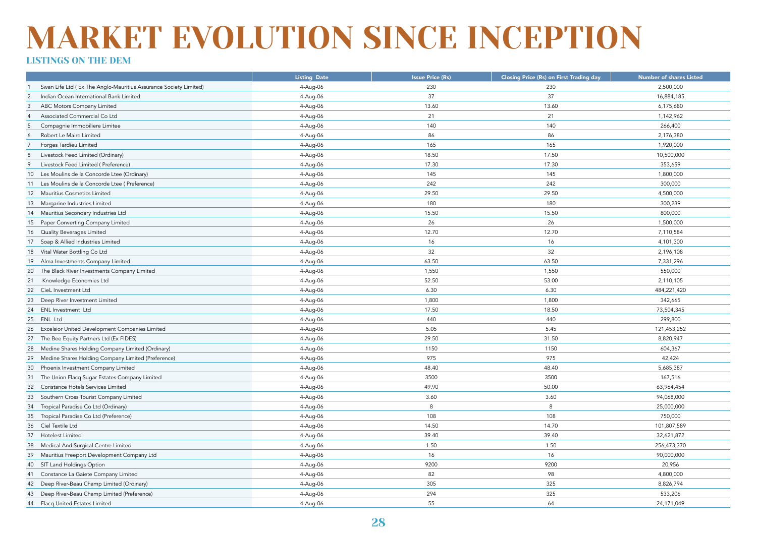# MARKET EVOLUTION SINCE INCEPTION

## LISTINGS ON THE DEM

| | | Listing Date | Issue Price (Rs) | Closing Price (Rs) on First Trading day | Number of shares Listed |
|---|---|---|---|---|---|
| 1 | Swan Life Ltd ( Ex The Anglo-Mauritius Assurance Society Limited) | 4-Aug-06 | 230 | 230 | 2,500,000 |
| 2 | Indian Ocean International Bank Limited | 4-Aug-06 | 37 | 37 | 16,884,185 |
| 3 | ABC Motors Company Limited | 4-Aug-06 | 13.60 | 13.60 | 6,175,680 |
| 4 | Associated Commercial Co Ltd | 4-Aug-06 | 21 | 21 | 1,142,962 |
| 5 | Compagnie Immobiliere Limitee | 4-Aug-06 | 140 | 140 | 266,400 |
| 6 | Robert Le Maire Limited | 4-Aug-06 | 86 | 86 | 2,176,380 |
| 7 | Forges Tardieu Limited | 4-Aug-06 | 165 | 165 | 1,920,000 |
| 8 | Livestock Feed Limited (Ordinary) | 4-Aug-06 | 18.50 | 17.50 | 10,500,000 |
| 9 | Livestock Feed Limited ( Preference) | 4-Aug-06 | 17.30 | 17.30 | 353,659 |
| 10 | Les Moulins de la Concorde Ltee (Ordinary) | 4-Aug-06 | 145 | 145 | 1,800,000 |
| 11 | Les Moulins de la Concorde Ltee ( Preference) | 4-Aug-06 | 242 | 242 | 300,000 |
| 12 | Mauritius Cosmetics Limited | 4-Aug-06 | 29.50 | 29.50 | 4,500,000 |
| 13 | Margarine Industries Limited | 4-Aug-06 | 180 | 180 | 300,239 |
| 14 | Mauritius Secondary Industries Ltd | 4-Aug-06 | 15.50 | 15.50 | 800,000 |
| 15 | Paper Converting Company Limited | 4-Aug-06 | 26 | 26 | 1,500,000 |
| 16 | Quality Beverages Limited | 4-Aug-06 | 12.70 | 12.70 | 7,110,584 |
| 17 | Soap & Allied Industries Limited | 4-Aug-06 | 16 | 16 | 4,101,300 |
| 18 | Vital Water Bottling Co Ltd | 4-Aug-06 | 32 | 32 | 2,196,108 |
| 19 | Alma Investments Company Limited | 4-Aug-06 | 63.50 | 63.50 | 7,331,296 |
| 20 | The Black River Investments Company Limited | 4-Aug-06 | 1,550 | 1,550 | 550,000 |
| 21 | Knowledge Economies Ltd | 4-Aug-06 | 52.50 | 53.00 | 2,110,105 |
| 22 | CieL Investment Ltd | 4-Aug-06 | 6.30 | 6.30 | 484,221,420 |
| 23 | Deep River Investment Limited | 4-Aug-06 | 1,800 | 1,800 | 342,665 |
| 24 | ENL Investment Ltd | 4-Aug-06 | 17.50 | 18.50 | 73,504,345 |
| 25 | ENL Ltd | 4-Aug-06 | 440 | 440 | 299,800 |
| 26 | Excelsior United Development Companies Limited | 4-Aug-06 | 5.05 | 5.45 | 121,453,252 |
| 27 | The Bee Equity Partners Ltd (Ex FIDES) | 4-Aug-06 | 29.50 | 31.50 | 8,820,947 |
| 28 | Medine Shares Holding Company Limited (Ordinary) | 4-Aug-06 | 1150 | 1150 | 604,367 |
| 29 | Medine Shares Holding Company Limited (Preference) | 4-Aug-06 | 975 | 975 | 42,424 |
| 30 | Phoenix Investment Company Limited | 4-Aug-06 | 48.40 | 48.40 | 5,685,387 |
| 31 | The Union Flacq Sugar Estates Company Limited | 4-Aug-06 | 3500 | 3500 | 167,516 |
| 32 | Constance Hotels Services Limited | 4-Aug-06 | 49.90 | 50.00 | 63,964,454 |
| 33 | Southern Cross Tourist Company Limited | 4-Aug-06 | 3.60 | 3.60 | 94,068,000 |
| 34 | Tropical Paradise Co Ltd (Ordinary) | 4-Aug-06 | 8 | 8 | 25,000,000 |
| 35 | Tropical Paradise Co Ltd (Preference) | 4-Aug-06 | 108 | 108 | 750,000 |
| 36 | Ciel Textile Ltd | 4-Aug-06 | 14.50 | 14.70 | 101,807,589 |
| 37 | Hotelest Limited | 4-Aug-06 | 39.40 | 39.40 | 32,621,872 |
| 38 | Medical And Surgical Centre Limited | 4-Aug-06 | 1.50 | 1.50 | 256,473,370 |
| 39 | Mauritius Freeport Development Company Ltd | 4-Aug-06 | 16 | 16 | 90,000,000 |
| 40 | SIT Land Holdings Option | 4-Aug-06 | 9200 | 9200 | 20,956 |
| 41 | Constance La Gaiete Company Limited | 4-Aug-06 | 82 | 98 | 4,800,000 |
| 42 | Deep River-Beau Champ Limited (Ordinary) | 4-Aug-06 | 305 | 325 | 8,826,794 |
| 43 | Deep River-Beau Champ Limited (Preference) | 4-Aug-06 | 294 | 325 | 533,206 |
| 44 | Flacq United Estates Limited | 4-Aug-06 | 55 | 64 | 24,171,049 |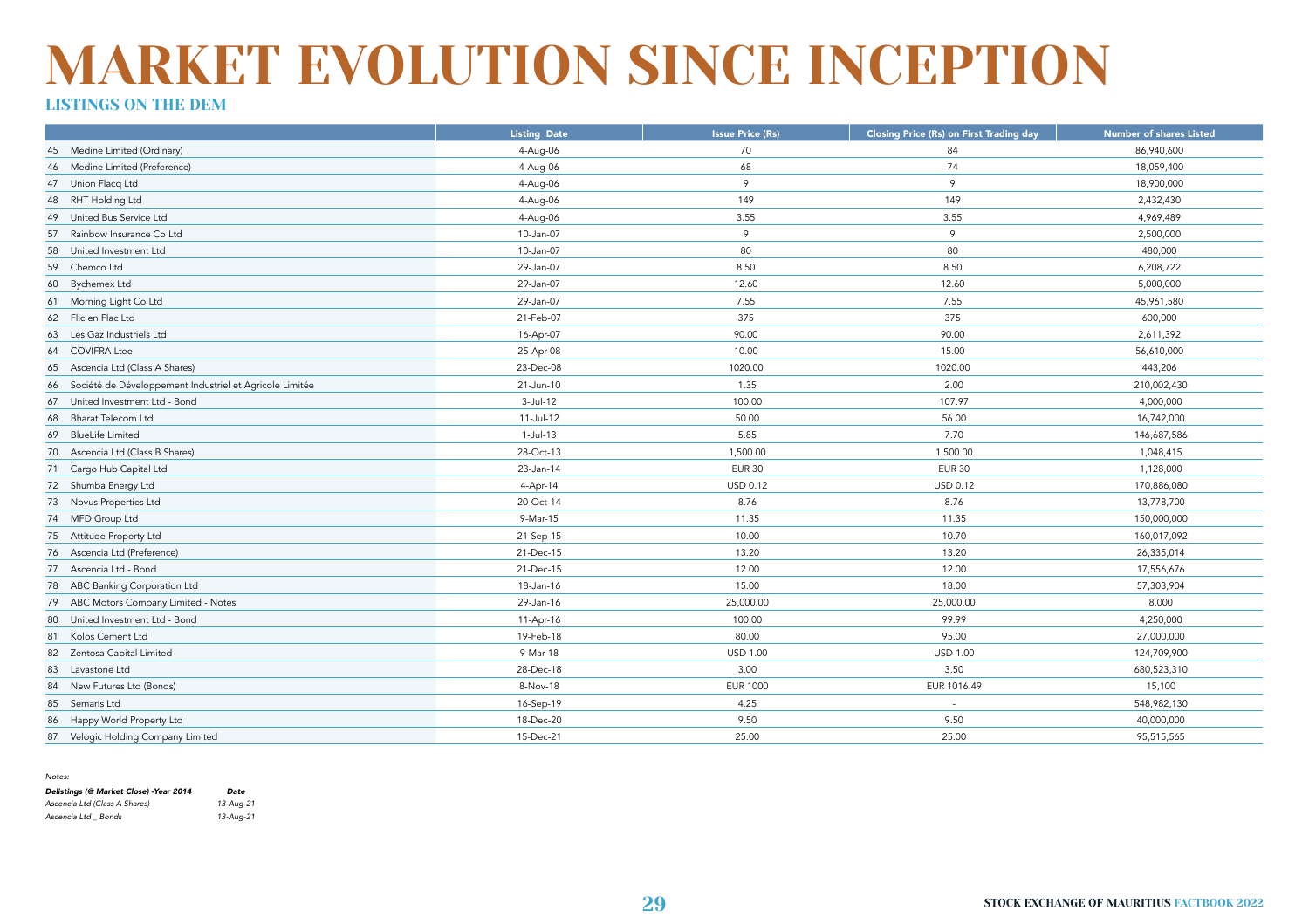# MARKET EVOLUTION SINCE INCEPTION

## LISTINGS ON THE DEM

| | Listing Date | Issue Price (Rs) | Closing Price (Rs) on First Trading day | Number of shares Listed |
|---|---|---|---|---|
| 45 Medine Limited (Ordinary) | 4-Aug-06 | 70 | 84 | 86,940,600 |
| 46 Medine Limited (Preference) | 4-Aug-06 | 68 | 74 | 18,059,400 |
| 47 Union Flacq Ltd | 4-Aug-06 | 9 | 9 | 18,900,000 |
| 48 RHT Holding Ltd | 4-Aug-06 | 149 | 149 | 2,432,430 |
| 49 United Bus Service Ltd | 4-Aug-06 | 3.55 | 3.55 | 4,969,489 |
| 57 Rainbow Insurance Co Ltd | 10-Jan-07 | 9 | 9 | 2,500,000 |
| 58 United Investment Ltd | 10-Jan-07 | 80 | 80 | 480,000 |
| 59 Chemco Ltd | 29-Jan-07 | 8.50 | 8.50 | 6,208,722 |
| 60 Bychemex Ltd | 29-Jan-07 | 12.60 | 12.60 | 5,000,000 |
| 61 Morning Light Co Ltd | 29-Jan-07 | 7.55 | 7.55 | 45,961,580 |
| 62 Flic en Flac Ltd | 21-Feb-07 | 375 | 375 | 600,000 |
| 63 Les Gaz Industriels Ltd | 16-Apr-07 | 90.00 | 90.00 | 2,611,392 |
| 64 COVIFRA Ltee | 25-Apr-08 | 10.00 | 15.00 | 56,610,000 |
| 65 Ascencia Ltd (Class A Shares) | 23-Dec-08 | 1020.00 | 1020.00 | 443,206 |
| 66 Société de Développement Industriel et Agricole Limitée | 21-Jun-10 | 1.35 | 2.00 | 210,002,430 |
| 67 United Investment Ltd - Bond | 3-Jul-12 | 100.00 | 107.97 | 4,000,000 |
| 68 Bharat Telecom Ltd | 11-Jul-12 | 50.00 | 56.00 | 16,742,000 |
| 69 BlueLife Limited | 1-Jul-13 | 5.85 | 7.70 | 146,687,586 |
| 70 Ascencia Ltd (Class B Shares) | 28-Oct-13 | 1,500.00 | 1,500.00 | 1,048,415 |
| 71 Cargo Hub Capital Ltd | 23-Jan-14 | EUR 30 | EUR 30 | 1,128,000 |
| 72 Shumba Energy Ltd | 4-Apr-14 | USD 0.12 | USD 0.12 | 170,886,080 |
| 73 Novus Properties Ltd | 20-Oct-14 | 8.76 | 8.76 | 13,778,700 |
| 74 MFD Group Ltd | 9-Mar-15 | 11.35 | 11.35 | 150,000,000 |
| 75 Attitude Property Ltd | 21-Sep-15 | 10.00 | 10.70 | 160,017,092 |
| 76 Ascencia Ltd (Preference) | 21-Dec-15 | 13.20 | 13.20 | 26,335,014 |
| 77 Ascencia Ltd - Bond | 21-Dec-15 | 12.00 | 12.00 | 17,556,676 |
| 78 ABC Banking Corporation Ltd | 18-Jan-16 | 15.00 | 18.00 | 57,303,904 |
| 79 ABC Motors Company Limited - Notes | 29-Jan-16 | 25,000.00 | 25,000.00 | 8,000 |
| 80 United Investment Ltd - Bond | 11-Apr-16 | 100.00 | 99.99 | 4,250,000 |
| 81 Kolos Cement Ltd | 19-Feb-18 | 80.00 | 95.00 | 27,000,000 |
| 82 Zentosa Capital Limited | 9-Mar-18 | USD 1.00 | USD 1.00 | 124,709,900 |
| 83 Lavastone Ltd | 28-Dec-18 | 3.00 | 3.50 | 680,523,310 |
| 84 New Futures Ltd (Bonds) | 8-Nov-18 | EUR 1000 | EUR 1016.49 | 15,100 |
| 85 Semaris Ltd | 16-Sep-19 | 4.25 | - | 548,982,130 |
| 86 Happy World Property Ltd | 18-Dec-20 | 9.50 | 9.50 | 40,000,000 |
| 87 Velogic Holding Company Limited | 15-Dec-21 | 25.00 | 25.00 | 95,515,565 |

*Notes:*

| ***Delistings (@ Market Close) -Year 2014*** | ***Date*** |
|---|---|
| *Ascencia Ltd (Class A Shares)* | *13-Aug-21* |
| *Ascencia Ltd _ Bonds* | *13-Aug-21* |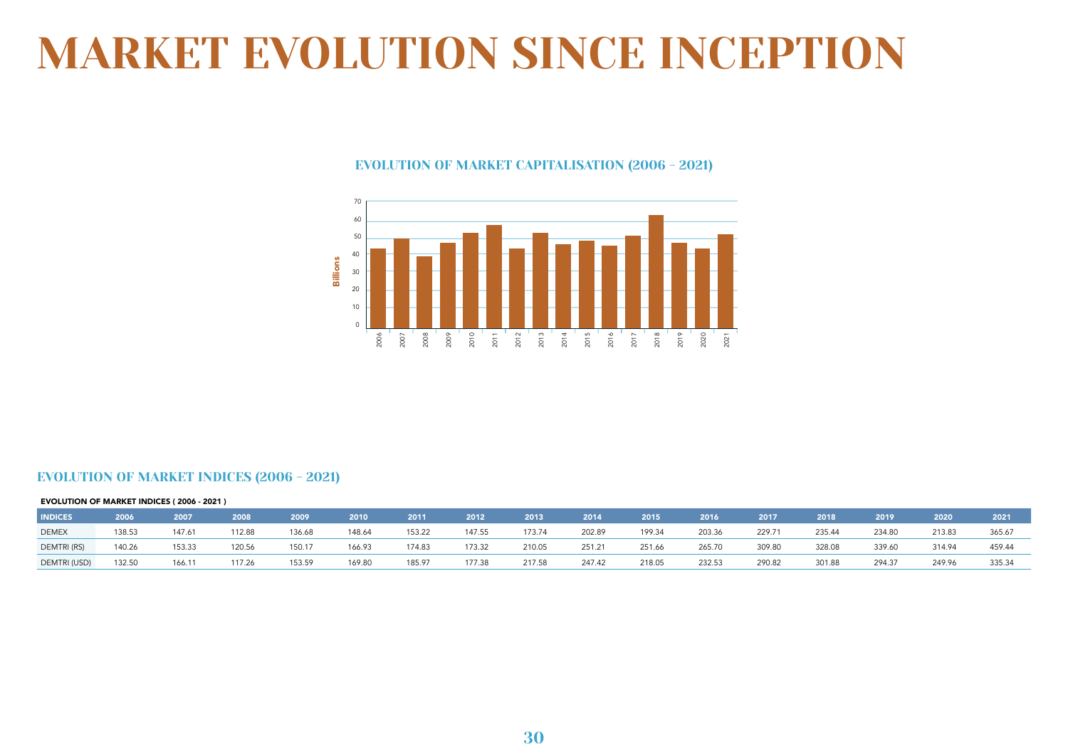# MARKET EVOLUTION SINCE INCEPTION

## EVOLUTION OF MARKET CAPITALISATION (2006 - 2021)

## EVOLUTION OF MARKET INDICES (2006 - 2021)

**EVOLUTION OF MARKET INDICES ( 2006 - 2021 )**

| INDICES | 2006 | 2007 | 2008 | 2009 | 2010 | 2011 | 2012 | 2013 | 2014 | 2015 | 2016 | 2017 | 2018 | 2019 | 2020 | 2021 |
|---|---|---|---|---|---|---|---|---|---|---|---|---|---|---|---|---|
| DEMEX | 138.53 | 147.61 | 112.88 | 136.68 | 148.64 | 153.22 | 147.55 | 173.74 | 202.89 | 199.34 | 203.36 | 229.71 | 235.44 | 234.80 | 213.83 | 365.67 |
| DEMTRI (RS) | 140.26 | 153.33 | 120.56 | 150.17 | 166.93 | 174.83 | 173.32 | 210.05 | 251.21 | 251.66 | 265.70 | 309.80 | 328.08 | 339.60 | 314.94 | 459.44 |
| DEMTRI (USD) | 132.50 | 166.11 | 117.26 | 153.59 | 169.80 | 185.97 | 177.38 | 217.58 | 247.42 | 218.05 | 232.53 | 290.82 | 301.88 | 294.37 | 249.96 | 335.34 |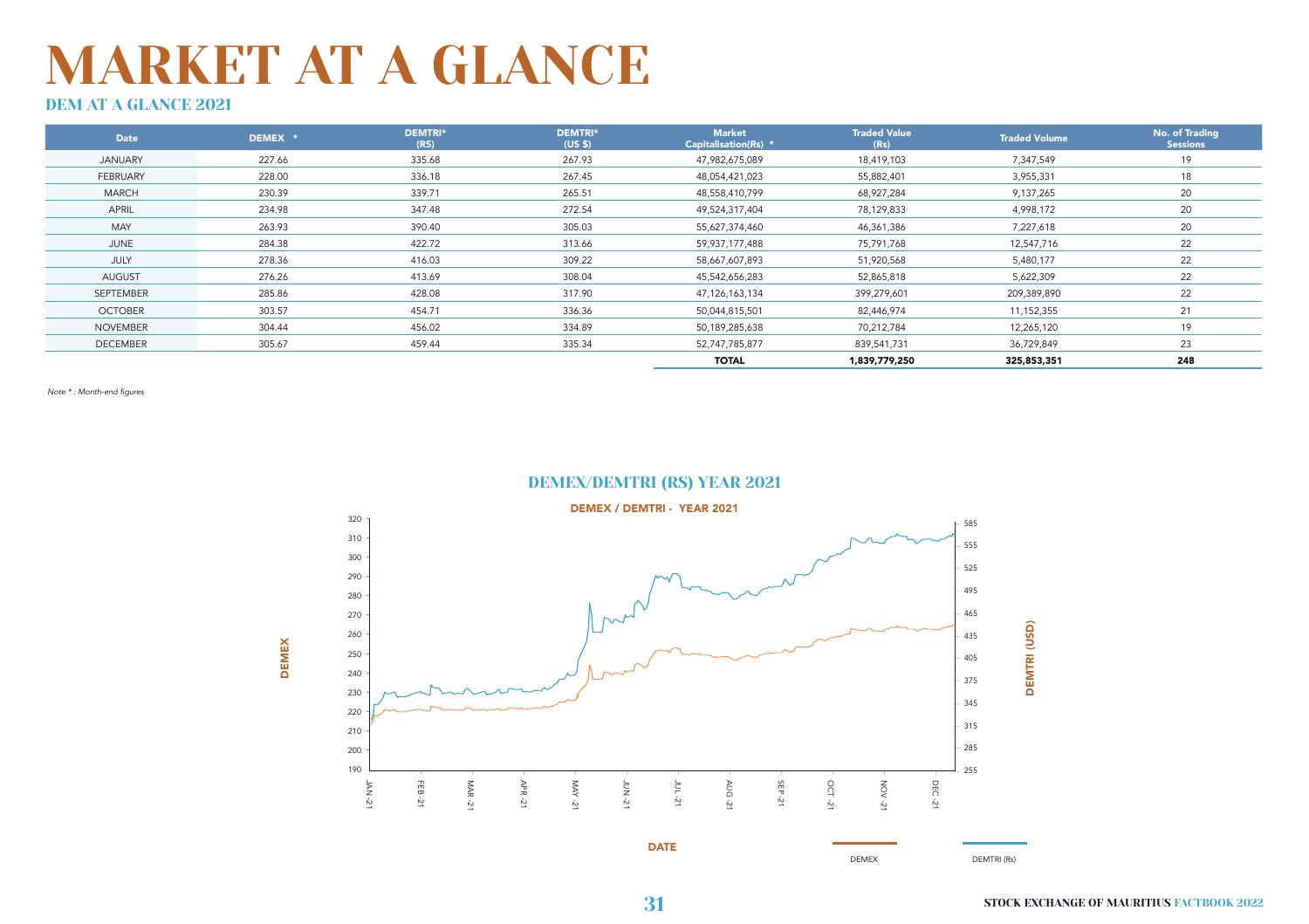# MARKET AT A GLANCE

## DEM AT A GLANCE 2021

| Date | DEMEX * | DEMTRI* (RS) | DEMTRI* (US $) | Market Capitalisation(Rs) * | Traded Value (Rs) | Traded Volume | No. of Trading Sessions |
|---|---|---|---|---|---|---|---|
| JANUARY | 227.66 | 335.68 | 267.93 | 47,982,675,089 | 18,419,103 | 7,347,549 | 19 |
| FEBRUARY | 228.00 | 336.18 | 267.45 | 48,054,421,023 | 55,882,401 | 3,955,331 | 18 |
| MARCH | 230.39 | 339.71 | 265.51 | 48,558,410,799 | 68,927,284 | 9,137,265 | 20 |
| APRIL | 234.98 | 347.48 | 272.54 | 49,524,317,404 | 78,129,833 | 4,998,172 | 20 |
| MAY | 263.93 | 390.40 | 305.03 | 55,627,374,460 | 46,361,386 | 7,227,618 | 20 |
| JUNE | 284.38 | 422.72 | 313.66 | 59,937,177,488 | 75,791,768 | 12,547,716 | 22 |
| JULY | 278.36 | 416.03 | 309.22 | 58,667,607,893 | 51,920,568 | 5,480,177 | 22 |
| AUGUST | 276.26 | 413.69 | 308.04 | 45,542,656,283 | 52,865,818 | 5,622,309 | 22 |
| SEPTEMBER | 285.86 | 428.08 | 317.90 | 47,126,163,134 | 399,279,601 | 209,389,890 | 22 |
| OCTOBER | 303.57 | 454.71 | 336.36 | 50,044,815,501 | 82,446,974 | 11,152,355 | 21 |
| NOVEMBER | 304.44 | 456.02 | 334.89 | 50,189,285,638 | 70,212,784 | 12,265,120 | 19 |
| DECEMBER | 305.67 | 459.44 | 335.34 | 52,747,785,877 | 839,541,731 | 36,729,849 | 23 |
| | | | | **TOTAL** | **1,839,779,250** | **325,853,351** | **248** |

*Note * : Month-end figures*

## DEMEX/DEMTRI (RS) YEAR 2021

DEMEX / DEMTRI - YEAR 2021

Legend: DEMEX, DEMTRI (Rs)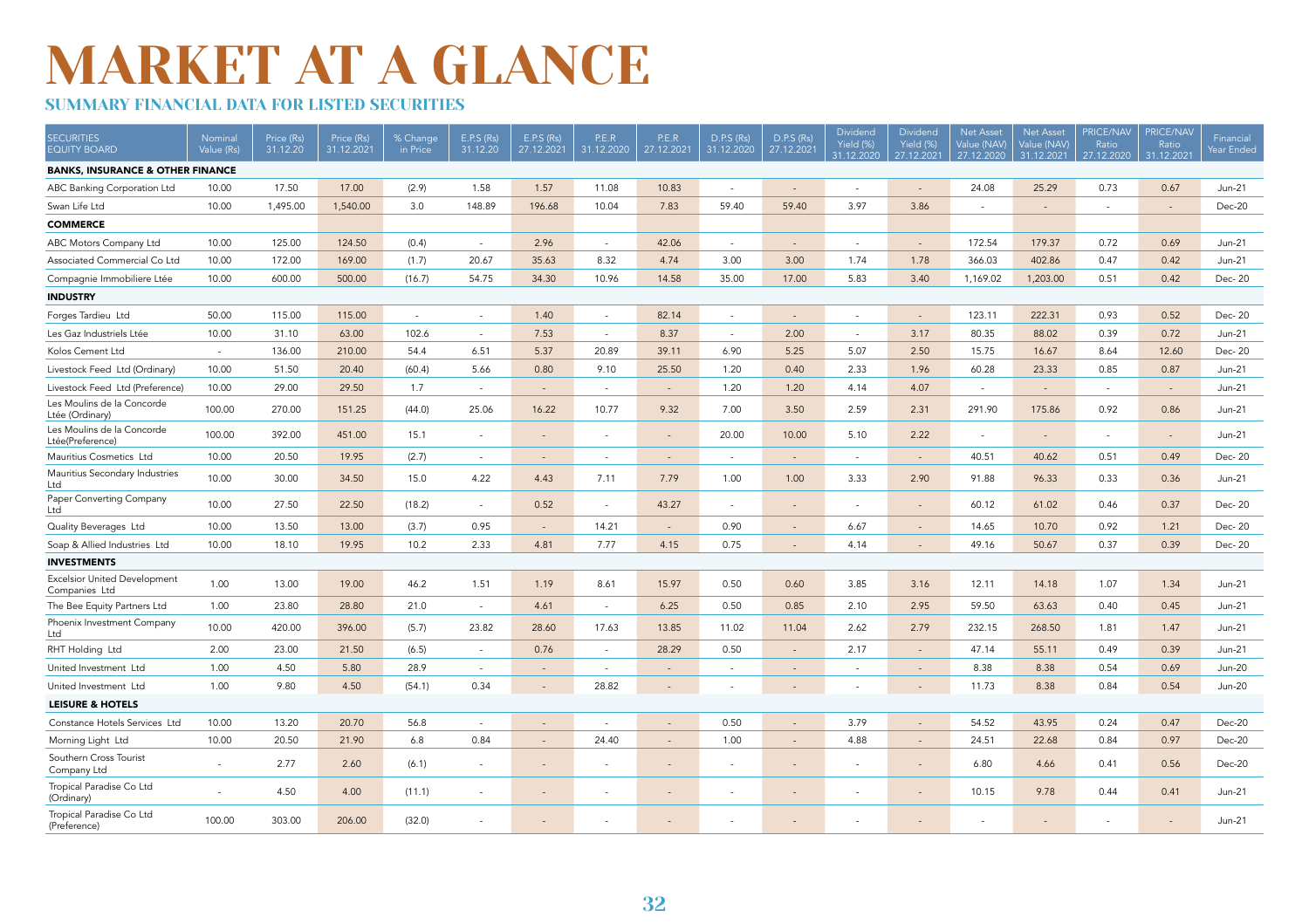# MARKET AT A GLANCE

## SUMMARY FINANCIAL DATA FOR LISTED SECURITIES

| SECURITIES EQUITY BOARD | Nominal Value (Rs) | Price (Rs) 31.12.20 | Price (Rs) 31.12.2021 | % Change in Price | E.P.S (Rs) 31.12.20 | E.P.S (Rs) 27.12.2021 | P.E.R 31.12.2020 | P.E.R 27.12.2021 | D.P.S (Rs) 31.12.2020 | D.P.S (Rs) 27.12.2021 | Dividend Yield (%) 31.12.2020 | Dividend Yield (%) 27.12.2021 | Net Asset Value (NAV) 27.12.2020 | Net Asset Value (NAV) 31.12.2021 | PRICE/NAV Ratio 27.12.2020 | PRICE/NAV Ratio 31.12.2021 | Financial Year Ended |
|---|---|---|---|---|---|---|---|---|---|---|---|---|---|---|---|---|---|
| **BANKS, INSURANCE & OTHER FINANCE** | | | | | | | | | | | | | | | | | |
| ABC Banking Corporation Ltd | 10.00 | 17.50 | 17.00 | (2.9) | 1.58 | 1.57 | 11.08 | 10.83 | - | - | - | - | 24.08 | 25.29 | 0.73 | 0.67 | Jun-21 |
| Swan Life Ltd | 10.00 | 1,495.00 | 1,540.00 | 3.0 | 148.89 | 196.68 | 10.04 | 7.83 | 59.40 | 59.40 | 3.97 | 3.86 | - | - | - | - | Dec-20 |
| **COMMERCE** | | | | | | | | | | | | | | | | | |
| ABC Motors Company Ltd | 10.00 | 125.00 | 124.50 | (0.4) | - | 2.96 | - | 42.06 | - | - | - | - | 172.54 | 179.37 | 0.72 | 0.69 | Jun-21 |
| Associated Commercial Co Ltd | 10.00 | 172.00 | 169.00 | (1.7) | 20.67 | 35.63 | 8.32 | 4.74 | 3.00 | 3.00 | 1.74 | 1.78 | 366.03 | 402.86 | 0.47 | 0.42 | Jun-21 |
| Compagnie Immobiliere Ltée | 10.00 | 600.00 | 500.00 | (16.7) | 54.75 | 34.30 | 10.96 | 14.58 | 35.00 | 17.00 | 5.83 | 3.40 | 1,169.02 | 1,203.00 | 0.51 | 0.42 | Dec- 20 |
| **INDUSTRY** | | | | | | | | | | | | | | | | | |
| Forges Tardieu Ltd | 50.00 | 115.00 | 115.00 | - | - | 1.40 | - | 82.14 | - | - | - | - | 123.11 | 222.31 | 0.93 | 0.52 | Dec- 20 |
| Les Gaz Industriels Ltée | 10.00 | 31.10 | 63.00 | 102.6 | - | 7.53 | - | 8.37 | - | 2.00 | - | 3.17 | 80.35 | 88.02 | 0.39 | 0.72 | Jun-21 |
| Kolos Cement Ltd | - | 136.00 | 210.00 | 54.4 | 6.51 | 5.37 | 20.89 | 39.11 | 6.90 | 5.25 | 5.07 | 2.50 | 15.75 | 16.67 | 8.64 | 12.60 | Dec- 20 |
| Livestock Feed Ltd (Ordinary) | 10.00 | 51.50 | 20.40 | (60.4) | 5.66 | 0.80 | 9.10 | 25.50 | 1.20 | 0.40 | 2.33 | 1.96 | 60.28 | 23.33 | 0.85 | 0.87 | Jun-21 |
| Livestock Feed Ltd (Preference) | 10.00 | 29.00 | 29.50 | 1.7 | - | - | - | - | 1.20 | 1.20 | 4.14 | 4.07 | - | - | - | - | Jun-21 |
| Les Moulins de la Concorde Ltée (Ordinary) | 100.00 | 270.00 | 151.25 | (44.0) | 25.06 | 16.22 | 10.77 | 9.32 | 7.00 | 3.50 | 2.59 | 2.31 | 291.90 | 175.86 | 0.92 | 0.86 | Jun-21 |
| Les Moulins de la Concorde Ltée(Preference) | 100.00 | 392.00 | 451.00 | 15.1 | - | - | - | - | 20.00 | 10.00 | 5.10 | 2.22 | - | - | - | - | Jun-21 |
| Mauritius Cosmetics Ltd | 10.00 | 20.50 | 19.95 | (2.7) | - | - | - | - | - | - | - | - | 40.51 | 40.62 | 0.51 | 0.49 | Dec- 20 |
| Mauritius Secondary Industries Ltd | 10.00 | 30.00 | 34.50 | 15.0 | 4.22 | 4.43 | 7.11 | 7.79 | 1.00 | 1.00 | 3.33 | 2.90 | 91.88 | 96.33 | 0.33 | 0.36 | Jun-21 |
| Paper Converting Company Ltd | 10.00 | 27.50 | 22.50 | (18.2) | - | 0.52 | - | 43.27 | - | - | - | - | 60.12 | 61.02 | 0.46 | 0.37 | Dec- 20 |
| Quality Beverages Ltd | 10.00 | 13.50 | 13.00 | (3.7) | 0.95 | - | 14.21 | - | 0.90 | - | 6.67 | - | 14.65 | 10.70 | 0.92 | 1.21 | Dec- 20 |
| Soap & Allied Industries Ltd | 10.00 | 18.10 | 19.95 | 10.2 | 2.33 | 4.81 | 7.77 | 4.15 | 0.75 | - | 4.14 | - | 49.16 | 50.67 | 0.37 | 0.39 | Dec- 20 |
| **INVESTMENTS** | | | | | | | | | | | | | | | | | |
| Excelsior United Development Companies Ltd | 1.00 | 13.00 | 19.00 | 46.2 | 1.51 | 1.19 | 8.61 | 15.97 | 0.50 | 0.60 | 3.85 | 3.16 | 12.11 | 14.18 | 1.07 | 1.34 | Jun-21 |
| The Bee Equity Partners Ltd | 1.00 | 23.80 | 28.80 | 21.0 | - | 4.61 | - | 6.25 | 0.50 | 0.85 | 2.10 | 2.95 | 59.50 | 63.63 | 0.40 | 0.45 | Jun-21 |
| Phoenix Investment Company Ltd | 10.00 | 420.00 | 396.00 | (5.7) | 23.82 | 28.60 | 17.63 | 13.85 | 11.02 | 11.04 | 2.62 | 2.79 | 232.15 | 268.50 | 1.81 | 1.47 | Jun-21 |
| RHT Holding Ltd | 2.00 | 23.00 | 21.50 | (6.5) | - | 0.76 | - | 28.29 | 0.50 | - | 2.17 | - | 47.14 | 55.11 | 0.49 | 0.39 | Jun-21 |
| United Investment Ltd | 1.00 | 4.50 | 5.80 | 28.9 | - | - | - | - | - | - | - | - | 8.38 | 8.38 | 0.54 | 0.69 | Jun-20 |
| United Investment Ltd | 1.00 | 9.80 | 4.50 | (54.1) | 0.34 | - | 28.82 | - | - | - | - | - | 11.73 | 8.38 | 0.84 | 0.54 | Jun-20 |
| **LEISURE & HOTELS** | | | | | | | | | | | | | | | | | |
| Constance Hotels Services Ltd | 10.00 | 13.20 | 20.70 | 56.8 | - | - | - | - | 0.50 | - | 3.79 | - | 54.52 | 43.95 | 0.24 | 0.47 | Dec-20 |
| Morning Light Ltd | 10.00 | 20.50 | 21.90 | 6.8 | 0.84 | - | 24.40 | - | 1.00 | - | 4.88 | - | 24.51 | 22.68 | 0.84 | 0.97 | Dec-20 |
| Southern Cross Tourist Company Ltd | - | 2.77 | 2.60 | (6.1) | - | - | - | - | - | - | - | - | 6.80 | 4.66 | 0.41 | 0.56 | Dec-20 |
| Tropical Paradise Co Ltd (Ordinary) | - | 4.50 | 4.00 | (11.1) | - | - | - | - | - | - | - | - | 10.15 | 9.78 | 0.44 | 0.41 | Jun-21 |
| Tropical Paradise Co Ltd (Preference) | 100.00 | 303.00 | 206.00 | (32.0) | - | - | - | - | - | - | - | - | - | - | - | - | Jun-21 |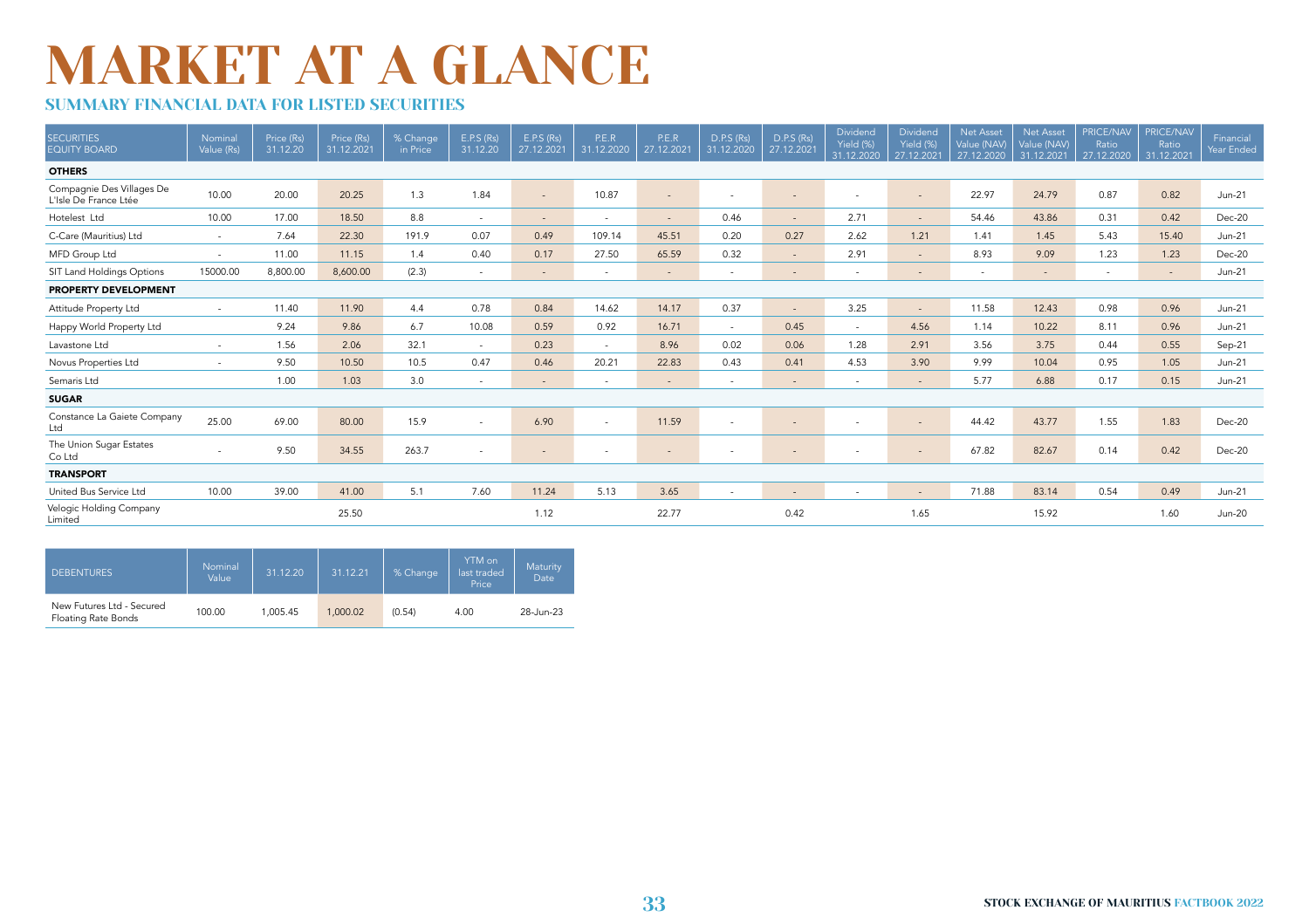# MARKET AT A GLANCE

## SUMMARY FINANCIAL DATA FOR LISTED SECURITIES

| SECURITIES EQUITY BOARD | Nominal Value (Rs) | Price (Rs) 31.12.20 | Price (Rs) 31.12.2021 | % Change in Price | E.P.S (Rs) 31.12.20 | E.P.S (Rs) 27.12.2021 | P.E.R 31.12.2020 | P.E.R 27.12.2021 | D.P.S (Rs) 31.12.2020 | D.P.S (Rs) 27.12.2021 | Dividend Yield (%) 31.12.2020 | Dividend Yield (%) 27.12.2021 | Net Asset Value (NAV) 27.12.2020 | Net Asset Value (NAV) 31.12.2021 | PRICE/NAV Ratio 27.12.2020 | PRICE/NAV Ratio 31.12.2021 | Financial Year Ended |
|---|---|---|---|---|---|---|---|---|---|---|---|---|---|---|---|---|---|
| **OTHERS** | | | | | | | | | | | | | | | | | |
| Compagnie Des Villages De L'Isle De France Ltée | 10.00 | 20.00 | 20.25 | 1.3 | 1.84 | - | 10.87 | - | - | - | - | - | 22.97 | 24.79 | 0.87 | 0.82 | Jun-21 |
| Hotelest Ltd | 10.00 | 17.00 | 18.50 | 8.8 | - | - | - | - | 0.46 | - | 2.71 | - | 54.46 | 43.86 | 0.31 | 0.42 | Dec-20 |
| C-Care (Mauritius) Ltd | - | 7.64 | 22.30 | 191.9 | 0.07 | 0.49 | 109.14 | 45.51 | 0.20 | 0.27 | 2.62 | 1.21 | 1.41 | 1.45 | 5.43 | 15.40 | Jun-21 |
| MFD Group Ltd | - | 11.00 | 11.15 | 1.4 | 0.40 | 0.17 | 27.50 | 65.59 | 0.32 | - | 2.91 | - | 8.93 | 9.09 | 1.23 | 1.23 | Dec-20 |
| SIT Land Holdings Options | 15000.00 | 8,800.00 | 8,600.00 | (2.3) | - | - | - | - | - | - | - | - | - | - | - | - | Jun-21 |
| **PROPERTY DEVELOPMENT** | | | | | | | | | | | | | | | | | |
| Attitude Property Ltd | - | 11.40 | 11.90 | 4.4 | 0.78 | 0.84 | 14.62 | 14.17 | 0.37 | - | 3.25 | - | 11.58 | 12.43 | 0.98 | 0.96 | Jun-21 |
| Happy World Property Ltd | | 9.24 | 9.86 | 6.7 | 10.08 | 0.59 | 0.92 | 16.71 | - | 0.45 | - | 4.56 | 1.14 | 10.22 | 8.11 | 0.96 | Jun-21 |
| Lavastone Ltd | - | 1.56 | 2.06 | 32.1 | - | 0.23 | - | 8.96 | 0.02 | 0.06 | 1.28 | 2.91 | 3.56 | 3.75 | 0.44 | 0.55 | Sep-21 |
| Novus Properties Ltd | - | 9.50 | 10.50 | 10.5 | 0.47 | 0.46 | 20.21 | 22.83 | 0.43 | 0.41 | 4.53 | 3.90 | 9.99 | 10.04 | 0.95 | 1.05 | Jun-21 |
| Semaris Ltd | | 1.00 | 1.03 | 3.0 | - | - | - | - | - | - | - | - | 5.77 | 6.88 | 0.17 | 0.15 | Jun-21 |
| **SUGAR** | | | | | | | | | | | | | | | | | |
| Constance La Gaiete Company Ltd | 25.00 | 69.00 | 80.00 | 15.9 | - | 6.90 | - | 11.59 | - | - | - | - | 44.42 | 43.77 | 1.55 | 1.83 | Dec-20 |
| The Union Sugar Estates Co Ltd | - | 9.50 | 34.55 | 263.7 | - | - | - | - | - | - | - | - | 67.82 | 82.67 | 0.14 | 0.42 | Dec-20 |
| **TRANSPORT** | | | | | | | | | | | | | | | | | |
| United Bus Service Ltd | 10.00 | 39.00 | 41.00 | 5.1 | 7.60 | 11.24 | 5.13 | 3.65 | - | - | - | - | 71.88 | 83.14 | 0.54 | 0.49 | Jun-21 |
| Velogic Holding Company Limited | | | 25.50 | | | 1.12 | | 22.77 | | 0.42 | | 1.65 | | 15.92 | | 1.60 | Jun-20 |

| DEBENTURES | Nominal Value | 31.12.20 | 31.12.21 | % Change | YTM on last traded Price | Maturity Date |
|---|---|---|---|---|---|---|
| New Futures Ltd - Secured Floating Rate Bonds | 100.00 | 1,005.45 | 1,000.02 | (0.54) | 4.00 | 28-Jun-23 |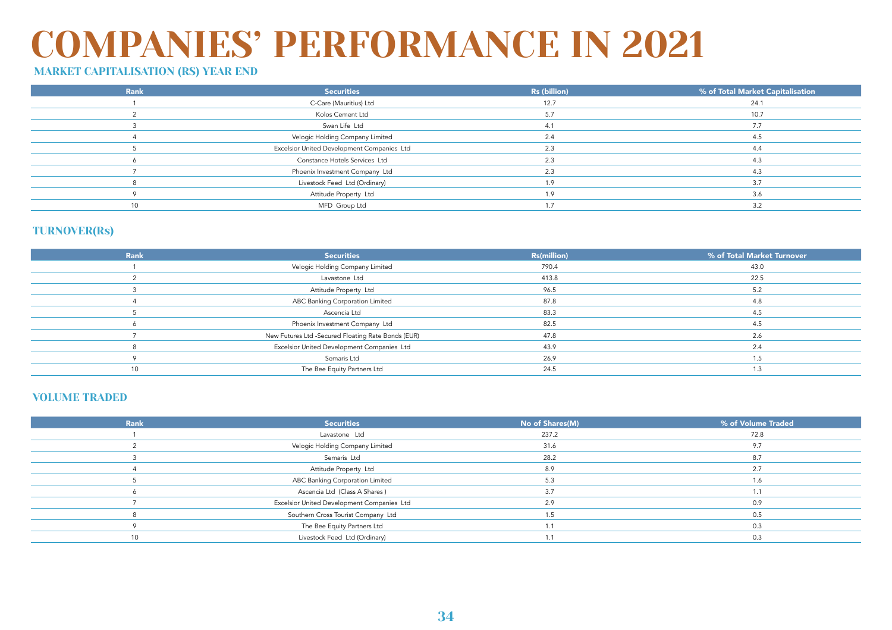# COMPANIES' PERFORMANCE IN 2021

## MARKET CAPITALISATION (RS) YEAR END

| Rank | Securities | Rs (billion) | % of Total Market Capitalisation |
|---|---|---|---|
| 1 | C-Care (Mauritius) Ltd | 12.7 | 24.1 |
| 2 | Kolos Cement Ltd | 5.7 | 10.7 |
| 3 | Swan Life Ltd | 4.1 | 7.7 |
| 4 | Velogic Holding Company Limited | 2.4 | 4.5 |
| 5 | Excelsior United Development Companies Ltd | 2.3 | 4.4 |
| 6 | Constance Hotels Services Ltd | 2.3 | 4.3 |
| 7 | Phoenix Investment Company Ltd | 2.3 | 4.3 |
| 8 | Livestock Feed Ltd (Ordinary) | 1.9 | 3.7 |
| 9 | Attitude Property Ltd | 1.9 | 3.6 |
| 10 | MFD Group Ltd | 1.7 | 3.2 |

## TURNOVER(Rs)

| Rank | Securities | Rs(million) | % of Total Market Turnover |
|---|---|---|---|
| 1 | Velogic Holding Company Limited | 790.4 | 43.0 |
| 2 | Lavastone Ltd | 413.8 | 22.5 |
| 3 | Attitude Property Ltd | 96.5 | 5.2 |
| 4 | ABC Banking Corporation Limited | 87.8 | 4.8 |
| 5 | Ascencia Ltd | 83.3 | 4.5 |
| 6 | Phoenix Investment Company Ltd | 82.5 | 4.5 |
| 7 | New Futures Ltd -Secured Floating Rate Bonds (EUR) | 47.8 | 2.6 |
| 8 | Excelsior United Development Companies Ltd | 43.9 | 2.4 |
| 9 | Semaris Ltd | 26.9 | 1.5 |
| 10 | The Bee Equity Partners Ltd | 24.5 | 1.3 |

## VOLUME TRADED

| Rank | Securities | No of Shares(M) | % of Volume Traded |
|---|---|---|---|
| 1 | Lavastone Ltd | 237.2 | 72.8 |
| 2 | Velogic Holding Company Limited | 31.6 | 9.7 |
| 3 | Semaris Ltd | 28.2 | 8.7 |
| 4 | Attitude Property Ltd | 8.9 | 2.7 |
| 5 | ABC Banking Corporation Limited | 5.3 | 1.6 |
| 6 | Ascencia Ltd (Class A Shares ) | 3.7 | 1.1 |
| 7 | Excelsior United Development Companies Ltd | 2.9 | 0.9 |
| 8 | Southern Cross Tourist Company Ltd | 1.5 | 0.5 |
| 9 | The Bee Equity Partners Ltd | 1.1 | 0.3 |
| 10 | Livestock Feed Ltd (Ordinary) | 1.1 | 0.3 |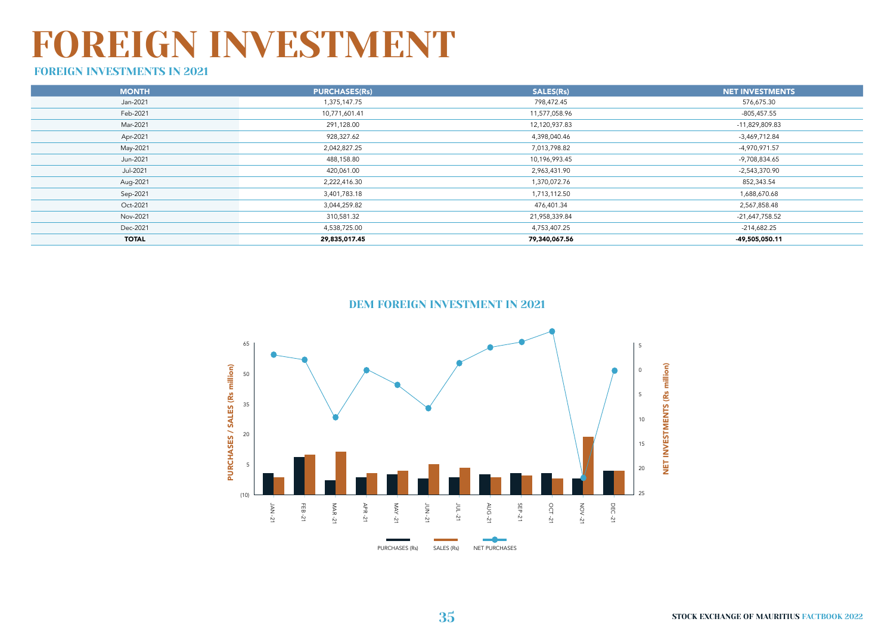# FOREIGN INVESTMENT

## FOREIGN INVESTMENTS IN 2021

| MONTH | PURCHASES(Rs) | SALES(Rs) | NET INVESTMENTS |
|---|---|---|---|
| Jan-2021 | 1,375,147.75 | 798,472.45 | 576,675.30 |
| Feb-2021 | 10,771,601.41 | 11,577,058.96 | -805,457.55 |
| Mar-2021 | 291,128.00 | 12,120,937.83 | -11,829,809.83 |
| Apr-2021 | 928,327.62 | 4,398,040.46 | -3,469,712.84 |
| May-2021 | 2,042,827.25 | 7,013,798.82 | -4,970,971.57 |
| Jun-2021 | 488,158.80 | 10,196,993.45 | -9,708,834.65 |
| Jul-2021 | 420,061.00 | 2,963,431.90 | -2,543,370.90 |
| Aug-2021 | 2,222,416.30 | 1,370,072.76 | 852,343.54 |
| Sep-2021 | 3,401,783.18 | 1,713,112.50 | 1,688,670.68 |
| Oct-2021 | 3,044,259.82 | 476,401.34 | 2,567,858.48 |
| Nov-2021 | 310,581.32 | 21,958,339.84 | -21,647,758.52 |
| Dec-2021 | 4,538,725.00 | 4,753,407.25 | -214,682.25 |
| **TOTAL** | **29,835,017.45** | **79,340,067.56** | **-49,505,050.11** |

## DEM FOREIGN INVESTMENT IN 2021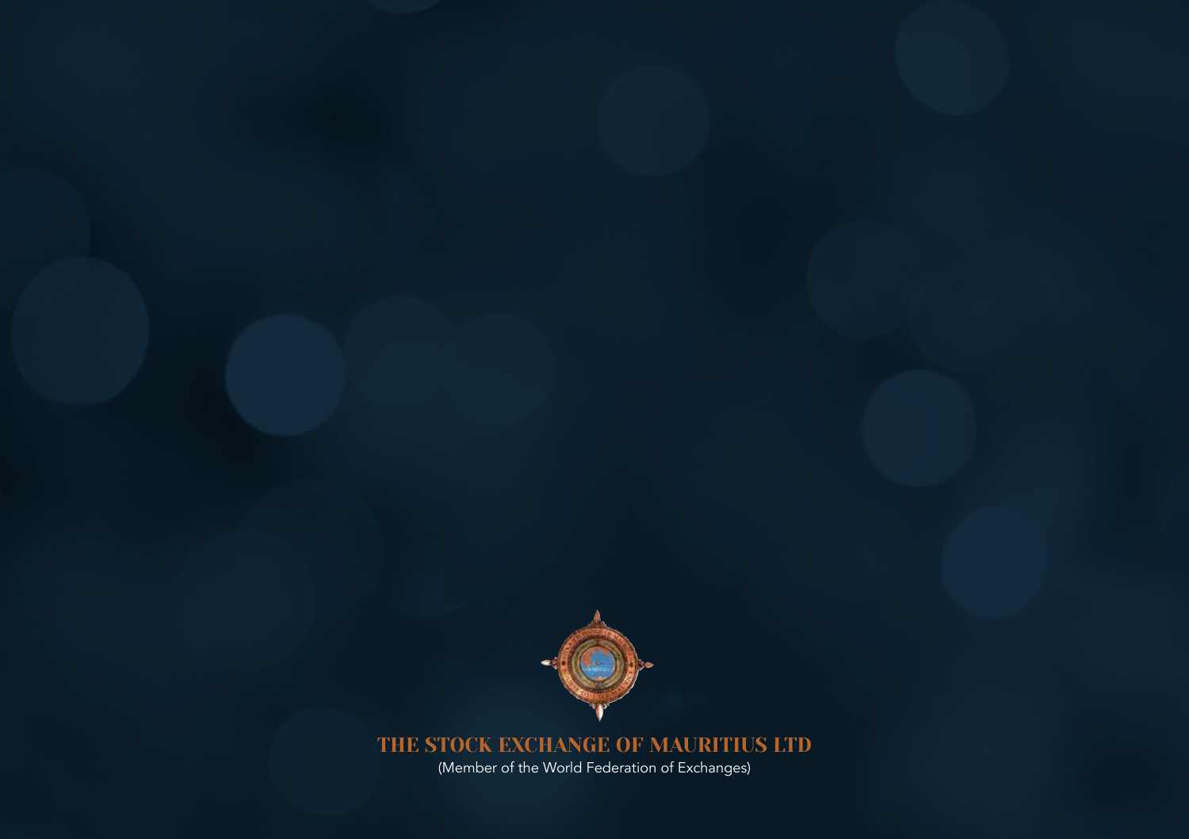**THE STOCK EXCHANGE OF MAURITIUS LTD**

(Member of the World Federation of Exchanges)